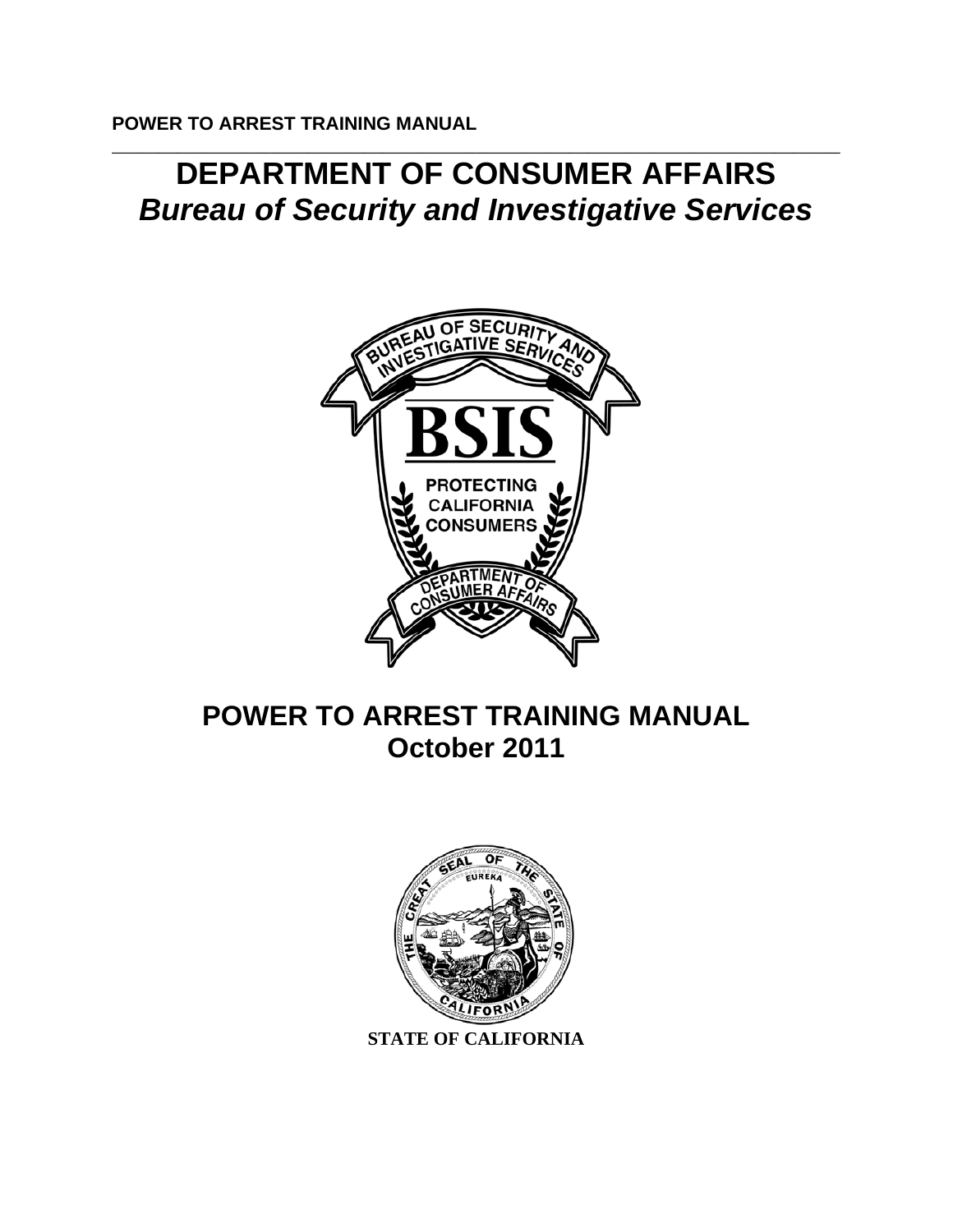POWER TO ARREST TRAINING MANUAL

# DEPARTMENT OF CONSUMER AFFAIRS
## *Bureau of Security and Investigative Services*

# POWER TO ARREST TRAINING MANUAL
## October 2011

**STATE OF CALIFORNIA**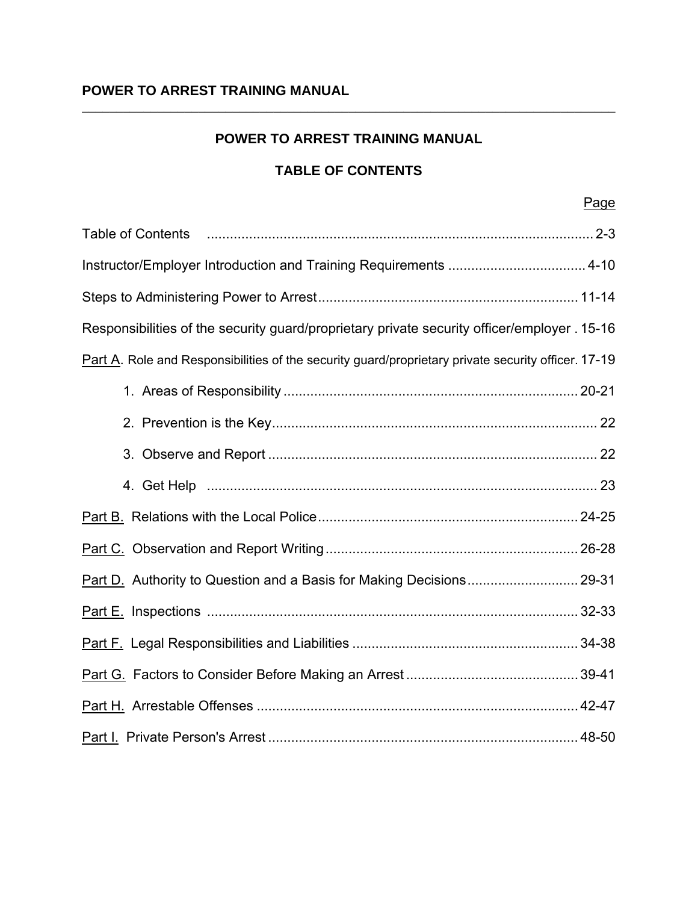# POWER TO ARREST TRAINING MANUAL

## TABLE OF CONTENTS

| | Page |
|---|---|
| Table of Contents | 2-3 |
| Instructor/Employer Introduction and Training Requirements | 4-10 |
| Steps to Administering Power to Arrest | 11-14 |
| Responsibilities of the security guard/proprietary private security officer/employer | 15-16 |
| Part A. Role and Responsibilities of the security guard/proprietary private security officer. | 17-19 |
| 1. Areas of Responsibility | 20-21 |
| 2. Prevention is the Key | 22 |
| 3. Observe and Report | 22 |
| 4. Get Help | 23 |
| Part B. Relations with the Local Police | 24-25 |
| Part C. Observation and Report Writing | 26-28 |
| Part D. Authority to Question and a Basis for Making Decisions | 29-31 |
| Part E. Inspections | 32-33 |
| Part F. Legal Responsibilities and Liabilities | 34-38 |
| Part G. Factors to Consider Before Making an Arrest | 39-41 |
| Part H. Arrestable Offenses | 42-47 |
| Part I. Private Person's Arrest | 48-50 |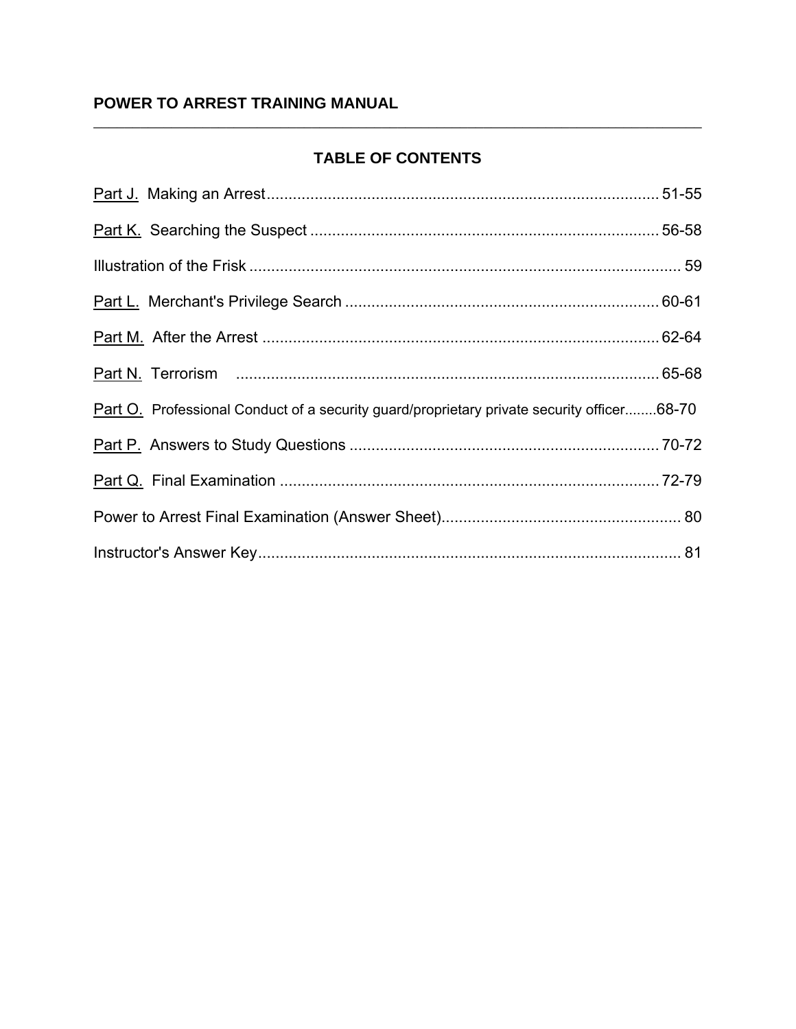**POWER TO ARREST TRAINING MANUAL**

## TABLE OF CONTENTS

Part J. Making an Arrest........................................................................................ 51-55

Part K. Searching the Suspect ............................................................................ 56-58

Illustration of the Frisk ................................................................................................ 59

Part L. Merchant's Privilege Search .................................................................... 60-61

Part M. After the Arrest ........................................................................................ 62-64

Part N. Terrorism ................................................................................................ 65-68

Part O. Professional Conduct of a security guard/proprietary private security officer........68-70

Part P. Answers to Study Questions .................................................................... 70-72

Part Q. Final Examination .................................................................................... 72-79

Power to Arrest Final Examination (Answer Sheet)..................................................... 80

Instructor's Answer Key............................................................................................... 81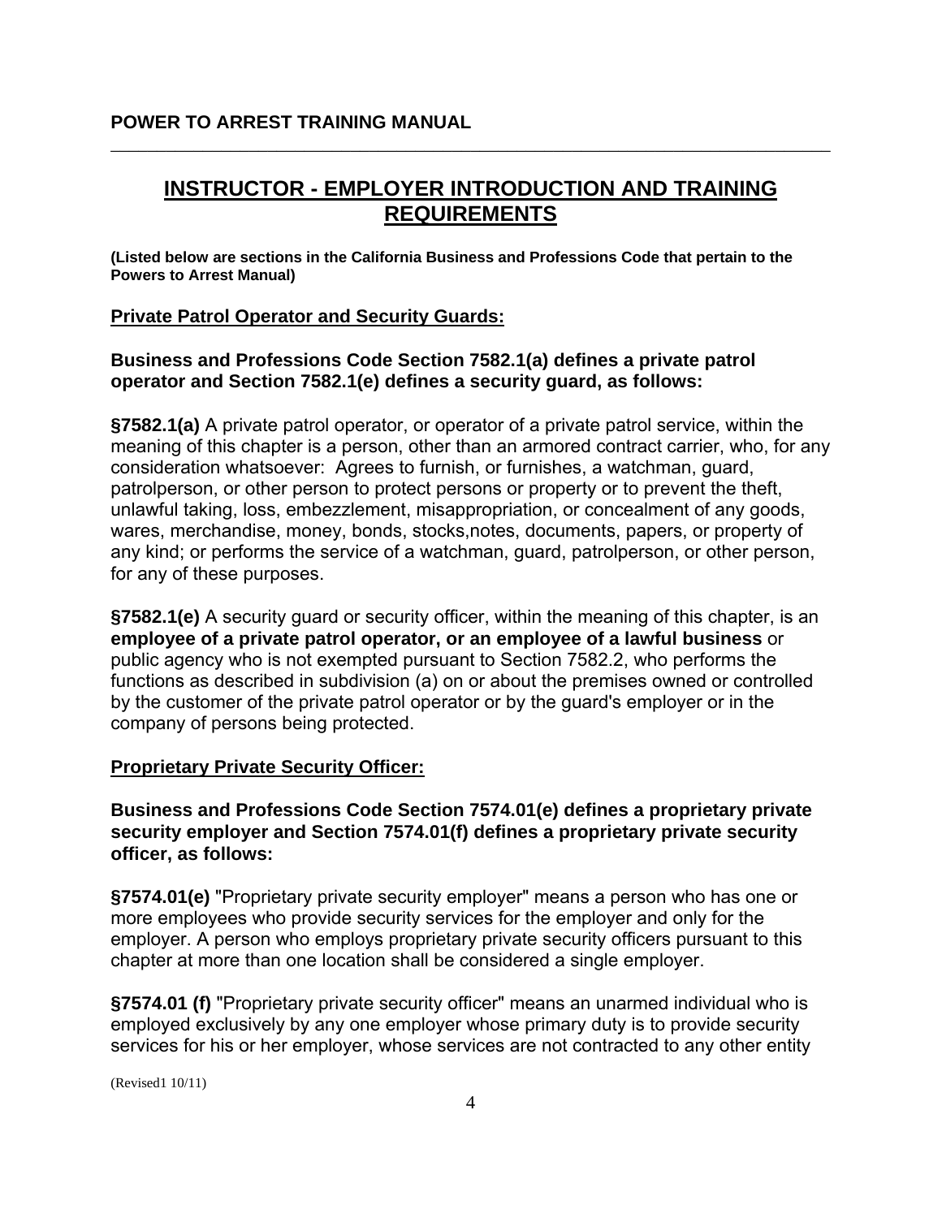## INSTRUCTOR - EMPLOYER INTRODUCTION AND TRAINING REQUIREMENTS

**(Listed below are sections in the California Business and Professions Code that pertain to the Powers to Arrest Manual)**

### Private Patrol Operator and Security Guards:

**Business and Professions Code Section 7582.1(a) defines a private patrol operator and Section 7582.1(e) defines a security guard, as follows:**

**§7582.1(a)** A private patrol operator, or operator of a private patrol service, within the meaning of this chapter is a person, other than an armored contract carrier, who, for any consideration whatsoever: Agrees to furnish, or furnishes, a watchman, guard, patrolperson, or other person to protect persons or property or to prevent the theft, unlawful taking, loss, embezzlement, misappropriation, or concealment of any goods, wares, merchandise, money, bonds, stocks,notes, documents, papers, or property of any kind; or performs the service of a watchman, guard, patrolperson, or other person, for any of these purposes.

**§7582.1(e)** A security guard or security officer, within the meaning of this chapter, is an **employee of a private patrol operator, or an employee of a lawful business** or public agency who is not exempted pursuant to Section 7582.2, who performs the functions as described in subdivision (a) on or about the premises owned or controlled by the customer of the private patrol operator or by the guard's employer or in the company of persons being protected.

### Proprietary Private Security Officer:

**Business and Professions Code Section 7574.01(e) defines a proprietary private security employer and Section 7574.01(f) defines a proprietary private security officer, as follows:**

**§7574.01(e)** "Proprietary private security employer" means a person who has one or more employees who provide security services for the employer and only for the employer. A person who employs proprietary private security officers pursuant to this chapter at more than one location shall be considered a single employer.

**§7574.01 (f)** "Proprietary private security officer" means an unarmed individual who is employed exclusively by any one employer whose primary duty is to provide security services for his or her employer, whose services are not contracted to any other entity

(Revised1 10/11)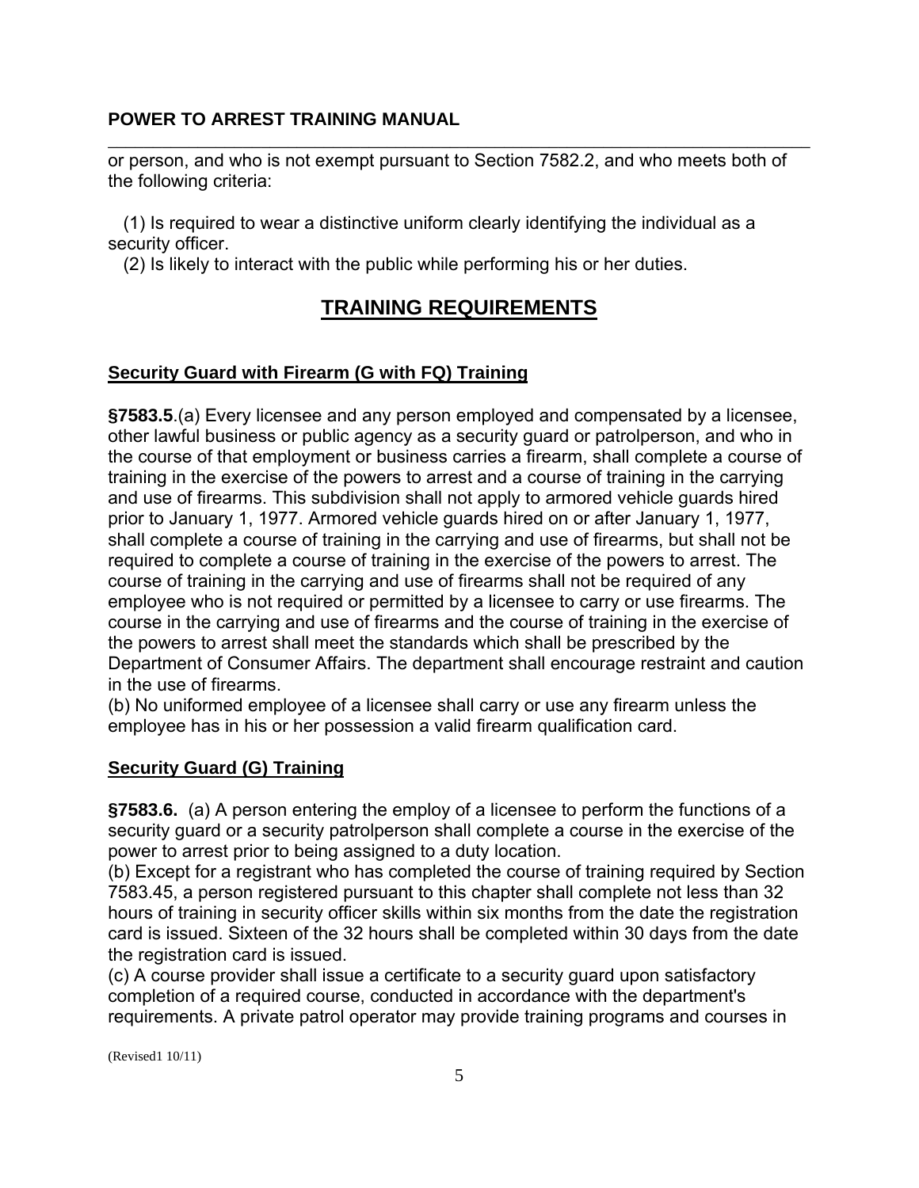or person, and who is not exempt pursuant to Section 7582.2, and who meets both of the following criteria:

(1) Is required to wear a distinctive uniform clearly identifying the individual as a security officer.
(2) Is likely to interact with the public while performing his or her duties.

## TRAINING REQUIREMENTS

### Security Guard with Firearm (G with FQ) Training

**§7583.5**.(a) Every licensee and any person employed and compensated by a licensee, other lawful business or public agency as a security guard or patrolperson, and who in the course of that employment or business carries a firearm, shall complete a course of training in the exercise of the powers to arrest and a course of training in the carrying and use of firearms. This subdivision shall not apply to armored vehicle guards hired prior to January 1, 1977. Armored vehicle guards hired on or after January 1, 1977, shall complete a course of training in the carrying and use of firearms, but shall not be required to complete a course of training in the exercise of the powers to arrest. The course of training in the carrying and use of firearms shall not be required of any employee who is not required or permitted by a licensee to carry or use firearms. The course in the carrying and use of firearms and the course of training in the exercise of the powers to arrest shall meet the standards which shall be prescribed by the Department of Consumer Affairs. The department shall encourage restraint and caution in the use of firearms.
(b) No uniformed employee of a licensee shall carry or use any firearm unless the employee has in his or her possession a valid firearm qualification card.

### Security Guard (G) Training

**§7583.6.** (a) A person entering the employ of a licensee to perform the functions of a security guard or a security patrolperson shall complete a course in the exercise of the power to arrest prior to being assigned to a duty location.
(b) Except for a registrant who has completed the course of training required by Section 7583.45, a person registered pursuant to this chapter shall complete not less than 32 hours of training in security officer skills within six months from the date the registration card is issued. Sixteen of the 32 hours shall be completed within 30 days from the date the registration card is issued.
(c) A course provider shall issue a certificate to a security guard upon satisfactory completion of a required course, conducted in accordance with the department's requirements. A private patrol operator may provide training programs and courses in

(Revised1 10/11)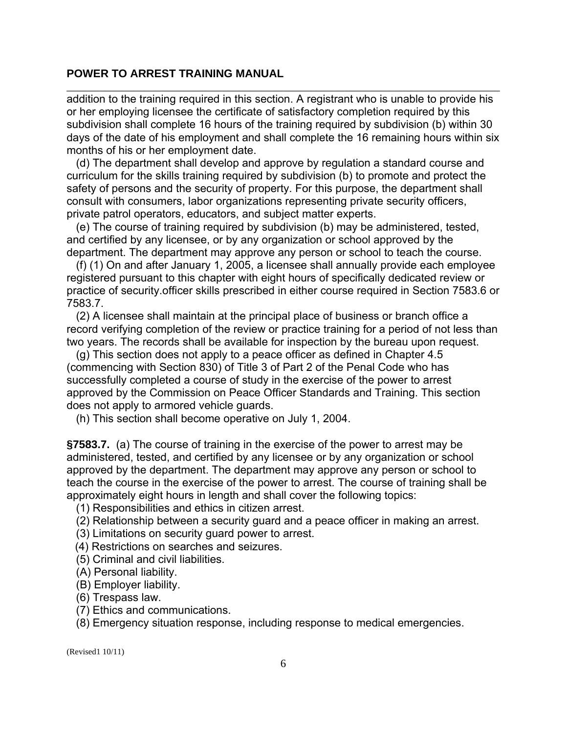addition to the training required in this section. A registrant who is unable to provide his or her employing licensee the certificate of satisfactory completion required by this subdivision shall complete 16 hours of the training required by subdivision (b) within 30 days of the date of his employment and shall complete the 16 remaining hours within six months of his or her employment date.

(d) The department shall develop and approve by regulation a standard course and curriculum for the skills training required by subdivision (b) to promote and protect the safety of persons and the security of property. For this purpose, the department shall consult with consumers, labor organizations representing private security officers, private patrol operators, educators, and subject matter experts.

(e) The course of training required by subdivision (b) may be administered, tested, and certified by any licensee, or by any organization or school approved by the department. The department may approve any person or school to teach the course.

(f) (1) On and after January 1, 2005, a licensee shall annually provide each employee registered pursuant to this chapter with eight hours of specifically dedicated review or practice of security.officer skills prescribed in either course required in Section 7583.6 or 7583.7.

(2) A licensee shall maintain at the principal place of business or branch office a record verifying completion of the review or practice training for a period of not less than two years. The records shall be available for inspection by the bureau upon request.

(g) This section does not apply to a peace officer as defined in Chapter 4.5 (commencing with Section 830) of Title 3 of Part 2 of the Penal Code who has successfully completed a course of study in the exercise of the power to arrest approved by the Commission on Peace Officer Standards and Training. This section does not apply to armored vehicle guards.

(h) This section shall become operative on July 1, 2004.

**§7583.7.** (a) The course of training in the exercise of the power to arrest may be administered, tested, and certified by any licensee or by any organization or school approved by the department. The department may approve any person or school to teach the course in the exercise of the power to arrest. The course of training shall be approximately eight hours in length and shall cover the following topics:

(1) Responsibilities and ethics in citizen arrest.
(2) Relationship between a security guard and a peace officer in making an arrest.
(3) Limitations on security guard power to arrest.
(4) Restrictions on searches and seizures.
(5) Criminal and civil liabilities.
(A) Personal liability.
(B) Employer liability.
(6) Trespass law.
(7) Ethics and communications.
(8) Emergency situation response, including response to medical emergencies.

(Revised1 10/11)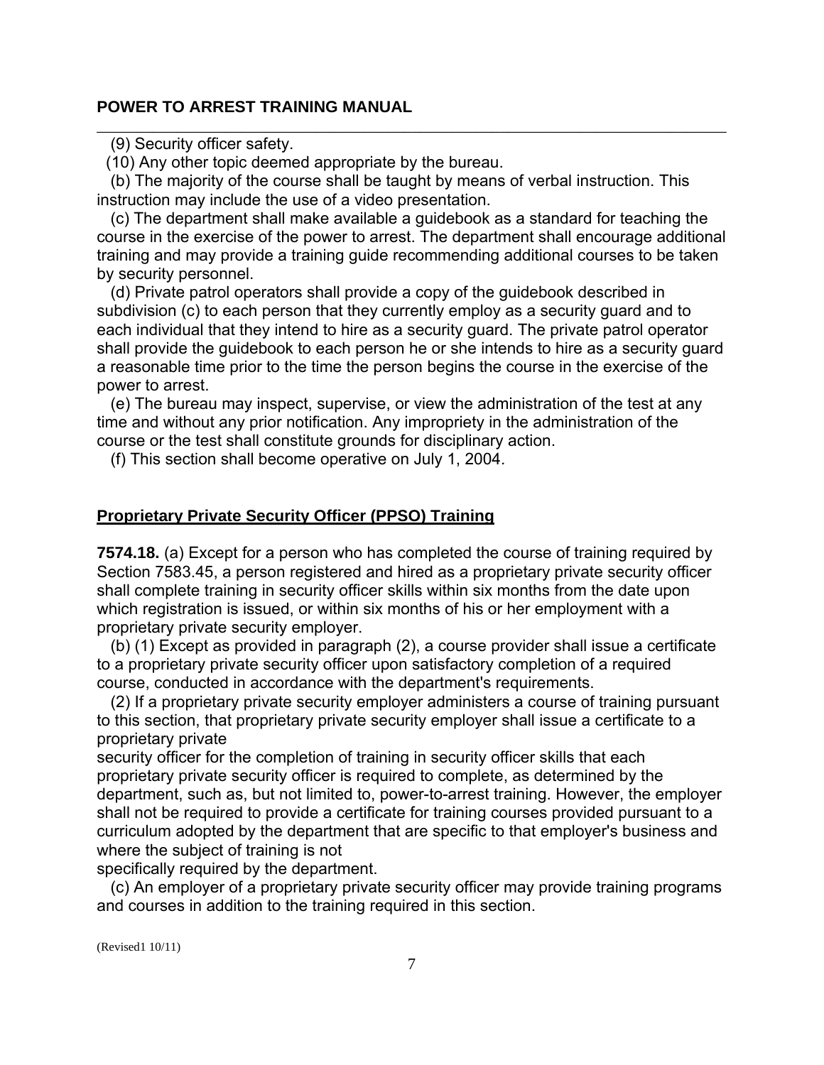(9) Security officer safety.

(10) Any other topic deemed appropriate by the bureau.

(b) The majority of the course shall be taught by means of verbal instruction. This instruction may include the use of a video presentation.

(c) The department shall make available a guidebook as a standard for teaching the course in the exercise of the power to arrest. The department shall encourage additional training and may provide a training guide recommending additional courses to be taken by security personnel.

(d) Private patrol operators shall provide a copy of the guidebook described in subdivision (c) to each person that they currently employ as a security guard and to each individual that they intend to hire as a security guard. The private patrol operator shall provide the guidebook to each person he or she intends to hire as a security guard a reasonable time prior to the time the person begins the course in the exercise of the power to arrest.

(e) The bureau may inspect, supervise, or view the administration of the test at any time and without any prior notification. Any impropriety in the administration of the course or the test shall constitute grounds for disciplinary action.

(f) This section shall become operative on July 1, 2004.

## Proprietary Private Security Officer (PPSO) Training

**7574.18.** (a) Except for a person who has completed the course of training required by Section 7583.45, a person registered and hired as a proprietary private security officer shall complete training in security officer skills within six months from the date upon which registration is issued, or within six months of his or her employment with a proprietary private security employer.

(b) (1) Except as provided in paragraph (2), a course provider shall issue a certificate to a proprietary private security officer upon satisfactory completion of a required course, conducted in accordance with the department's requirements.

(2) If a proprietary private security employer administers a course of training pursuant to this section, that proprietary private security employer shall issue a certificate to a proprietary private security officer for the completion of training in security officer skills that each proprietary private security officer is required to complete, as determined by the department, such as, but not limited to, power-to-arrest training. However, the employer shall not be required to provide a certificate for training courses provided pursuant to a curriculum adopted by the department that are specific to that employer's business and where the subject of training is not specifically required by the department.

(c) An employer of a proprietary private security officer may provide training programs and courses in addition to the training required in this section.

(Revised1 10/11)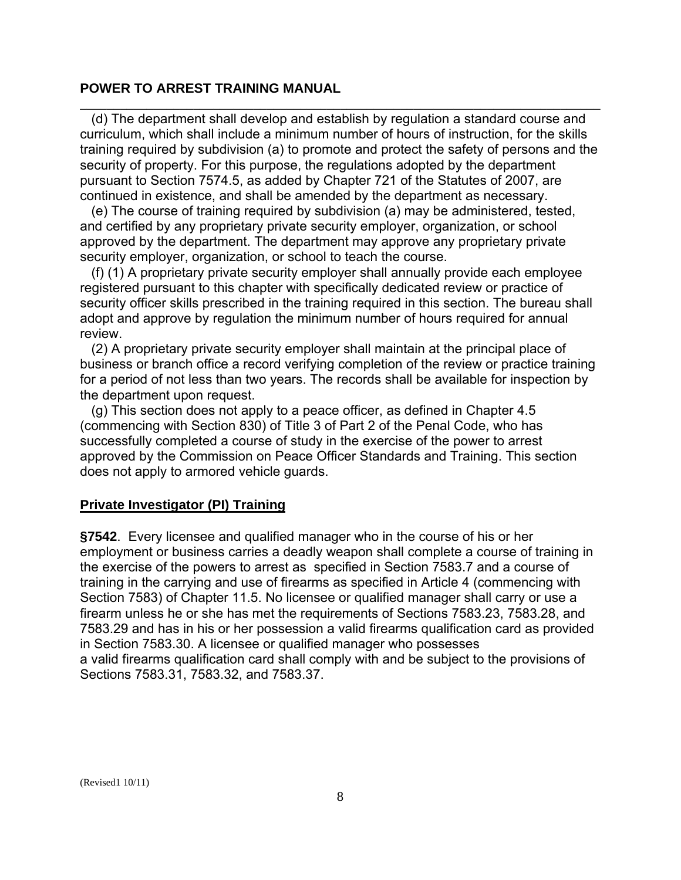(d) The department shall develop and establish by regulation a standard course and curriculum, which shall include a minimum number of hours of instruction, for the skills training required by subdivision (a) to promote and protect the safety of persons and the security of property. For this purpose, the regulations adopted by the department pursuant to Section 7574.5, as added by Chapter 721 of the Statutes of 2007, are continued in existence, and shall be amended by the department as necessary.

(e) The course of training required by subdivision (a) may be administered, tested, and certified by any proprietary private security employer, organization, or school approved by the department. The department may approve any proprietary private security employer, organization, or school to teach the course.

(f) (1) A proprietary private security employer shall annually provide each employee registered pursuant to this chapter with specifically dedicated review or practice of security officer skills prescribed in the training required in this section. The bureau shall adopt and approve by regulation the minimum number of hours required for annual review.

(2) A proprietary private security employer shall maintain at the principal place of business or branch office a record verifying completion of the review or practice training for a period of not less than two years. The records shall be available for inspection by the department upon request.

(g) This section does not apply to a peace officer, as defined in Chapter 4.5 (commencing with Section 830) of Title 3 of Part 2 of the Penal Code, who has successfully completed a course of study in the exercise of the power to arrest approved by the Commission on Peace Officer Standards and Training. This section does not apply to armored vehicle guards.

## Private Investigator (PI) Training

**§7542**. Every licensee and qualified manager who in the course of his or her employment or business carries a deadly weapon shall complete a course of training in the exercise of the powers to arrest as specified in Section 7583.7 and a course of training in the carrying and use of firearms as specified in Article 4 (commencing with Section 7583) of Chapter 11.5. No licensee or qualified manager shall carry or use a firearm unless he or she has met the requirements of Sections 7583.23, 7583.28, and 7583.29 and has in his or her possession a valid firearms qualification card as provided in Section 7583.30. A licensee or qualified manager who possesses a valid firearms qualification card shall comply with and be subject to the provisions of Sections 7583.31, 7583.32, and 7583.37.

(Revised1 10/11)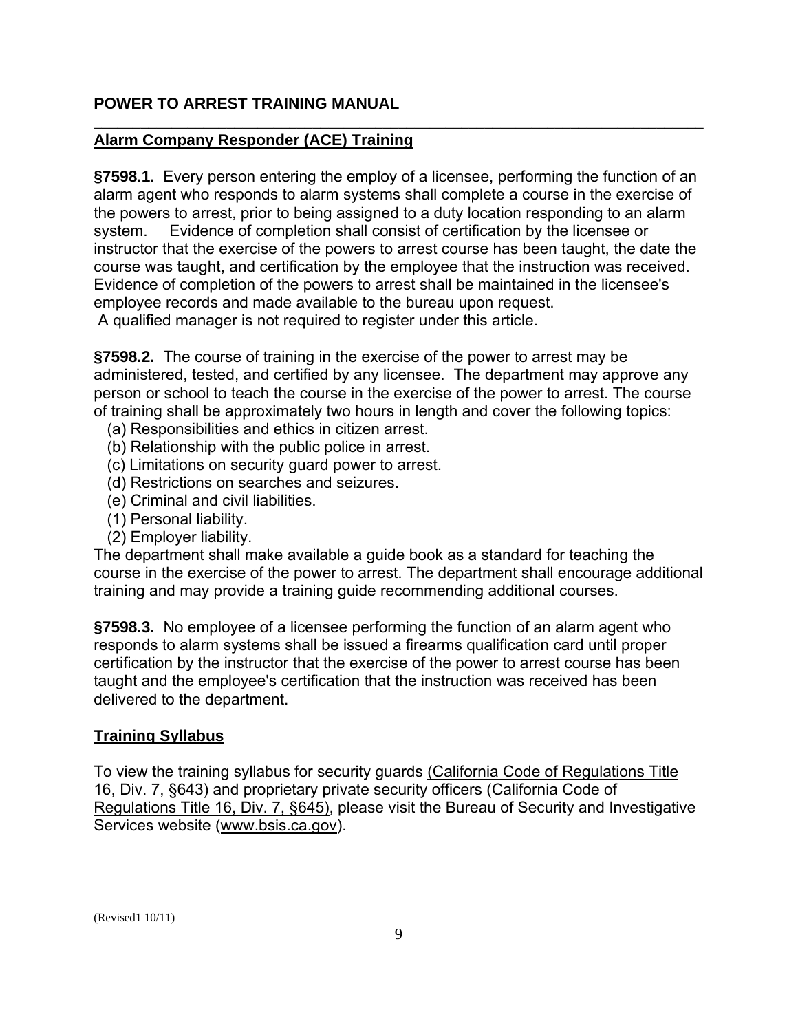**POWER TO ARREST TRAINING MANUAL**

---

## Alarm Company Responder (ACE) Training

**§7598.1.** Every person entering the employ of a licensee, performing the function of an alarm agent who responds to alarm systems shall complete a course in the exercise of the powers to arrest, prior to being assigned to a duty location responding to an alarm system. Evidence of completion shall consist of certification by the licensee or instructor that the exercise of the powers to arrest course has been taught, the date the course was taught, and certification by the employee that the instruction was received. Evidence of completion of the powers to arrest shall be maintained in the licensee's employee records and made available to the bureau upon request.
A qualified manager is not required to register under this article.

**§7598.2.** The course of training in the exercise of the power to arrest may be administered, tested, and certified by any licensee. The department may approve any person or school to teach the course in the exercise of the power to arrest. The course of training shall be approximately two hours in length and cover the following topics:

(a) Responsibilities and ethics in citizen arrest.
(b) Relationship with the public police in arrest.
(c) Limitations on security guard power to arrest.
(d) Restrictions on searches and seizures.
(e) Criminal and civil liabilities.
(1) Personal liability.
(2) Employer liability.

The department shall make available a guide book as a standard for teaching the course in the exercise of the power to arrest. The department shall encourage additional training and may provide a training guide recommending additional courses.

**§7598.3.** No employee of a licensee performing the function of an alarm agent who responds to alarm systems shall be issued a firearms qualification card until proper certification by the instructor that the exercise of the power to arrest course has been taught and the employee's certification that the instruction was received has been delivered to the department.

## Training Syllabus

To view the training syllabus for security guards (California Code of Regulations Title 16, Div. 7, §643) and proprietary private security officers (California Code of Regulations Title 16, Div. 7, §645), please visit the Bureau of Security and Investigative Services website (www.bsis.ca.gov).

(Revised1 10/11)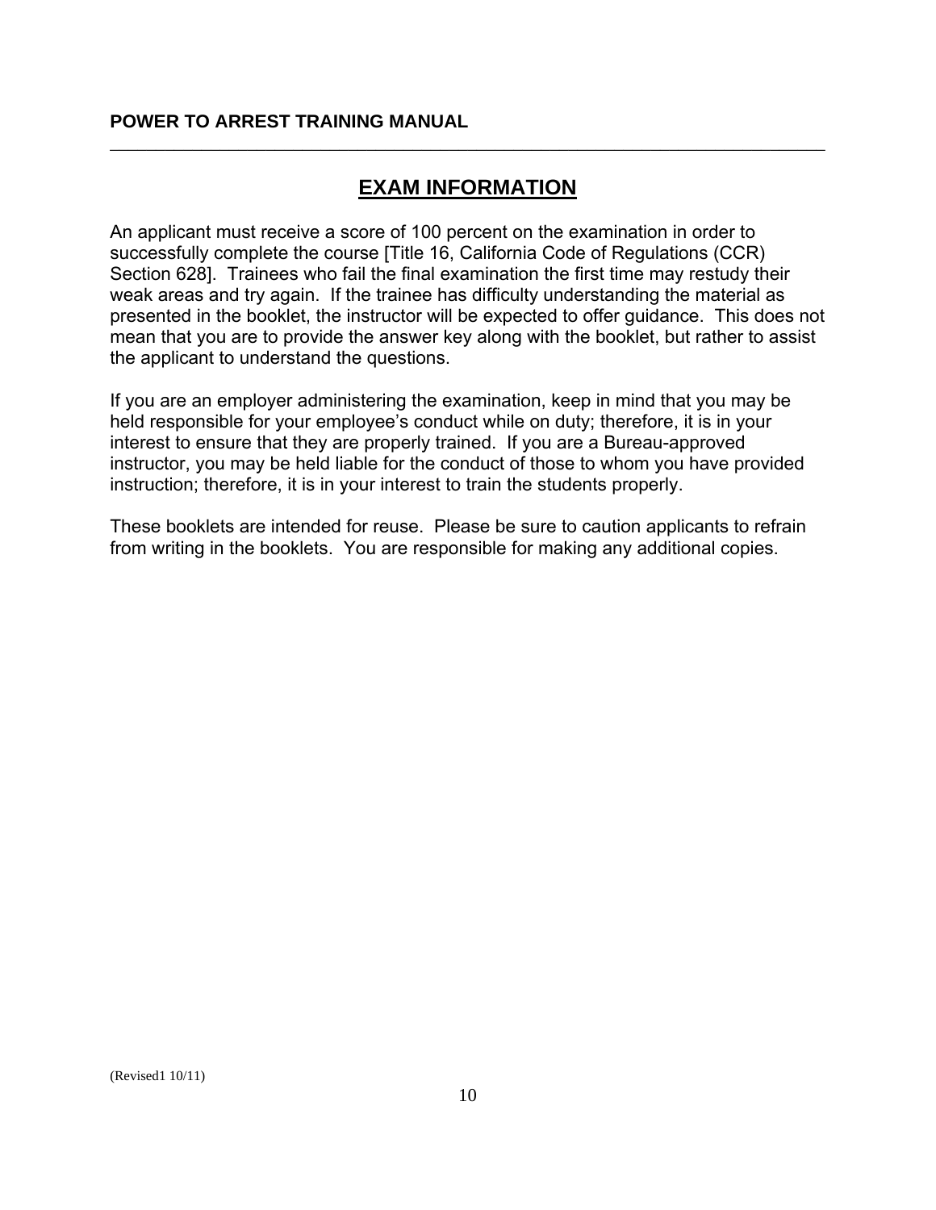## EXAM INFORMATION

An applicant must receive a score of 100 percent on the examination in order to successfully complete the course [Title 16, California Code of Regulations (CCR) Section 628]. Trainees who fail the final examination the first time may restudy their weak areas and try again. If the trainee has difficulty understanding the material as presented in the booklet, the instructor will be expected to offer guidance. This does not mean that you are to provide the answer key along with the booklet, but rather to assist the applicant to understand the questions.

If you are an employer administering the examination, keep in mind that you may be held responsible for your employee's conduct while on duty; therefore, it is in your interest to ensure that they are properly trained. If you are a Bureau-approved instructor, you may be held liable for the conduct of those to whom you have provided instruction; therefore, it is in your interest to train the students properly.

These booklets are intended for reuse. Please be sure to caution applicants to refrain from writing in the booklets. You are responsible for making any additional copies.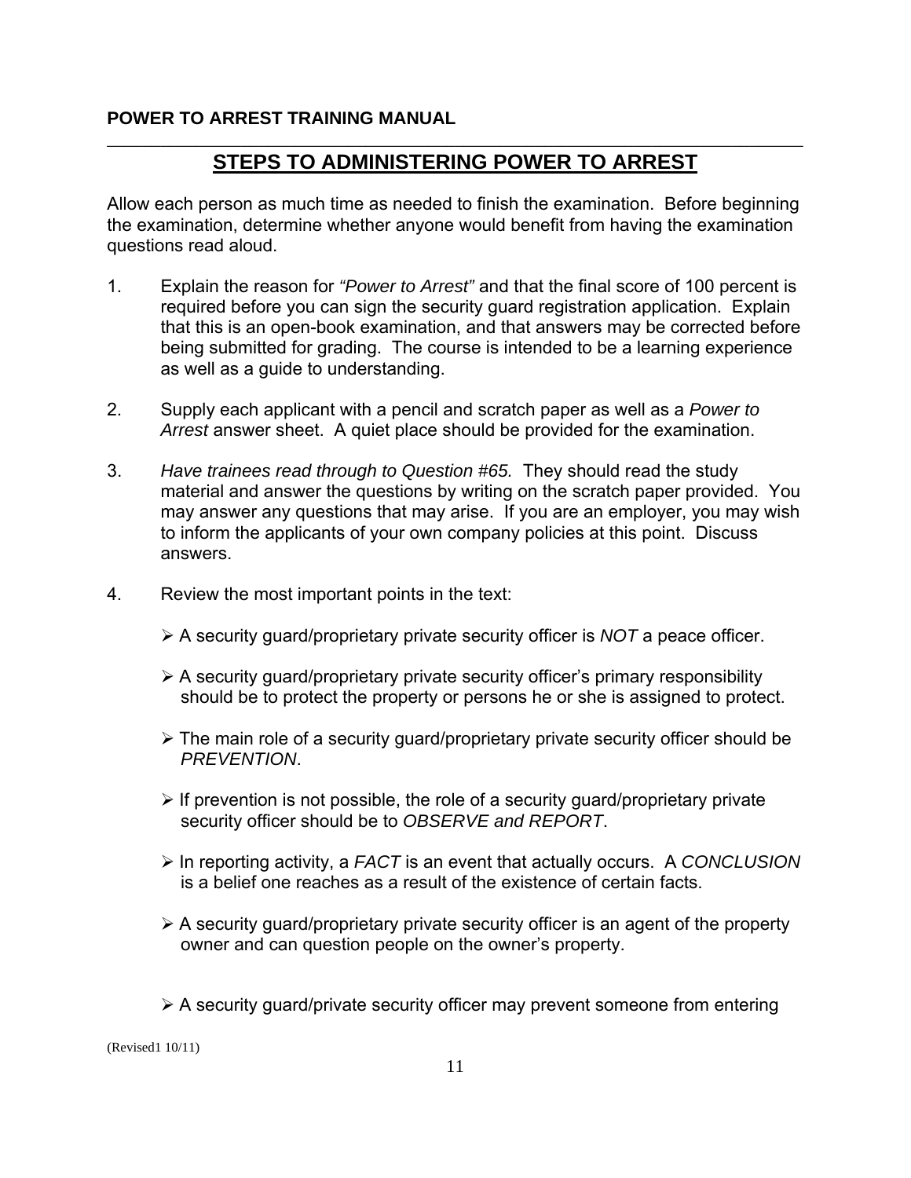**POWER TO ARREST TRAINING MANUAL**

## STEPS TO ADMINISTERING POWER TO ARREST

Allow each person as much time as needed to finish the examination. Before beginning the examination, determine whether anyone would benefit from having the examination questions read aloud.

1. Explain the reason for *"Power to Arrest"* and that the final score of 100 percent is required before you can sign the security guard registration application. Explain that this is an open-book examination, and that answers may be corrected before being submitted for grading. The course is intended to be a learning experience as well as a guide to understanding.

2. Supply each applicant with a pencil and scratch paper as well as a *Power to Arrest* answer sheet. A quiet place should be provided for the examination.

3. *Have trainees read through to Question #65.* They should read the study material and answer the questions by writing on the scratch paper provided. You may answer any questions that may arise. If you are an employer, you may wish to inform the applicants of your own company policies at this point. Discuss answers.

4. Review the most important points in the text:

   - A security guard/proprietary private security officer is *NOT* a peace officer.

   - A security guard/proprietary private security officer's primary responsibility should be to protect the property or persons he or she is assigned to protect.

   - The main role of a security guard/proprietary private security officer should be *PREVENTION*.

   - If prevention is not possible, the role of a security guard/proprietary private security officer should be to *OBSERVE and REPORT*.

   - In reporting activity, a *FACT* is an event that actually occurs. A *CONCLUSION* is a belief one reaches as a result of the existence of certain facts.

   - A security guard/proprietary private security officer is an agent of the property owner and can question people on the owner's property.

   - A security guard/private security officer may prevent someone from entering

(Revised1 10/11)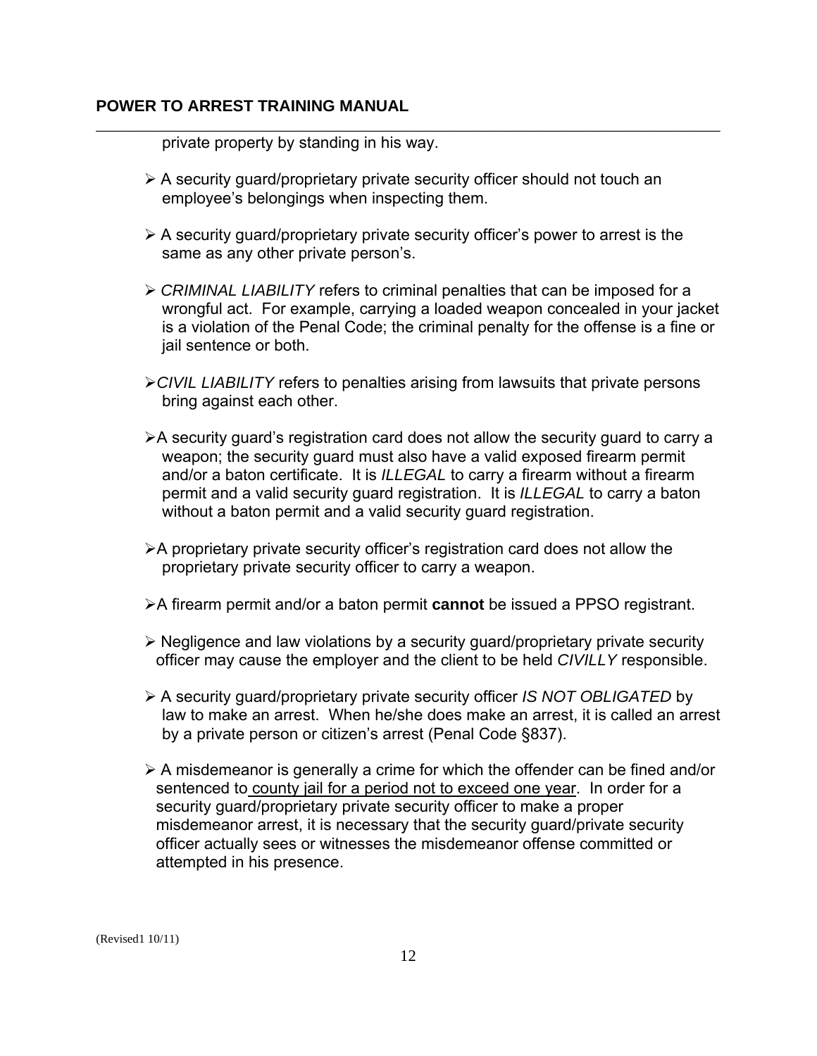private property by standing in his way.

- A security guard/proprietary private security officer should not touch an employee's belongings when inspecting them.

- A security guard/proprietary private security officer's power to arrest is the same as any other private person's.

- *CRIMINAL LIABILITY* refers to criminal penalties that can be imposed for a wrongful act. For example, carrying a loaded weapon concealed in your jacket is a violation of the Penal Code; the criminal penalty for the offense is a fine or jail sentence or both.

- *CIVIL LIABILITY* refers to penalties arising from lawsuits that private persons bring against each other.

- A security guard's registration card does not allow the security guard to carry a weapon; the security guard must also have a valid exposed firearm permit and/or a baton certificate. It is *ILLEGAL* to carry a firearm without a firearm permit and a valid security guard registration. It is *ILLEGAL* to carry a baton without a baton permit and a valid security guard registration.

- A proprietary private security officer's registration card does not allow the proprietary private security officer to carry a weapon.

- A firearm permit and/or a baton permit **cannot** be issued a PPSO registrant.

- Negligence and law violations by a security guard/proprietary private security officer may cause the employer and the client to be held *CIVILLY* responsible.

- A security guard/proprietary private security officer *IS NOT OBLIGATED* by law to make an arrest. When he/she does make an arrest, it is called an arrest by a private person or citizen's arrest (Penal Code §837).

- A misdemeanor is generally a crime for which the offender can be fined and/or sentenced to <u>county jail for a period not to exceed one year</u>. In order for a security guard/proprietary private security officer to make a proper misdemeanor arrest, it is necessary that the security guard/private security officer actually sees or witnesses the misdemeanor offense committed or attempted in his presence.

(Revised1 10/11)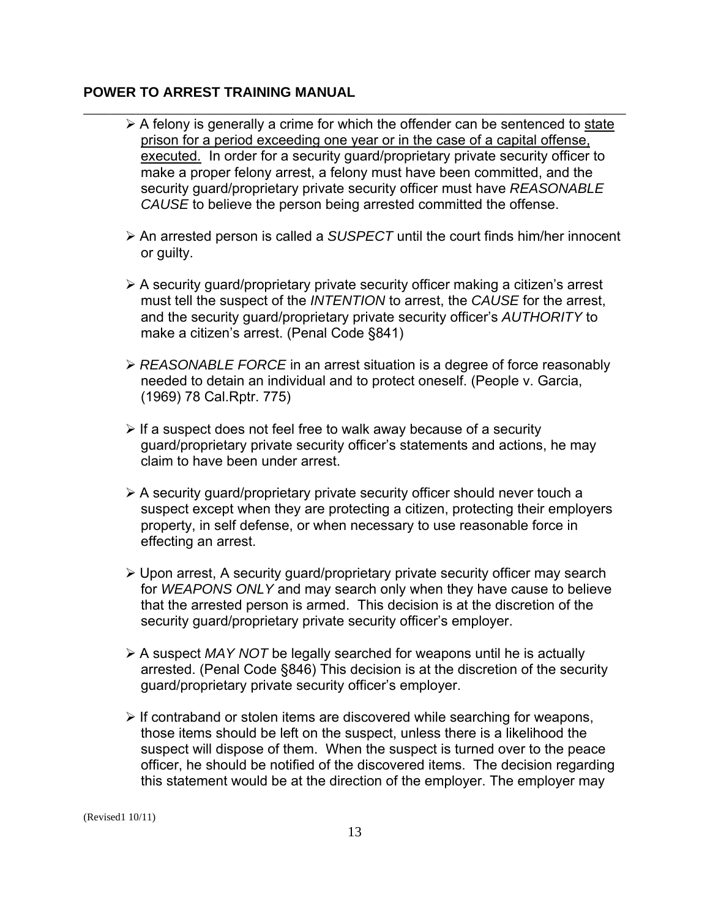- A felony is generally a crime for which the offender can be sentenced to <u>state prison for a period exceeding one year or in the case of a capital offense, executed.</u> In order for a security guard/proprietary private security officer to make a proper felony arrest, a felony must have been committed, and the security guard/proprietary private security officer must have *REASONABLE CAUSE* to believe the person being arrested committed the offense.

- An arrested person is called a *SUSPECT* until the court finds him/her innocent or guilty.

- A security guard/proprietary private security officer making a citizen's arrest must tell the suspect of the *INTENTION* to arrest, the *CAUSE* for the arrest, and the security guard/proprietary private security officer's *AUTHORITY* to make a citizen's arrest. (Penal Code §841)

- *REASONABLE FORCE* in an arrest situation is a degree of force reasonably needed to detain an individual and to protect oneself. (People v. Garcia, (1969) 78 Cal.Rptr. 775)

- If a suspect does not feel free to walk away because of a security guard/proprietary private security officer's statements and actions, he may claim to have been under arrest.

- A security guard/proprietary private security officer should never touch a suspect except when they are protecting a citizen, protecting their employers property, in self defense, or when necessary to use reasonable force in effecting an arrest.

- Upon arrest, A security guard/proprietary private security officer may search for *WEAPONS ONLY* and may search only when they have cause to believe that the arrested person is armed. This decision is at the discretion of the security guard/proprietary private security officer's employer.

- A suspect *MAY NOT* be legally searched for weapons until he is actually arrested. (Penal Code §846) This decision is at the discretion of the security guard/proprietary private security officer's employer.

- If contraband or stolen items are discovered while searching for weapons, those items should be left on the suspect, unless there is a likelihood the suspect will dispose of them. When the suspect is turned over to the peace officer, he should be notified of the discovered items. The decision regarding this statement would be at the direction of the employer. The employer may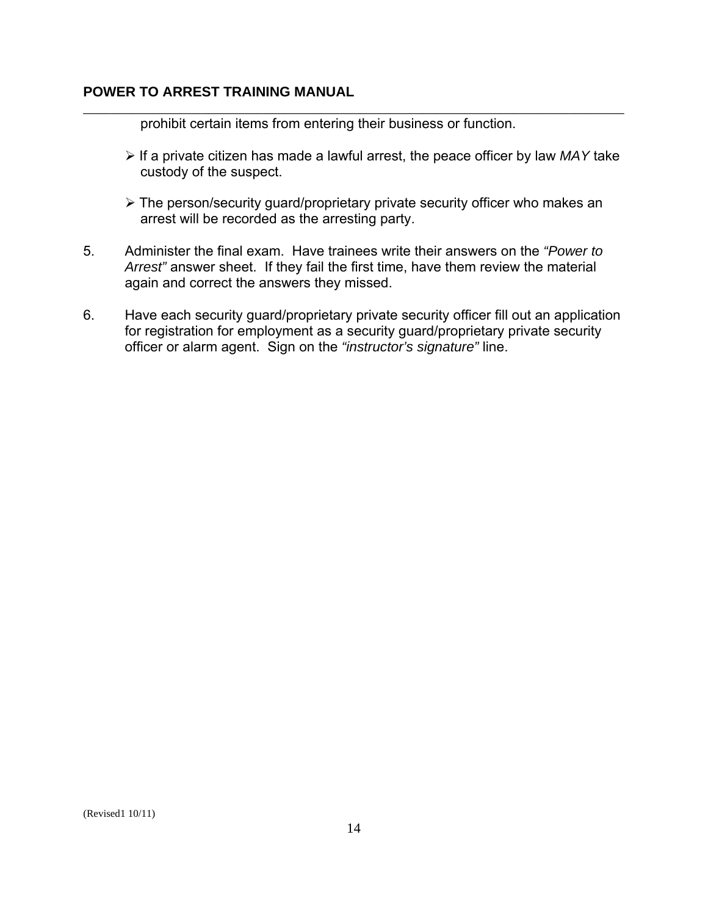prohibit certain items from entering their business or function.

- If a private citizen has made a lawful arrest, the peace officer by law *MAY* take custody of the suspect.

- The person/security guard/proprietary private security officer who makes an arrest will be recorded as the arresting party.

5. Administer the final exam. Have trainees write their answers on the *"Power to Arrest"* answer sheet. If they fail the first time, have them review the material again and correct the answers they missed.

6. Have each security guard/proprietary private security officer fill out an application for registration for employment as a security guard/proprietary private security officer or alarm agent. Sign on the *"instructor's signature"* line.

(Revised1 10/11)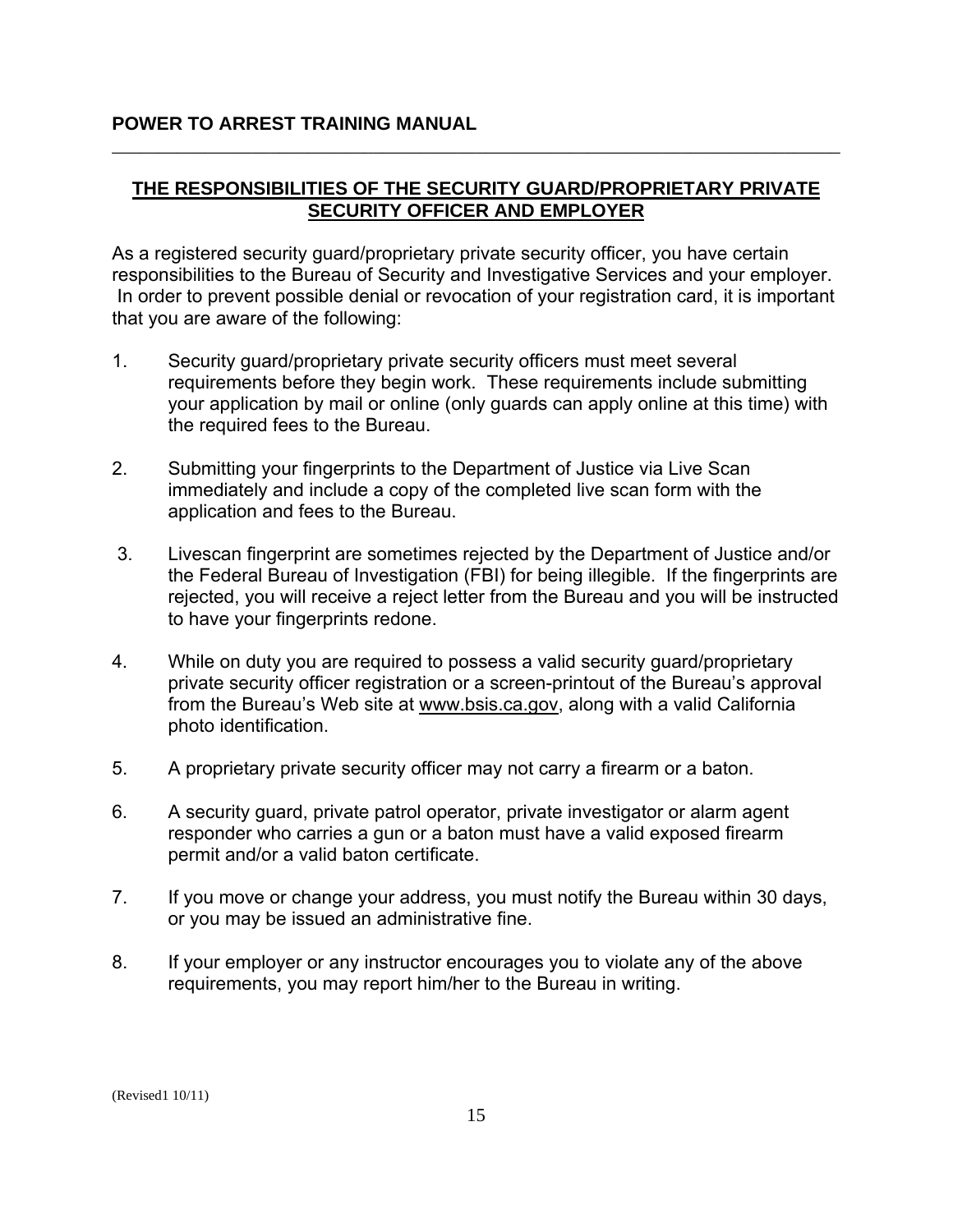## THE RESPONSIBILITIES OF THE SECURITY GUARD/PROPRIETARY PRIVATE SECURITY OFFICER AND EMPLOYER

As a registered security guard/proprietary private security officer, you have certain responsibilities to the Bureau of Security and Investigative Services and your employer. In order to prevent possible denial or revocation of your registration card, it is important that you are aware of the following:

1. Security guard/proprietary private security officers must meet several requirements before they begin work. These requirements include submitting your application by mail or online (only guards can apply online at this time) with the required fees to the Bureau.

2. Submitting your fingerprints to the Department of Justice via Live Scan immediately and include a copy of the completed live scan form with the application and fees to the Bureau.

3. Livescan fingerprint are sometimes rejected by the Department of Justice and/or the Federal Bureau of Investigation (FBI) for being illegible. If the fingerprints are rejected, you will receive a reject letter from the Bureau and you will be instructed to have your fingerprints redone.

4. While on duty you are required to possess a valid security guard/proprietary private security officer registration or a screen-printout of the Bureau's approval from the Bureau's Web site at www.bsis.ca.gov, along with a valid California photo identification.

5. A proprietary private security officer may not carry a firearm or a baton.

6. A security guard, private patrol operator, private investigator or alarm agent responder who carries a gun or a baton must have a valid exposed firearm permit and/or a valid baton certificate.

7. If you move or change your address, you must notify the Bureau within 30 days, or you may be issued an administrative fine.

8. If your employer or any instructor encourages you to violate any of the above requirements, you may report him/her to the Bureau in writing.

(Revised1 10/11)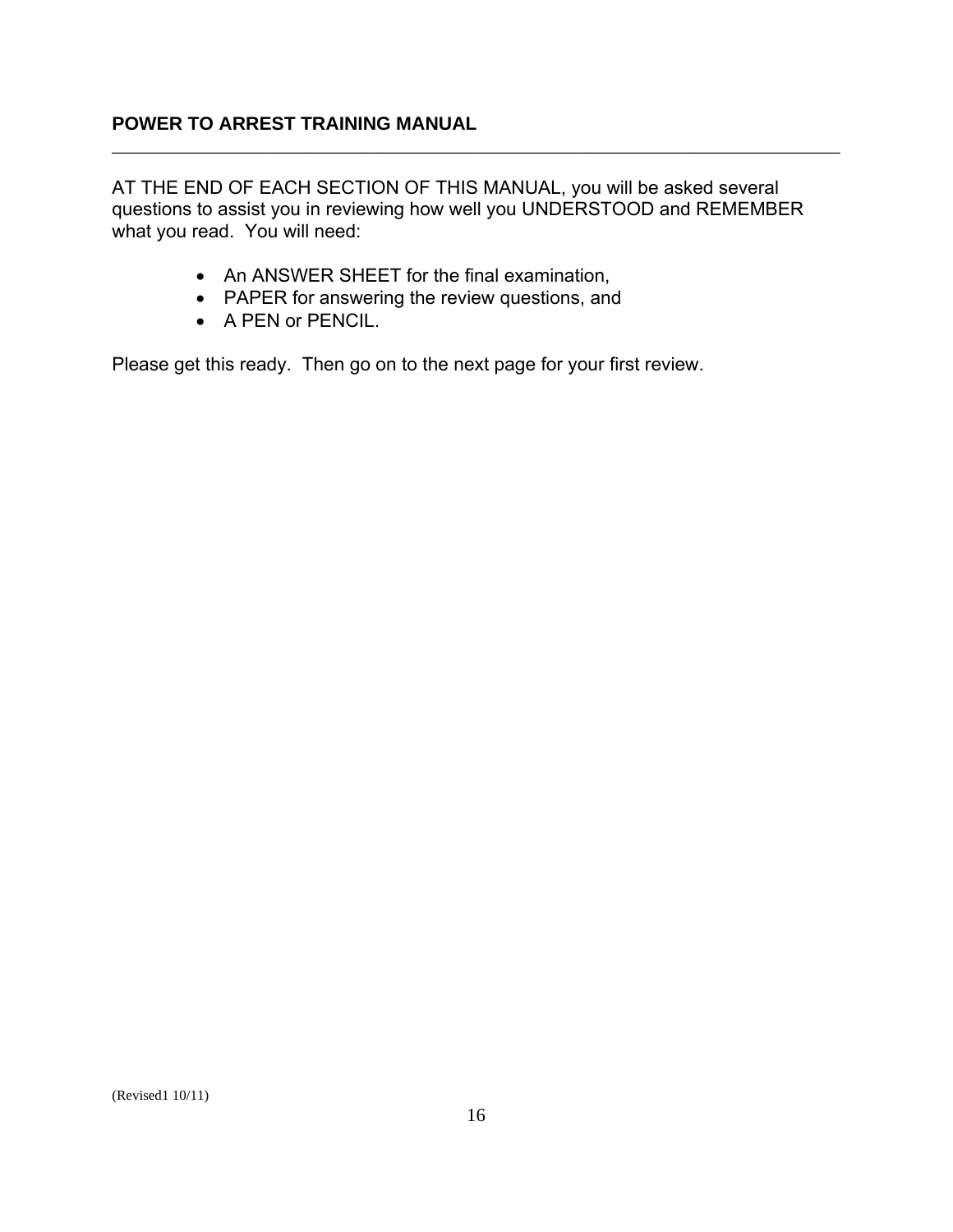**POWER TO ARREST TRAINING MANUAL**

---

AT THE END OF EACH SECTION OF THIS MANUAL, you will be asked several questions to assist you in reviewing how well you UNDERSTOOD and REMEMBER what you read. You will need:

- An ANSWER SHEET for the final examination,
- PAPER for answering the review questions, and
- A PEN or PENCIL.

Please get this ready. Then go on to the next page for your first review.

(Revised1 10/11)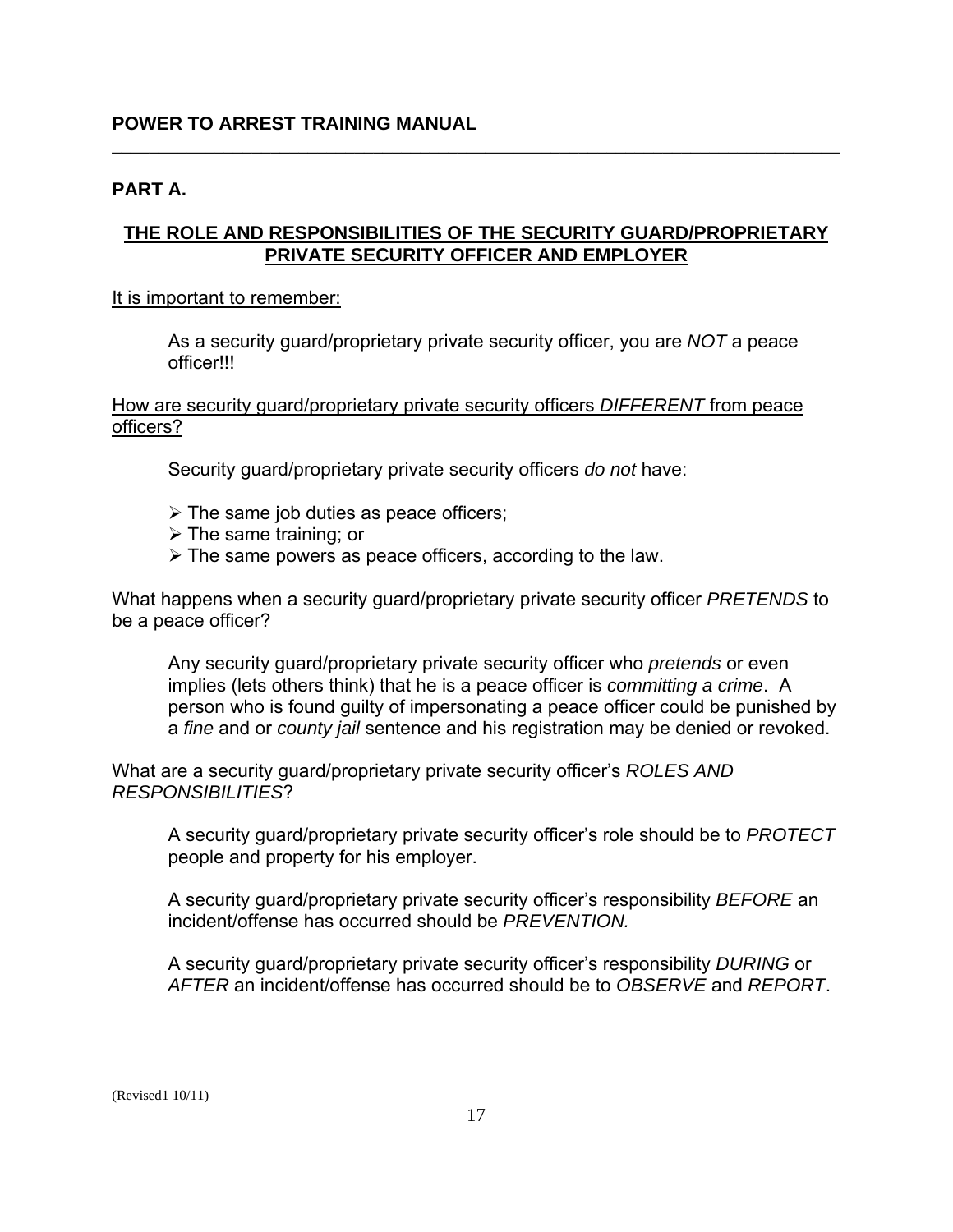**POWER TO ARREST TRAINING MANUAL**

---

## PART A.

## THE ROLE AND RESPONSIBILITIES OF THE SECURITY GUARD/PROPRIETARY PRIVATE SECURITY OFFICER AND EMPLOYER

It is important to remember:

> As a security guard/proprietary private security officer, you are *NOT* a peace officer!!!

How are security guard/proprietary private security officers *DIFFERENT* from peace officers?

> Security guard/proprietary private security officers *do not* have:
>
> - The same job duties as peace officers;
> - The same training; or
> - The same powers as peace officers, according to the law.

What happens when a security guard/proprietary private security officer *PRETENDS* to be a peace officer?

> Any security guard/proprietary private security officer who *pretends* or even implies (lets others think) that he is a peace officer is *committing a crime*. A person who is found guilty of impersonating a peace officer could be punished by a *fine* and or *county jail* sentence and his registration may be denied or revoked.

What are a security guard/proprietary private security officer's *ROLES AND RESPONSIBILITIES*?

> A security guard/proprietary private security officer's role should be to *PROTECT* people and property for his employer.
>
> A security guard/proprietary private security officer's responsibility *BEFORE* an incident/offense has occurred should be *PREVENTION.*
>
> A security guard/proprietary private security officer's responsibility *DURING* or *AFTER* an incident/offense has occurred should be to *OBSERVE* and *REPORT*.

(Revised1 10/11)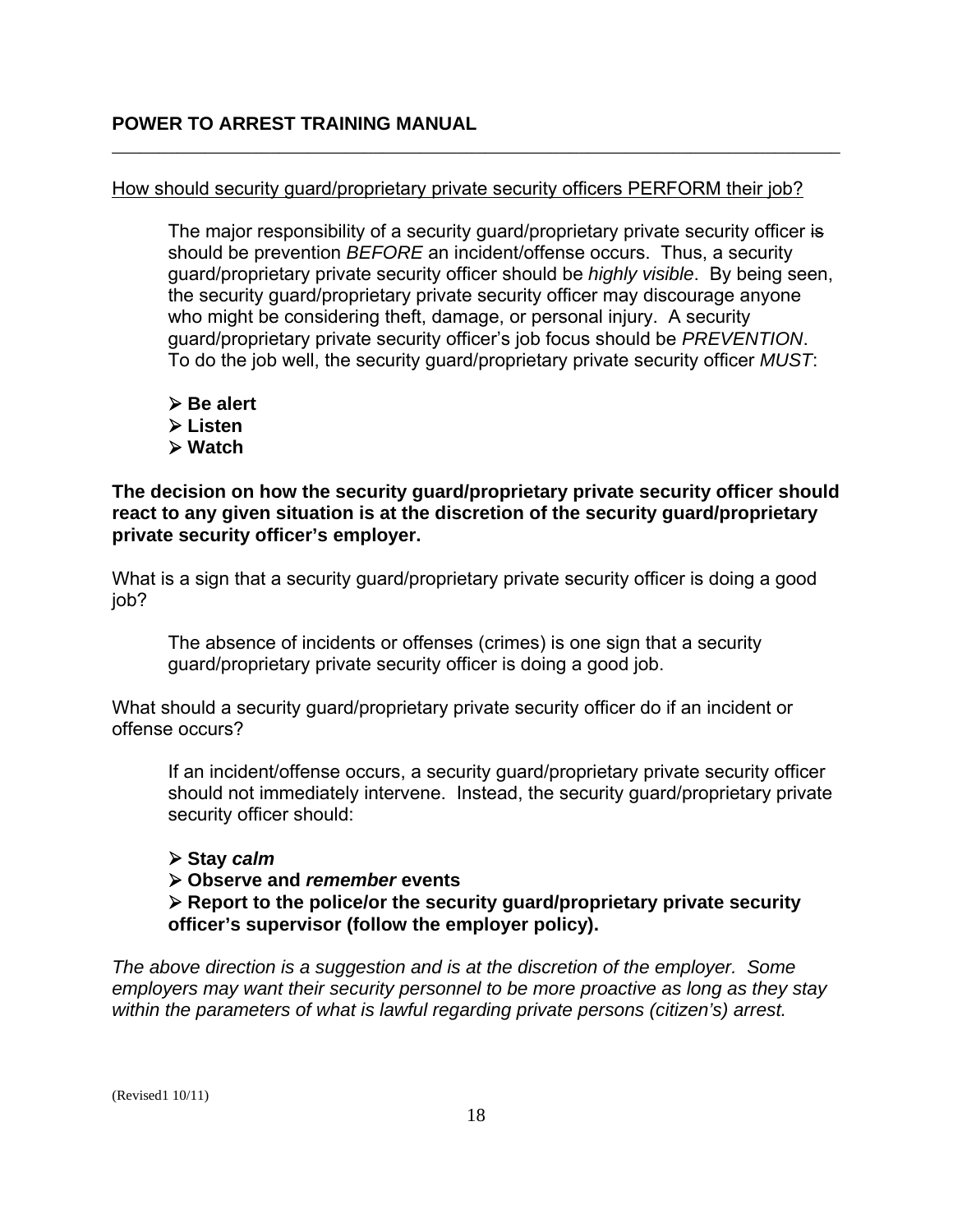# POWER TO ARREST TRAINING MANUAL

How should security guard/proprietary private security officers PERFORM their job?

The major responsibility of a security guard/proprietary private security officer ~~is~~ should be prevention *BEFORE* an incident/offense occurs. Thus, a security guard/proprietary private security officer should be *highly visible*. By being seen, the security guard/proprietary private security officer may discourage anyone who might be considering theft, damage, or personal injury. A security guard/proprietary private security officer's job focus should be *PREVENTION*. To do the job well, the security guard/proprietary private security officer *MUST*:

- **Be alert**
- **Listen**
- **Watch**

**The decision on how the security guard/proprietary private security officer should react to any given situation is at the discretion of the security guard/proprietary private security officer's employer.**

What is a sign that a security guard/proprietary private security officer is doing a good job?

The absence of incidents or offenses (crimes) is one sign that a security guard/proprietary private security officer is doing a good job.

What should a security guard/proprietary private security officer do if an incident or offense occurs?

If an incident/offense occurs, a security guard/proprietary private security officer should not immediately intervene. Instead, the security guard/proprietary private security officer should:

- **Stay *calm***
- **Observe and *remember* events**
- **Report to the police/or the security guard/proprietary private security officer's supervisor (follow the employer policy).**

*The above direction is a suggestion and is at the discretion of the employer. Some employers may want their security personnel to be more proactive as long as they stay within the parameters of what is lawful regarding private persons (citizen's) arrest.*

(Revised1 10/11)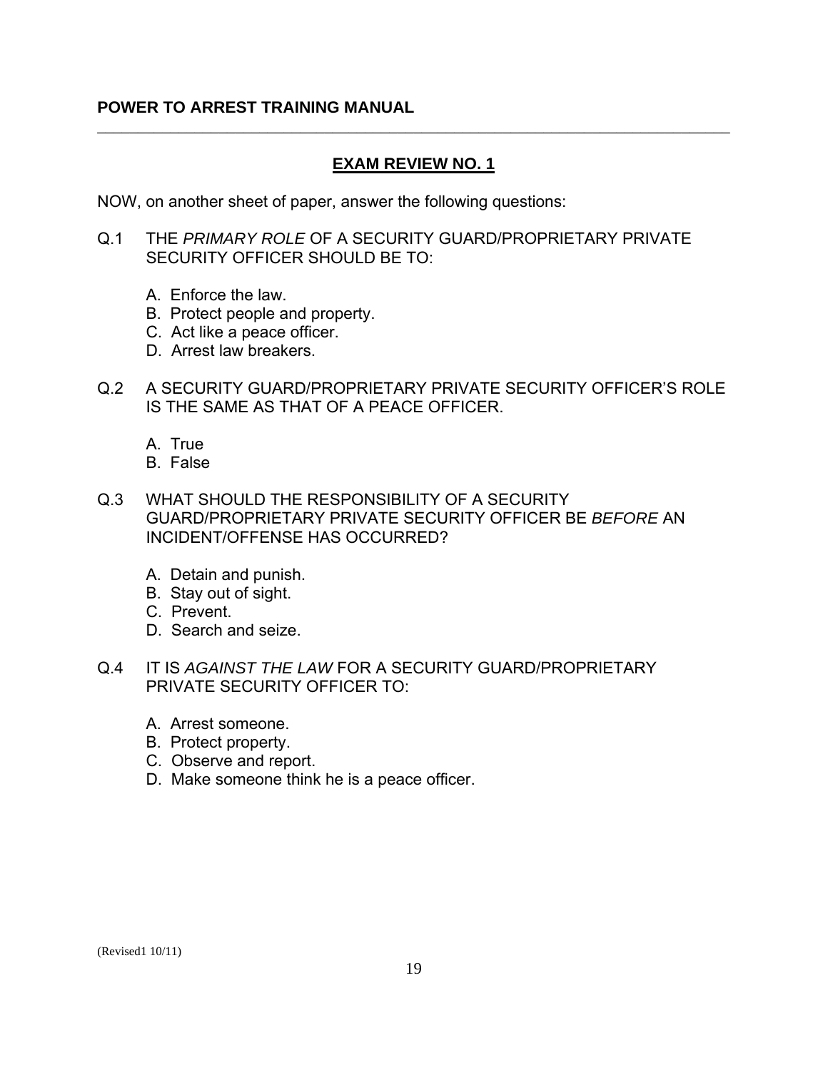## EXAM REVIEW NO. 1

NOW, on another sheet of paper, answer the following questions:

Q.1 THE *PRIMARY ROLE* OF A SECURITY GUARD/PROPRIETARY PRIVATE SECURITY OFFICER SHOULD BE TO:

A. Enforce the law.
B. Protect people and property.
C. Act like a peace officer.
D. Arrest law breakers.

Q.2 A SECURITY GUARD/PROPRIETARY PRIVATE SECURITY OFFICER'S ROLE IS THE SAME AS THAT OF A PEACE OFFICER.

A. True
B. False

Q.3 WHAT SHOULD THE RESPONSIBILITY OF A SECURITY GUARD/PROPRIETARY PRIVATE SECURITY OFFICER BE *BEFORE* AN INCIDENT/OFFENSE HAS OCCURRED?

A. Detain and punish.
B. Stay out of sight.
C. Prevent.
D. Search and seize.

Q.4 IT IS *AGAINST THE LAW* FOR A SECURITY GUARD/PROPRIETARY PRIVATE SECURITY OFFICER TO:

A. Arrest someone.
B. Protect property.
C. Observe and report.
D. Make someone think he is a peace officer.

(Revised1 10/11)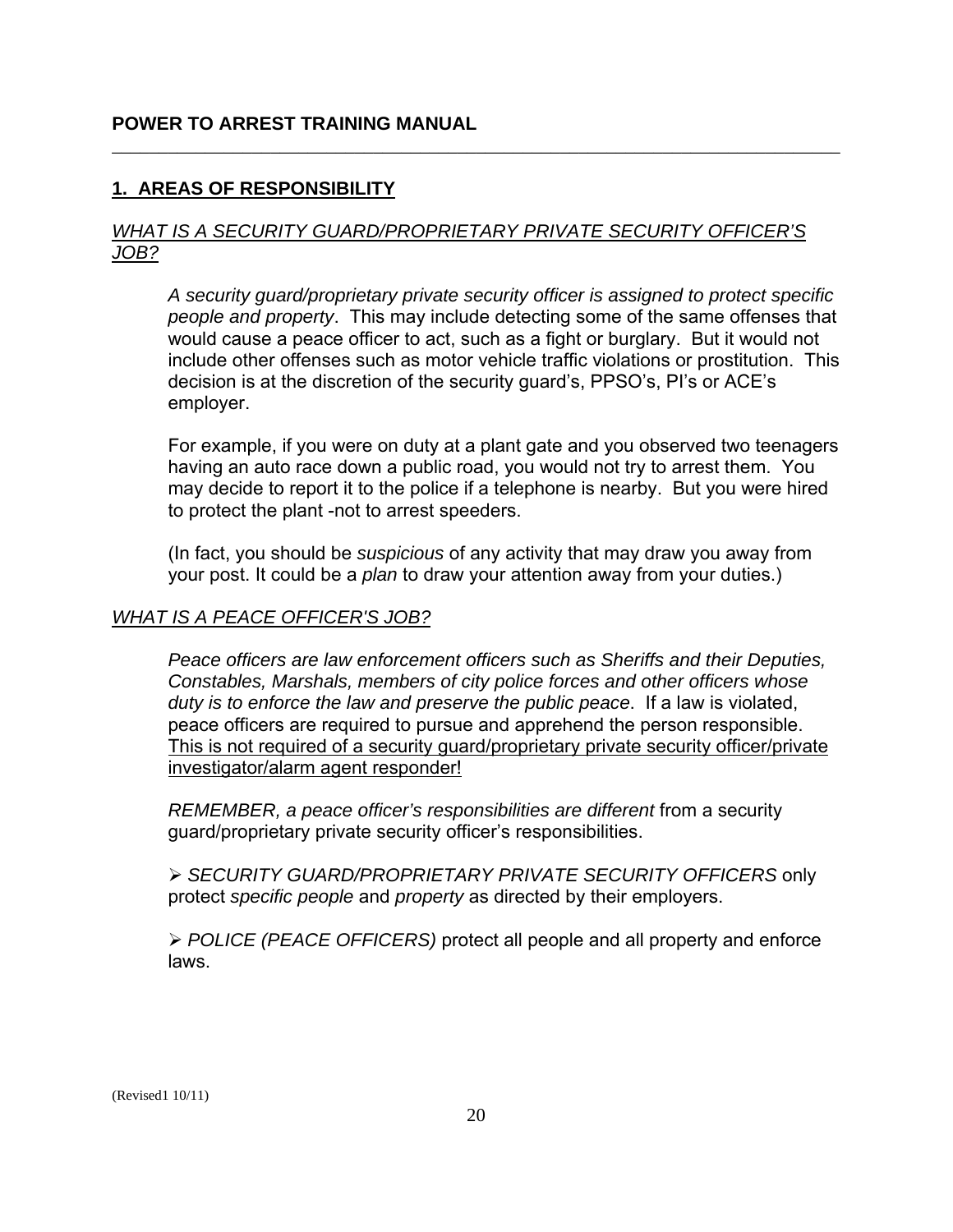**POWER TO ARREST TRAINING MANUAL**

## 1. AREAS OF RESPONSIBILITY

### *WHAT IS A SECURITY GUARD/PROPRIETARY PRIVATE SECURITY OFFICER'S JOB?*

*A security guard/proprietary private security officer is assigned to protect specific people and property*. This may include detecting some of the same offenses that would cause a peace officer to act, such as a fight or burglary. But it would not include other offenses such as motor vehicle traffic violations or prostitution. This decision is at the discretion of the security guard's, PPSO's, PI's or ACE's employer.

For example, if you were on duty at a plant gate and you observed two teenagers having an auto race down a public road, you would not try to arrest them. You may decide to report it to the police if a telephone is nearby. But you were hired to protect the plant -not to arrest speeders.

(In fact, you should be *suspicious* of any activity that may draw you away from your post. It could be a *plan* to draw your attention away from your duties.)

### *WHAT IS A PEACE OFFICER'S JOB?*

*Peace officers are law enforcement officers such as Sheriffs and their Deputies, Constables, Marshals, members of city police forces and other officers whose duty is to enforce the law and preserve the public peace*. If a law is violated, peace officers are required to pursue and apprehend the person responsible. <u>This is not required of a security guard/proprietary private security officer/private investigator/alarm agent responder!</u>

*REMEMBER, a peace officer's responsibilities are different* from a security guard/proprietary private security officer's responsibilities.

- *SECURITY GUARD/PROPRIETARY PRIVATE SECURITY OFFICERS* only protect *specific people* and *property* as directed by their employers.

- *POLICE (PEACE OFFICERS)* protect all people and all property and enforce laws.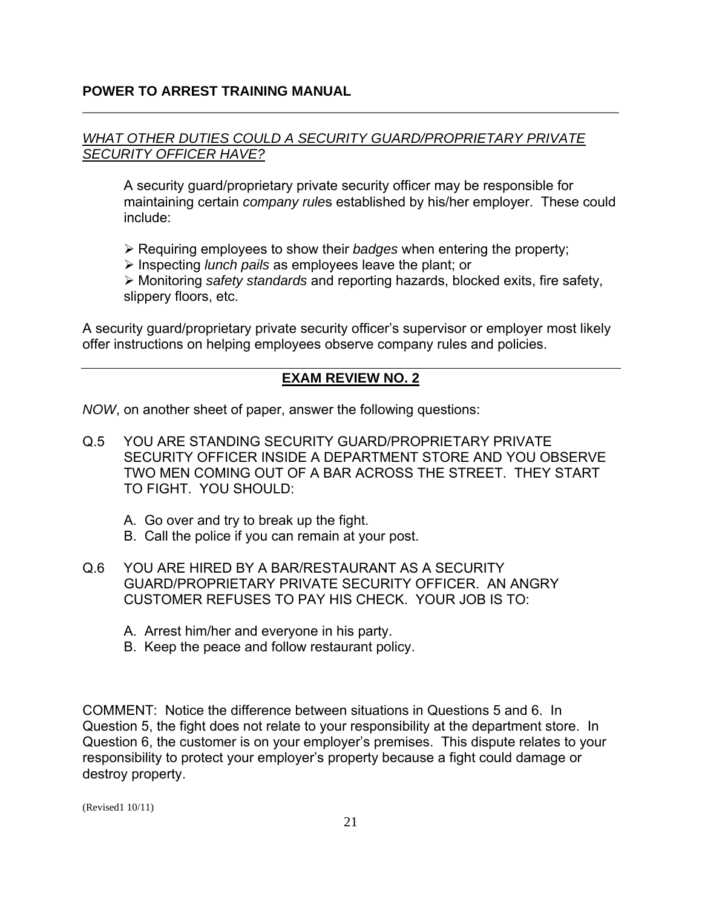*WHAT OTHER DUTIES COULD A SECURITY GUARD/PROPRIETARY PRIVATE SECURITY OFFICER HAVE?*

A security guard/proprietary private security officer may be responsible for maintaining certain *company rule*s established by his/her employer. These could include:

- Requiring employees to show their *badges* when entering the property;
- Inspecting *lunch pails* as employees leave the plant; or
- Monitoring *safety standards* and reporting hazards, blocked exits, fire safety, slippery floors, etc.

A security guard/proprietary private security officer's supervisor or employer most likely offer instructions on helping employees observe company rules and policies.

---

## EXAM REVIEW NO. 2

*NOW*, on another sheet of paper, answer the following questions:

Q.5 YOU ARE STANDING SECURITY GUARD/PROPRIETARY PRIVATE SECURITY OFFICER INSIDE A DEPARTMENT STORE AND YOU OBSERVE TWO MEN COMING OUT OF A BAR ACROSS THE STREET. THEY START TO FIGHT. YOU SHOULD:

A. Go over and try to break up the fight.
B. Call the police if you can remain at your post.

Q.6 YOU ARE HIRED BY A BAR/RESTAURANT AS A SECURITY GUARD/PROPRIETARY PRIVATE SECURITY OFFICER. AN ANGRY CUSTOMER REFUSES TO PAY HIS CHECK. YOUR JOB IS TO:

A. Arrest him/her and everyone in his party.
B. Keep the peace and follow restaurant policy.

COMMENT: Notice the difference between situations in Questions 5 and 6. In Question 5, the fight does not relate to your responsibility at the department store. In Question 6, the customer is on your employer's premises. This dispute relates to your responsibility to protect your employer's property because a fight could damage or destroy property.

(Revised1 10/11)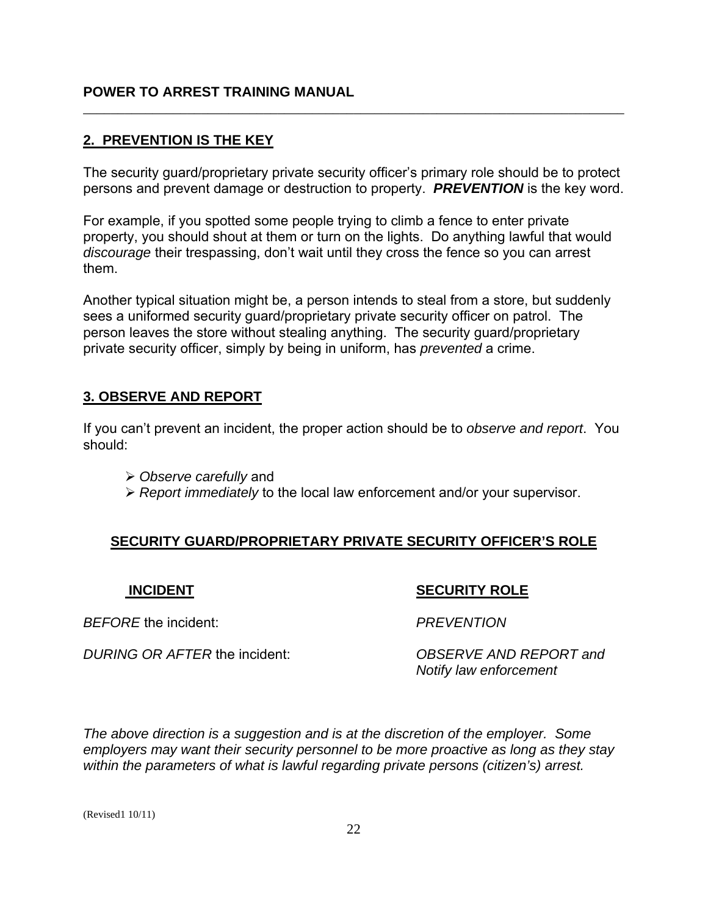## 2. PREVENTION IS THE KEY

The security guard/proprietary private security officer's primary role should be to protect persons and prevent damage or destruction to property. ***PREVENTION*** is the key word.

For example, if you spotted some people trying to climb a fence to enter private property, you should shout at them or turn on the lights. Do anything lawful that would *discourage* their trespassing, don't wait until they cross the fence so you can arrest them.

Another typical situation might be, a person intends to steal from a store, but suddenly sees a uniformed security guard/proprietary private security officer on patrol. The person leaves the store without stealing anything. The security guard/proprietary private security officer, simply by being in uniform, has *prevented* a crime.

## 3. OBSERVE AND REPORT

If you can't prevent an incident, the proper action should be to *observe and report*. You should:

- *Observe carefully* and
- *Report immediately* to the local law enforcement and/or your supervisor.

### SECURITY GUARD/PROPRIETARY PRIVATE SECURITY OFFICER'S ROLE

| INCIDENT | SECURITY ROLE |
| --- | --- |
| *BEFORE* the incident: | *PREVENTION* |
| *DURING OR AFTER* the incident: | *OBSERVE AND REPORT and Notify law enforcement* |

*The above direction is a suggestion and is at the discretion of the employer. Some employers may want their security personnel to be more proactive as long as they stay within the parameters of what is lawful regarding private persons (citizen's) arrest.*

(Revised1 10/11)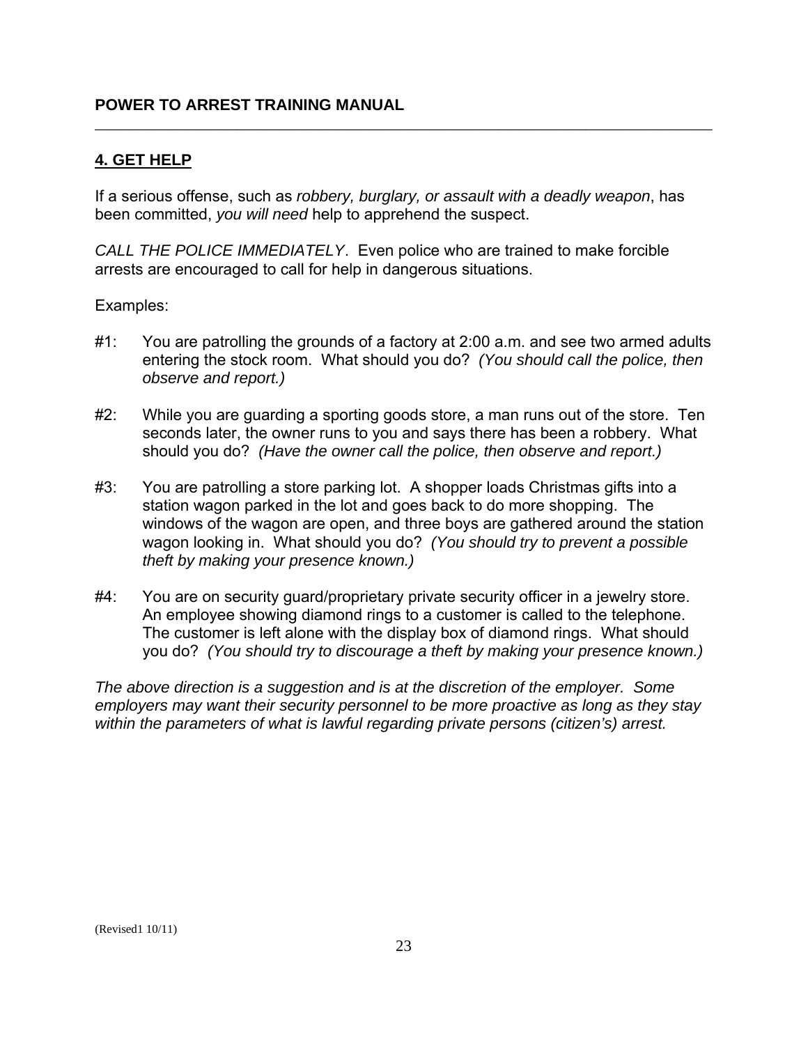## 4. GET HELP

If a serious offense, such as *robbery, burglary, or assault with a deadly weapon*, has been committed, *you will need* help to apprehend the suspect.

*CALL THE POLICE IMMEDIATELY*. Even police who are trained to make forcible arrests are encouraged to call for help in dangerous situations.

Examples:

#1: You are patrolling the grounds of a factory at 2:00 a.m. and see two armed adults entering the stock room. What should you do? *(You should call the police, then observe and report.)*

#2: While you are guarding a sporting goods store, a man runs out of the store. Ten seconds later, the owner runs to you and says there has been a robbery. What should you do? *(Have the owner call the police, then observe and report.)*

#3: You are patrolling a store parking lot. A shopper loads Christmas gifts into a station wagon parked in the lot and goes back to do more shopping. The windows of the wagon are open, and three boys are gathered around the station wagon looking in. What should you do? *(You should try to prevent a possible theft by making your presence known.)*

#4: You are on security guard/proprietary private security officer in a jewelry store. An employee showing diamond rings to a customer is called to the telephone. The customer is left alone with the display box of diamond rings. What should you do? *(You should try to discourage a theft by making your presence known.)*

*The above direction is a suggestion and is at the discretion of the employer. Some employers may want their security personnel to be more proactive as long as they stay within the parameters of what is lawful regarding private persons (citizen's) arrest.*

(Revised1 10/11)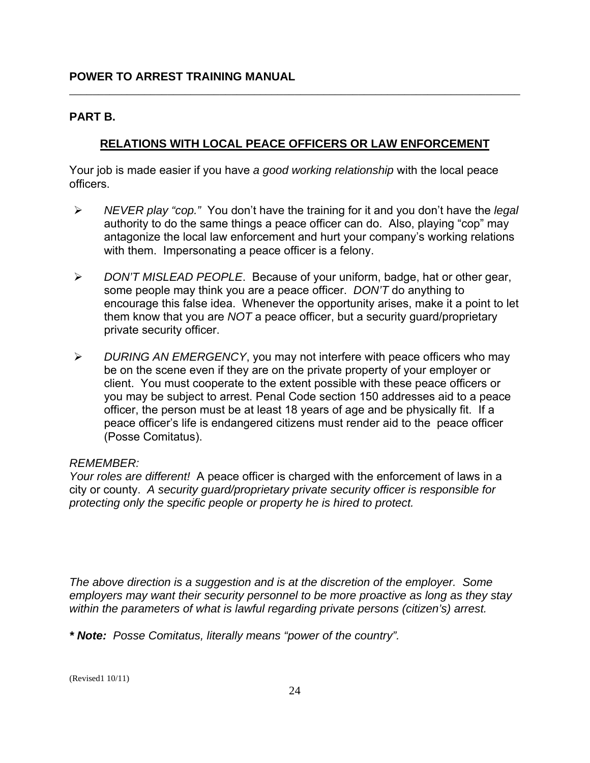**POWER TO ARREST TRAINING MANUAL**

---

## PART B.

### RELATIONS WITH LOCAL PEACE OFFICERS OR LAW ENFORCEMENT

Your job is made easier if you have *a good working relationship* with the local peace officers.

- *NEVER play "cop."* You don't have the training for it and you don't have the *legal* authority to do the same things a peace officer can do. Also, playing "cop" may antagonize the local law enforcement and hurt your company's working relations with them. Impersonating a peace officer is a felony.

- *DON'T MISLEAD PEOPLE*. Because of your uniform, badge, hat or other gear, some people may think you are a peace officer. *DON'T* do anything to encourage this false idea. Whenever the opportunity arises, make it a point to let them know that you are *NOT* a peace officer, but a security guard/proprietary private security officer.

- *DURING AN EMERGENCY*, you may not interfere with peace officers who may be on the scene even if they are on the private property of your employer or client. You must cooperate to the extent possible with these peace officers or you may be subject to arrest. Penal Code section 150 addresses aid to a peace officer, the person must be at least 18 years of age and be physically fit. If a peace officer's life is endangered citizens must render aid to the peace officer (Posse Comitatus).

*REMEMBER:*
*Your roles are different!* A peace officer is charged with the enforcement of laws in a city or county. *A security guard/proprietary private security officer is responsible for protecting only the specific people or property he is hired to protect.*

*The above direction is a suggestion and is at the discretion of the employer. Some employers may want their security personnel to be more proactive as long as they stay within the parameters of what is lawful regarding private persons (citizen's) arrest.*

***\* Note:*** *Posse Comitatus, literally means "power of the country".*

(Revised1 10/11)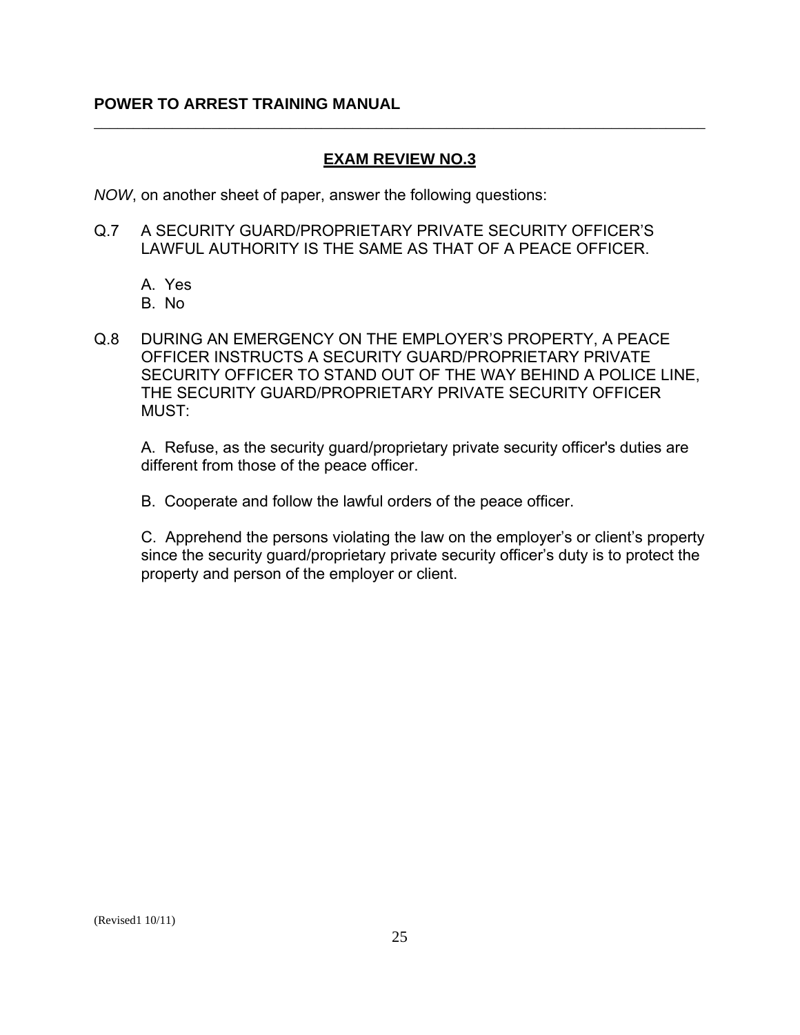## EXAM REVIEW NO.3

*NOW*, on another sheet of paper, answer the following questions:

Q.7 A SECURITY GUARD/PROPRIETARY PRIVATE SECURITY OFFICER'S LAWFUL AUTHORITY IS THE SAME AS THAT OF A PEACE OFFICER.

A. Yes
B. No

Q.8 DURING AN EMERGENCY ON THE EMPLOYER'S PROPERTY, A PEACE OFFICER INSTRUCTS A SECURITY GUARD/PROPRIETARY PRIVATE SECURITY OFFICER TO STAND OUT OF THE WAY BEHIND A POLICE LINE, THE SECURITY GUARD/PROPRIETARY PRIVATE SECURITY OFFICER MUST:

A. Refuse, as the security guard/proprietary private security officer's duties are different from those of the peace officer.

B. Cooperate and follow the lawful orders of the peace officer.

C. Apprehend the persons violating the law on the employer's or client's property since the security guard/proprietary private security officer's duty is to protect the property and person of the employer or client.

(Revised1 10/11)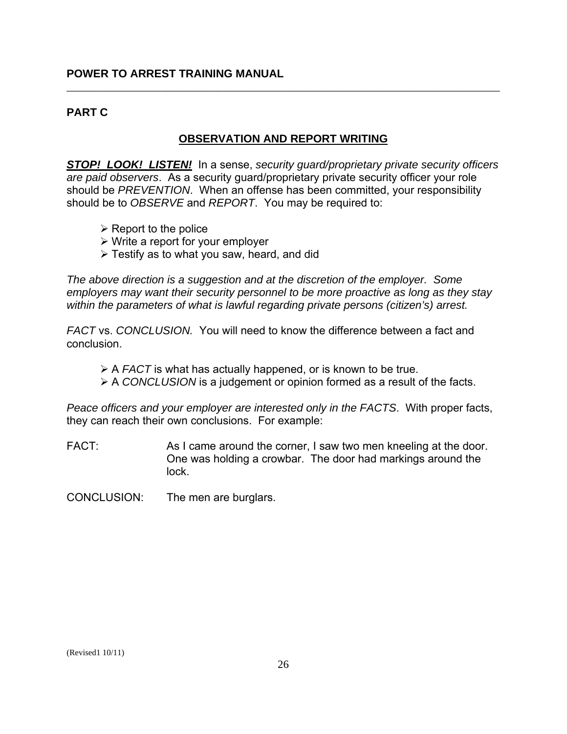## PART C

### OBSERVATION AND REPORT WRITING

***STOP! LOOK! LISTEN!*** In a sense, *security guard/proprietary private security officers are paid observers*. As a security guard/proprietary private security officer your role should be *PREVENTION*. When an offense has been committed, your responsibility should be to *OBSERVE* and *REPORT*. You may be required to:

- Report to the police
- Write a report for your employer
- Testify as to what you saw, heard, and did

*The above direction is a suggestion and at the discretion of the employer. Some employers may want their security personnel to be more proactive as long as they stay within the parameters of what is lawful regarding private persons (citizen's) arrest.*

*FACT* vs. *CONCLUSION.* You will need to know the difference between a fact and conclusion.

- A *FACT* is what has actually happened, or is known to be true.
- A *CONCLUSION* is a judgement or opinion formed as a result of the facts.

*Peace officers and your employer are interested only in the FACTS*. With proper facts, they can reach their own conclusions. For example:

FACT: As I came around the corner, I saw two men kneeling at the door. One was holding a crowbar. The door had markings around the lock.

CONCLUSION: The men are burglars.

(Revised1 10/11)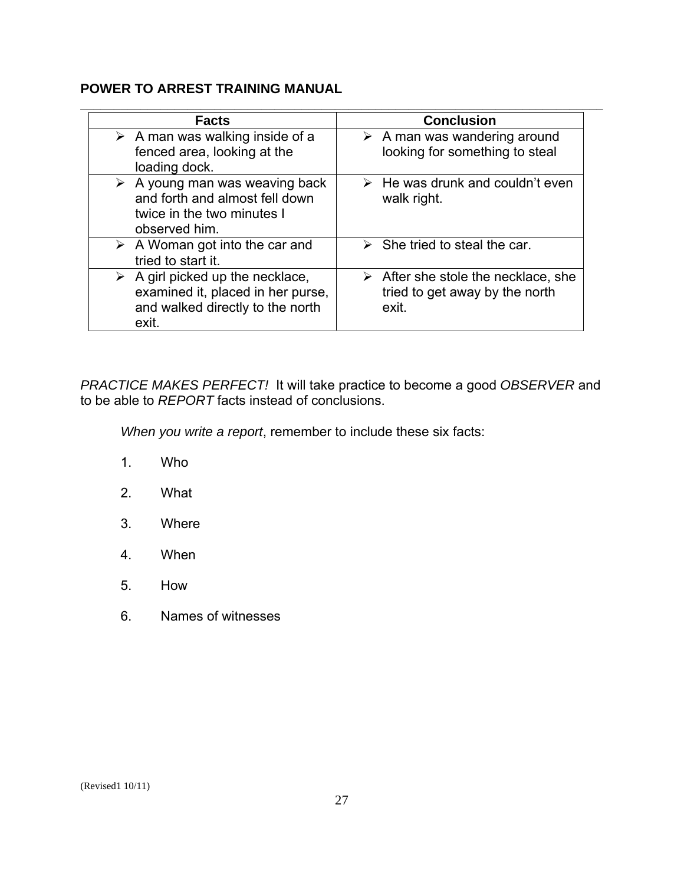**POWER TO ARREST TRAINING MANUAL**

| Facts | Conclusion |
|---|---|
| ➢ A man was walking inside of a fenced area, looking at the loading dock. | ➢ A man was wandering around looking for something to steal |
| ➢ A young man was weaving back and forth and almost fell down twice in the two minutes I observed him. | ➢ He was drunk and couldn't even walk right. |
| ➢ A Woman got into the car and tried to start it. | ➢ She tried to steal the car. |
| ➢ A girl picked up the necklace, examined it, placed in her purse, and walked directly to the north exit. | ➢ After she stole the necklace, she tried to get away by the north exit. |

*PRACTICE MAKES PERFECT!* It will take practice to become a good *OBSERVER* and to be able to *REPORT* facts instead of conclusions.

*When you write a report*, remember to include these six facts:

1. Who
2. What
3. Where
4. When
5. How
6. Names of witnesses

(Revised1 10/11)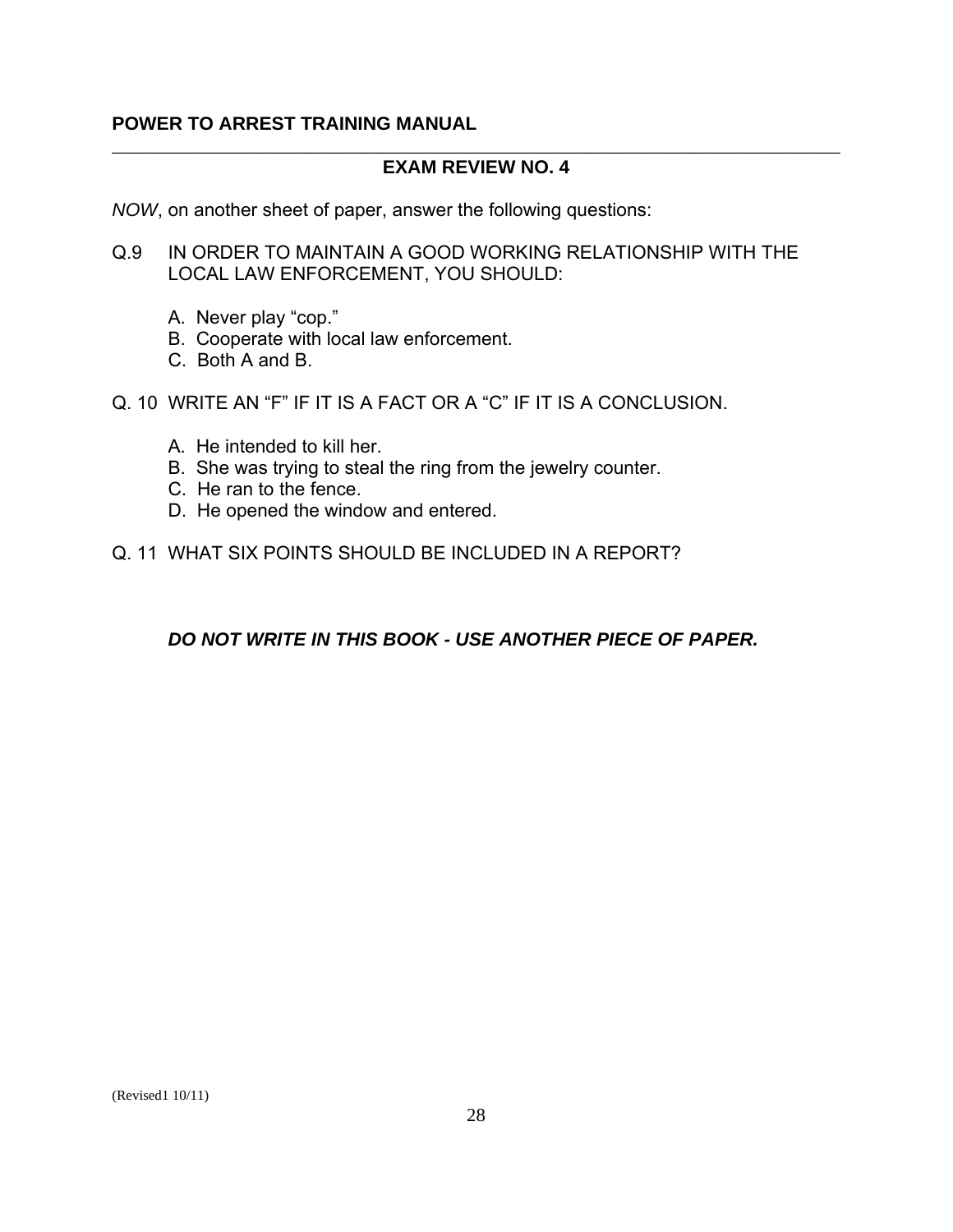**POWER TO ARREST TRAINING MANUAL**

## EXAM REVIEW NO. 4

*NOW*, on another sheet of paper, answer the following questions:

Q.9 IN ORDER TO MAINTAIN A GOOD WORKING RELATIONSHIP WITH THE LOCAL LAW ENFORCEMENT, YOU SHOULD:

A. Never play “cop.”
B. Cooperate with local law enforcement.
C. Both A and B.

Q. 10 WRITE AN “F” IF IT IS A FACT OR A “C” IF IT IS A CONCLUSION.

A. He intended to kill her.
B. She was trying to steal the ring from the jewelry counter.
C. He ran to the fence.
D. He opened the window and entered.

Q. 11 WHAT SIX POINTS SHOULD BE INCLUDED IN A REPORT?

***DO NOT WRITE IN THIS BOOK - USE ANOTHER PIECE OF PAPER.***

(Revised1 10/11)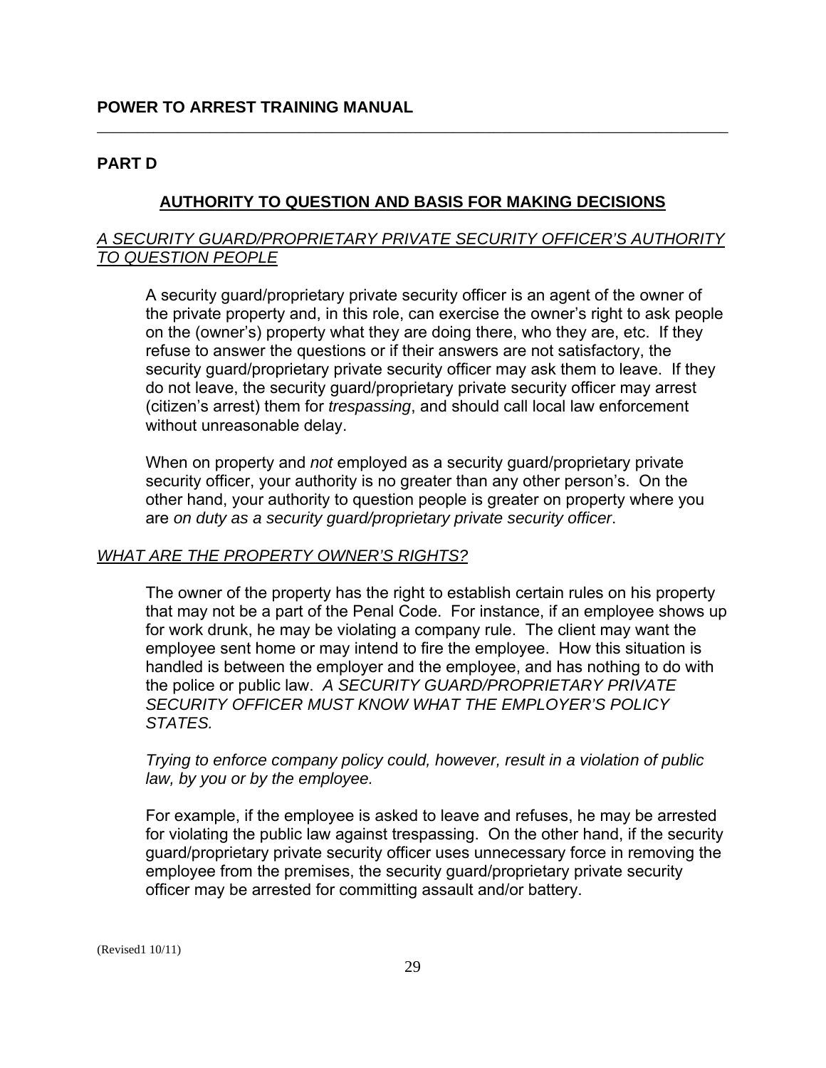**PART D**

## AUTHORITY TO QUESTION AND BASIS FOR MAKING DECISIONS

### *A SECURITY GUARD/PROPRIETARY PRIVATE SECURITY OFFICER'S AUTHORITY TO QUESTION PEOPLE*

A security guard/proprietary private security officer is an agent of the owner of the private property and, in this role, can exercise the owner's right to ask people on the (owner's) property what they are doing there, who they are, etc. If they refuse to answer the questions or if their answers are not satisfactory, the security guard/proprietary private security officer may ask them to leave. If they do not leave, the security guard/proprietary private security officer may arrest (citizen's arrest) them for *trespassing*, and should call local law enforcement without unreasonable delay.

When on property and *not* employed as a security guard/proprietary private security officer, your authority is no greater than any other person's. On the other hand, your authority to question people is greater on property where you are *on duty as a security guard/proprietary private security officer*.

### *WHAT ARE THE PROPERTY OWNER'S RIGHTS?*

The owner of the property has the right to establish certain rules on his property that may not be a part of the Penal Code. For instance, if an employee shows up for work drunk, he may be violating a company rule. The client may want the employee sent home or may intend to fire the employee. How this situation is handled is between the employer and the employee, and has nothing to do with the police or public law. *A SECURITY GUARD/PROPRIETARY PRIVATE SECURITY OFFICER MUST KNOW WHAT THE EMPLOYER'S POLICY STATES.*

*Trying to enforce company policy could, however, result in a violation of public law, by you or by the employee.*

For example, if the employee is asked to leave and refuses, he may be arrested for violating the public law against trespassing. On the other hand, if the security guard/proprietary private security officer uses unnecessary force in removing the employee from the premises, the security guard/proprietary private security officer may be arrested for committing assault and/or battery.

(Revised1 10/11)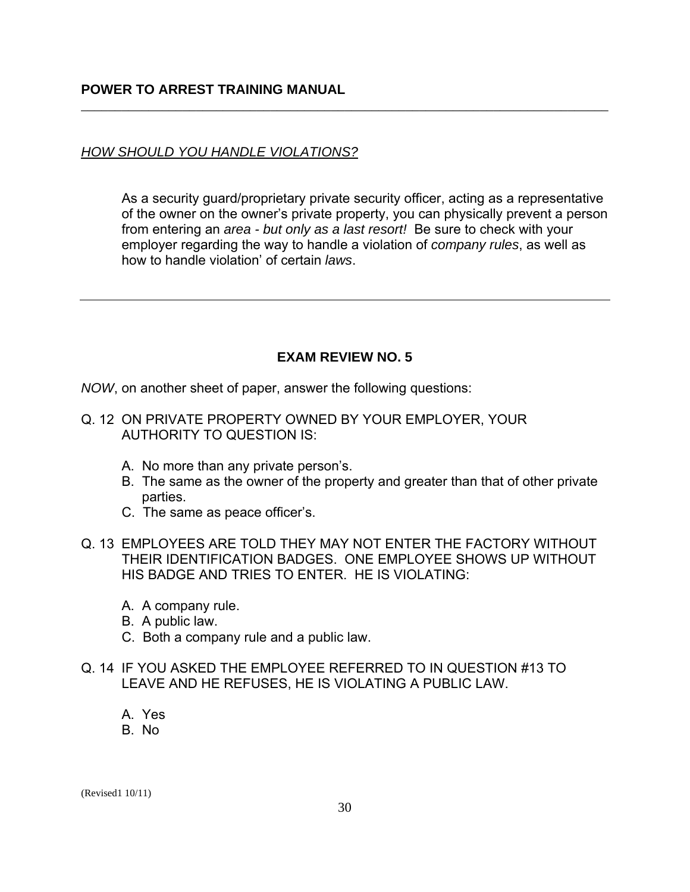*HOW SHOULD YOU HANDLE VIOLATIONS?*

As a security guard/proprietary private security officer, acting as a representative of the owner on the owner's private property, you can physically prevent a person from entering an *area - but only as a last resort!* Be sure to check with your employer regarding the way to handle a violation of *company rules*, as well as how to handle violation' of certain *laws*.

---

## EXAM REVIEW NO. 5

*NOW*, on another sheet of paper, answer the following questions:

Q. 12 ON PRIVATE PROPERTY OWNED BY YOUR EMPLOYER, YOUR AUTHORITY TO QUESTION IS:

A. No more than any private person's.
B. The same as the owner of the property and greater than that of other private parties.
C. The same as peace officer's.

Q. 13 EMPLOYEES ARE TOLD THEY MAY NOT ENTER THE FACTORY WITHOUT THEIR IDENTIFICATION BADGES. ONE EMPLOYEE SHOWS UP WITHOUT HIS BADGE AND TRIES TO ENTER. HE IS VIOLATING:

A. A company rule.
B. A public law.
C. Both a company rule and a public law.

Q. 14 IF YOU ASKED THE EMPLOYEE REFERRED TO IN QUESTION #13 TO LEAVE AND HE REFUSES, HE IS VIOLATING A PUBLIC LAW.

A. Yes
B. No

(Revised1 10/11)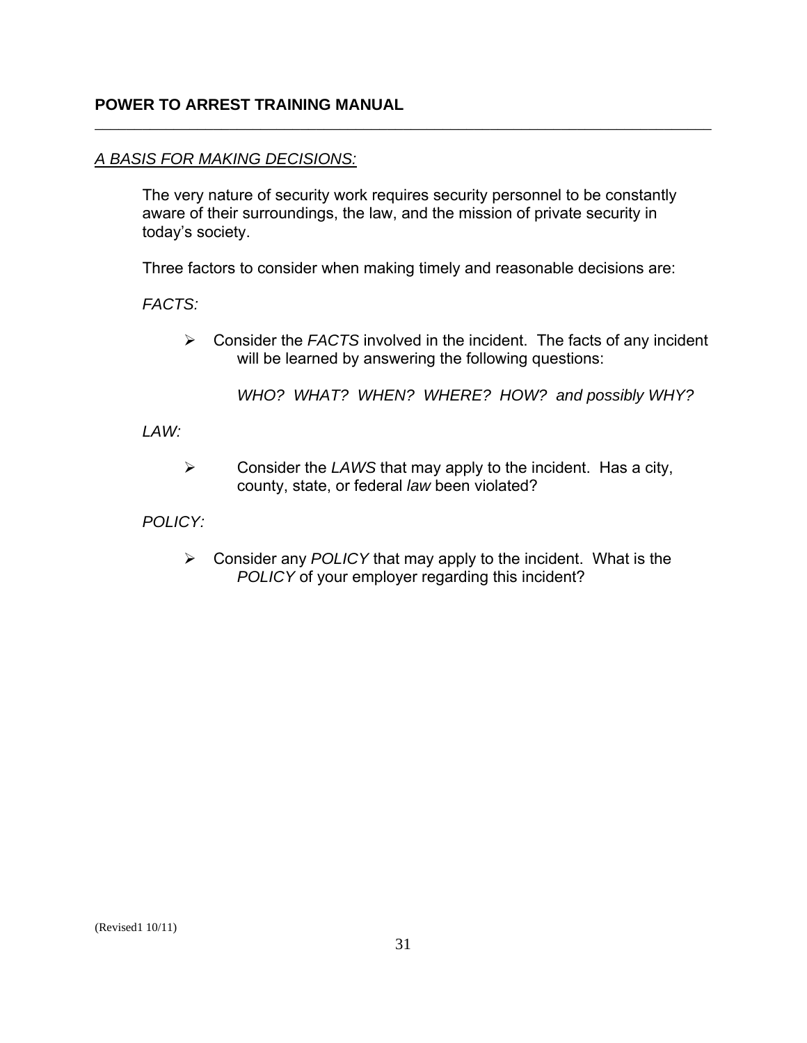## *A BASIS FOR MAKING DECISIONS:*

The very nature of security work requires security personnel to be constantly aware of their surroundings, the law, and the mission of private security in today's society.

Three factors to consider when making timely and reasonable decisions are:

*FACTS:*

- Consider the *FACTS* involved in the incident. The facts of any incident will be learned by answering the following questions:

  *WHO? WHAT? WHEN? WHERE? HOW? and possibly WHY?*

*LAW:*

- Consider the *LAWS* that may apply to the incident. Has a city, county, state, or federal *law* been violated?

*POLICY:*

- Consider any *POLICY* that may apply to the incident. What is the *POLICY* of your employer regarding this incident?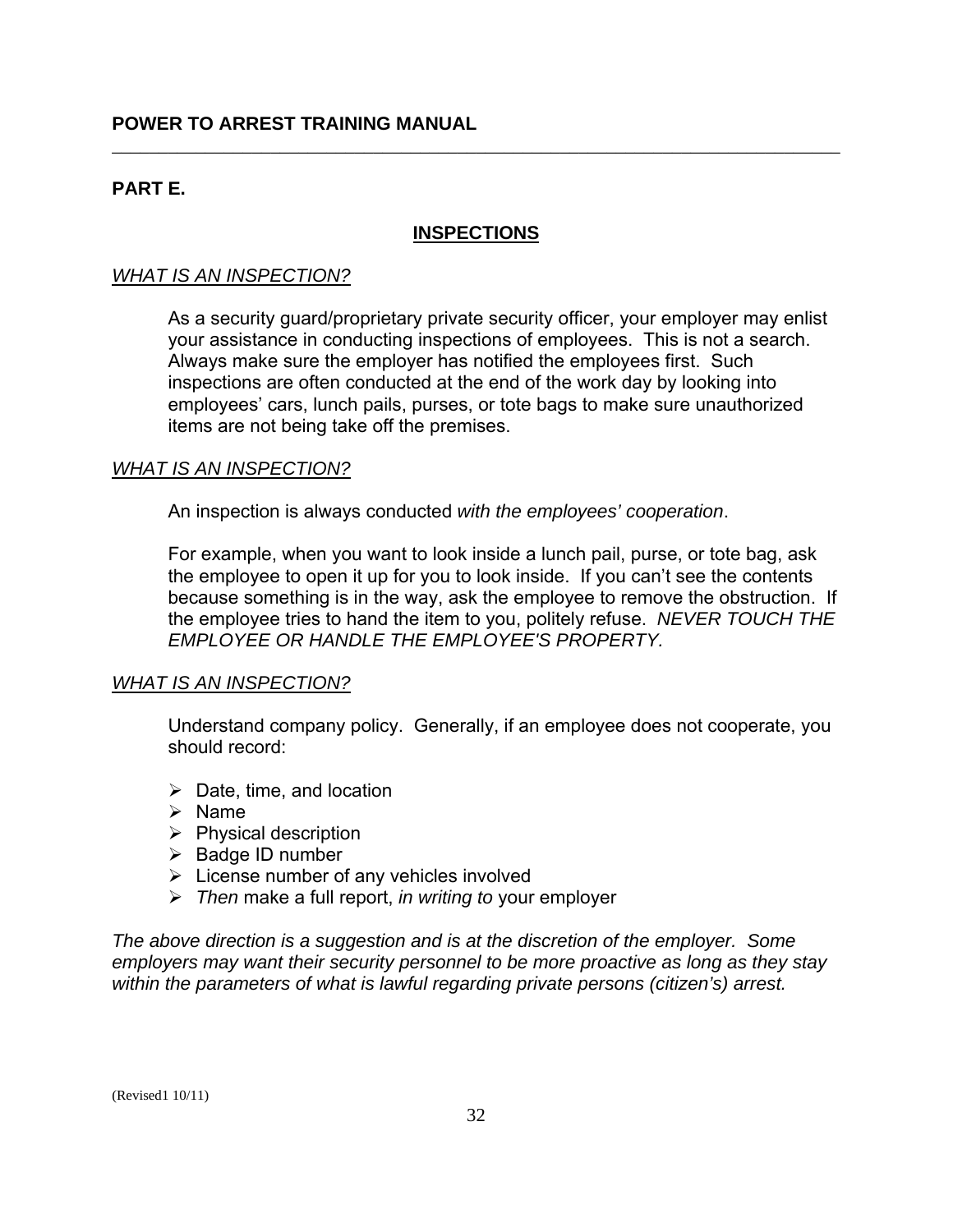## PART E.

### INSPECTIONS

*WHAT IS AN INSPECTION?*

As a security guard/proprietary private security officer, your employer may enlist your assistance in conducting inspections of employees. This is not a search. Always make sure the employer has notified the employees first. Such inspections are often conducted at the end of the work day by looking into employees' cars, lunch pails, purses, or tote bags to make sure unauthorized items are not being take off the premises.

*WHAT IS AN INSPECTION?*

An inspection is always conducted *with the employees' cooperation*.

For example, when you want to look inside a lunch pail, purse, or tote bag, ask the employee to open it up for you to look inside. If you can't see the contents because something is in the way, ask the employee to remove the obstruction. If the employee tries to hand the item to you, politely refuse. *NEVER TOUCH THE EMPLOYEE OR HANDLE THE EMPLOYEE'S PROPERTY.*

*WHAT IS AN INSPECTION?*

Understand company policy. Generally, if an employee does not cooperate, you should record:

- Date, time, and location
- Name
- Physical description
- Badge ID number
- License number of any vehicles involved
- *Then* make a full report, *in writing to* your employer

*The above direction is a suggestion and is at the discretion of the employer. Some employers may want their security personnel to be more proactive as long as they stay within the parameters of what is lawful regarding private persons (citizen's) arrest.*

(Revised1 10/11)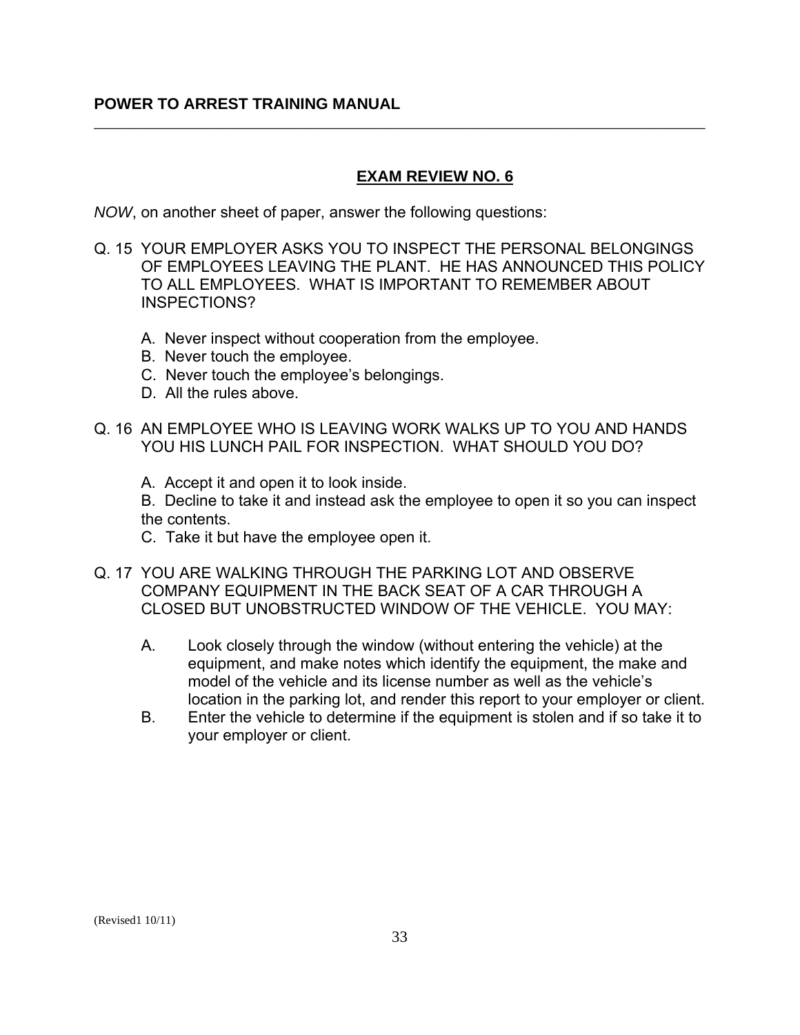## EXAM REVIEW NO. 6

*NOW*, on another sheet of paper, answer the following questions:

Q. 15 YOUR EMPLOYER ASKS YOU TO INSPECT THE PERSONAL BELONGINGS OF EMPLOYEES LEAVING THE PLANT. HE HAS ANNOUNCED THIS POLICY TO ALL EMPLOYEES. WHAT IS IMPORTANT TO REMEMBER ABOUT INSPECTIONS?

- A. Never inspect without cooperation from the employee.
- B. Never touch the employee.
- C. Never touch the employee's belongings.
- D. All the rules above.

Q. 16 AN EMPLOYEE WHO IS LEAVING WORK WALKS UP TO YOU AND HANDS YOU HIS LUNCH PAIL FOR INSPECTION. WHAT SHOULD YOU DO?

- A. Accept it and open it to look inside.
- B. Decline to take it and instead ask the employee to open it so you can inspect the contents.
- C. Take it but have the employee open it.

Q. 17 YOU ARE WALKING THROUGH THE PARKING LOT AND OBSERVE COMPANY EQUIPMENT IN THE BACK SEAT OF A CAR THROUGH A CLOSED BUT UNOBSTRUCTED WINDOW OF THE VEHICLE. YOU MAY:

- A. Look closely through the window (without entering the vehicle) at the equipment, and make notes which identify the equipment, the make and model of the vehicle and its license number as well as the vehicle's location in the parking lot, and render this report to your employer or client.
- B. Enter the vehicle to determine if the equipment is stolen and if so take it to your employer or client.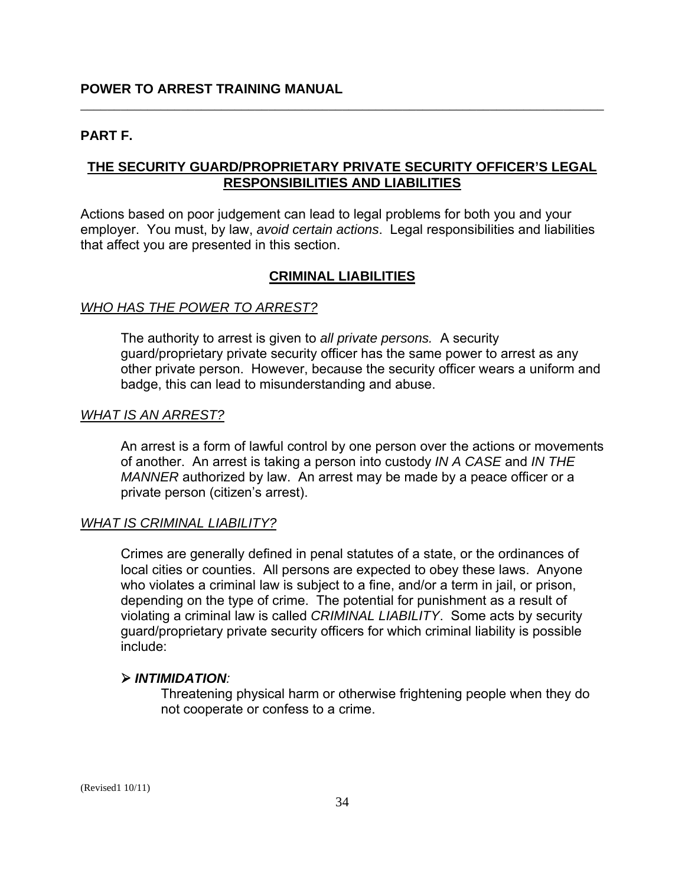## PART F.

## THE SECURITY GUARD/PROPRIETARY PRIVATE SECURITY OFFICER'S LEGAL RESPONSIBILITIES AND LIABILITIES

Actions based on poor judgement can lead to legal problems for both you and your employer. You must, by law, *avoid certain actions*. Legal responsibilities and liabilities that affect you are presented in this section.

### CRIMINAL LIABILITIES

*WHO HAS THE POWER TO ARREST?*

The authority to arrest is given to *all private persons.* A security guard/proprietary private security officer has the same power to arrest as any other private person. However, because the security officer wears a uniform and badge, this can lead to misunderstanding and abuse.

*WHAT IS AN ARREST?*

An arrest is a form of lawful control by one person over the actions or movements of another. An arrest is taking a person into custody *IN A CASE* and *IN THE MANNER* authorized by law. An arrest may be made by a peace officer or a private person (citizen's arrest).

*WHAT IS CRIMINAL LIABILITY?*

Crimes are generally defined in penal statutes of a state, or the ordinances of local cities or counties. All persons are expected to obey these laws. Anyone who violates a criminal law is subject to a fine, and/or a term in jail, or prison, depending on the type of crime. The potential for punishment as a result of violating a criminal law is called *CRIMINAL LIABILITY*. Some acts by security guard/proprietary private security officers for which criminal liability is possible include:

- ***INTIMIDATION****:*
  Threatening physical harm or otherwise frightening people when they do not cooperate or confess to a crime.

(Revised1 10/11)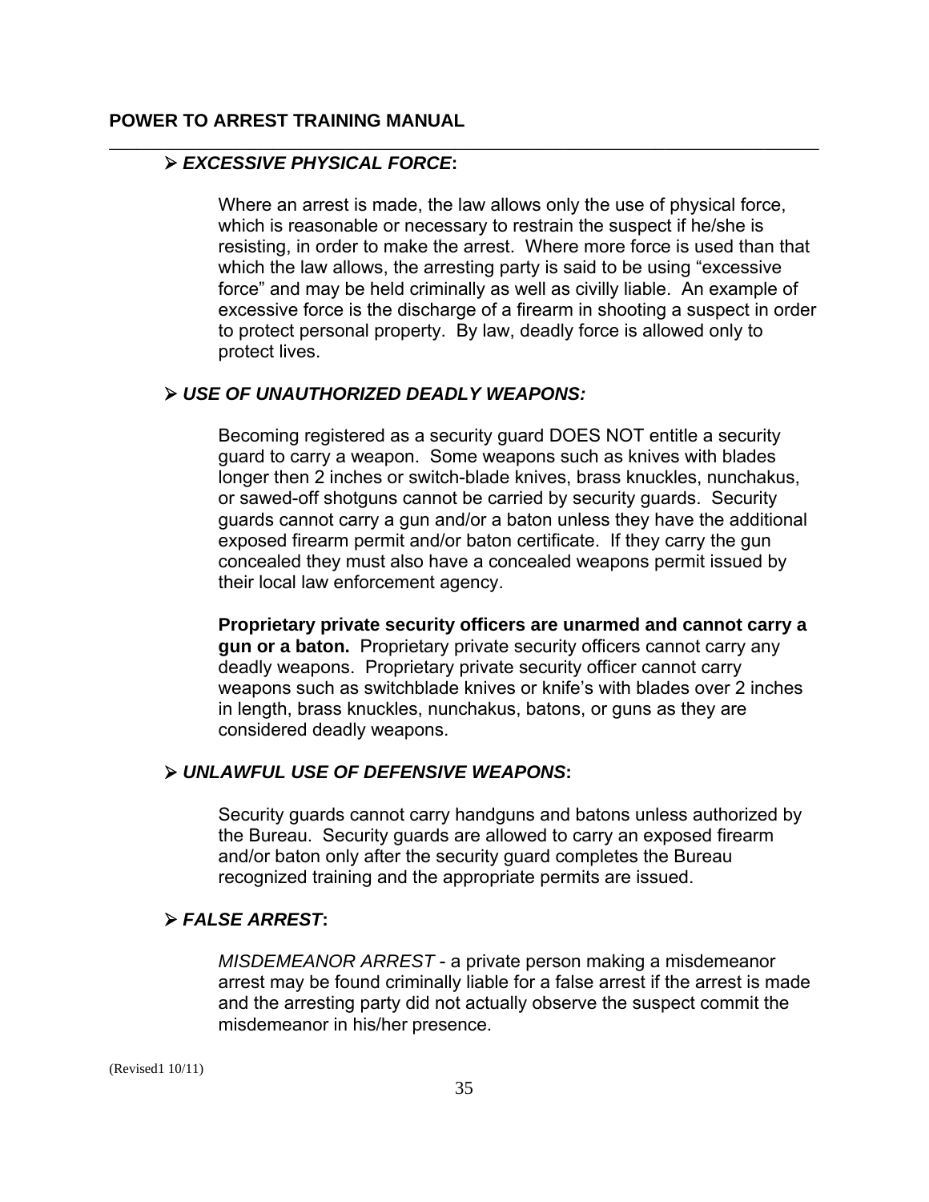- ***EXCESSIVE PHYSICAL FORCE*:**

  Where an arrest is made, the law allows only the use of physical force, which is reasonable or necessary to restrain the suspect if he/she is resisting, in order to make the arrest. Where more force is used than that which the law allows, the arresting party is said to be using "excessive force" and may be held criminally as well as civilly liable. An example of excessive force is the discharge of a firearm in shooting a suspect in order to protect personal property. By law, deadly force is allowed only to protect lives.

- ***USE OF UNAUTHORIZED DEADLY WEAPONS:***

  Becoming registered as a security guard DOES NOT entitle a security guard to carry a weapon. Some weapons such as knives with blades longer then 2 inches or switch-blade knives, brass knuckles, nunchakus, or sawed-off shotguns cannot be carried by security guards. Security guards cannot carry a gun and/or a baton unless they have the additional exposed firearm permit and/or baton certificate. If they carry the gun concealed they must also have a concealed weapons permit issued by their local law enforcement agency.

  **Proprietary private security officers are unarmed and cannot carry a gun or a baton.** Proprietary private security officers cannot carry any deadly weapons. Proprietary private security officer cannot carry weapons such as switchblade knives or knife's with blades over 2 inches in length, brass knuckles, nunchakus, batons, or guns as they are considered deadly weapons.

- ***UNLAWFUL USE OF DEFENSIVE WEAPONS*:**

  Security guards cannot carry handguns and batons unless authorized by the Bureau. Security guards are allowed to carry an exposed firearm and/or baton only after the security guard completes the Bureau recognized training and the appropriate permits are issued.

- ***FALSE ARREST*:**

  *MISDEMEANOR ARREST* - a private person making a misdemeanor arrest may be found criminally liable for a false arrest if the arrest is made and the arresting party did not actually observe the suspect commit the misdemeanor in his/her presence.

(Revised1 10/11)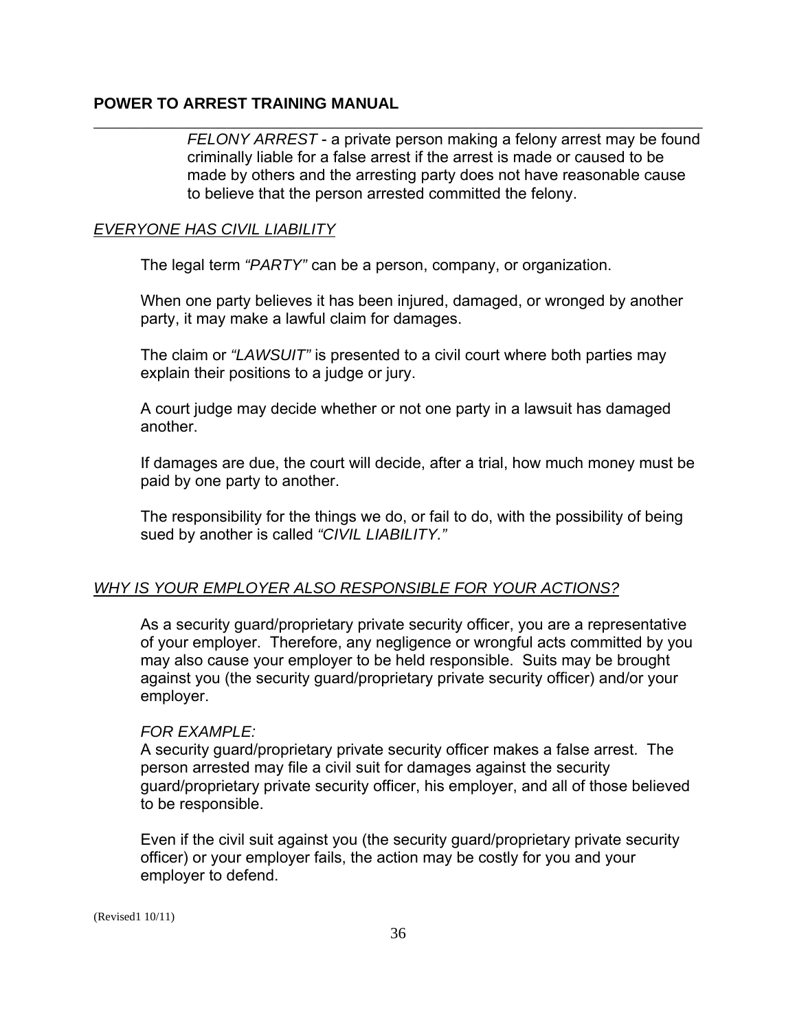*FELONY ARREST* - a private person making a felony arrest may be found criminally liable for a false arrest if the arrest is made or caused to be made by others and the arresting party does not have reasonable cause to believe that the person arrested committed the felony.

## *EVERYONE HAS CIVIL LIABILITY*

The legal term *"PARTY"* can be a person, company, or organization.

When one party believes it has been injured, damaged, or wronged by another party, it may make a lawful claim for damages.

The claim or *"LAWSUIT"* is presented to a civil court where both parties may explain their positions to a judge or jury.

A court judge may decide whether or not one party in a lawsuit has damaged another.

If damages are due, the court will decide, after a trial, how much money must be paid by one party to another.

The responsibility for the things we do, or fail to do, with the possibility of being sued by another is called *"CIVIL LIABILITY."*

## *WHY IS YOUR EMPLOYER ALSO RESPONSIBLE FOR YOUR ACTIONS?*

As a security guard/proprietary private security officer, you are a representative of your employer. Therefore, any negligence or wrongful acts committed by you may also cause your employer to be held responsible. Suits may be brought against you (the security guard/proprietary private security officer) and/or your employer.

*FOR EXAMPLE:*
A security guard/proprietary private security officer makes a false arrest. The person arrested may file a civil suit for damages against the security guard/proprietary private security officer, his employer, and all of those believed to be responsible.

Even if the civil suit against you (the security guard/proprietary private security officer) or your employer fails, the action may be costly for you and your employer to defend.

(Revised1 10/11)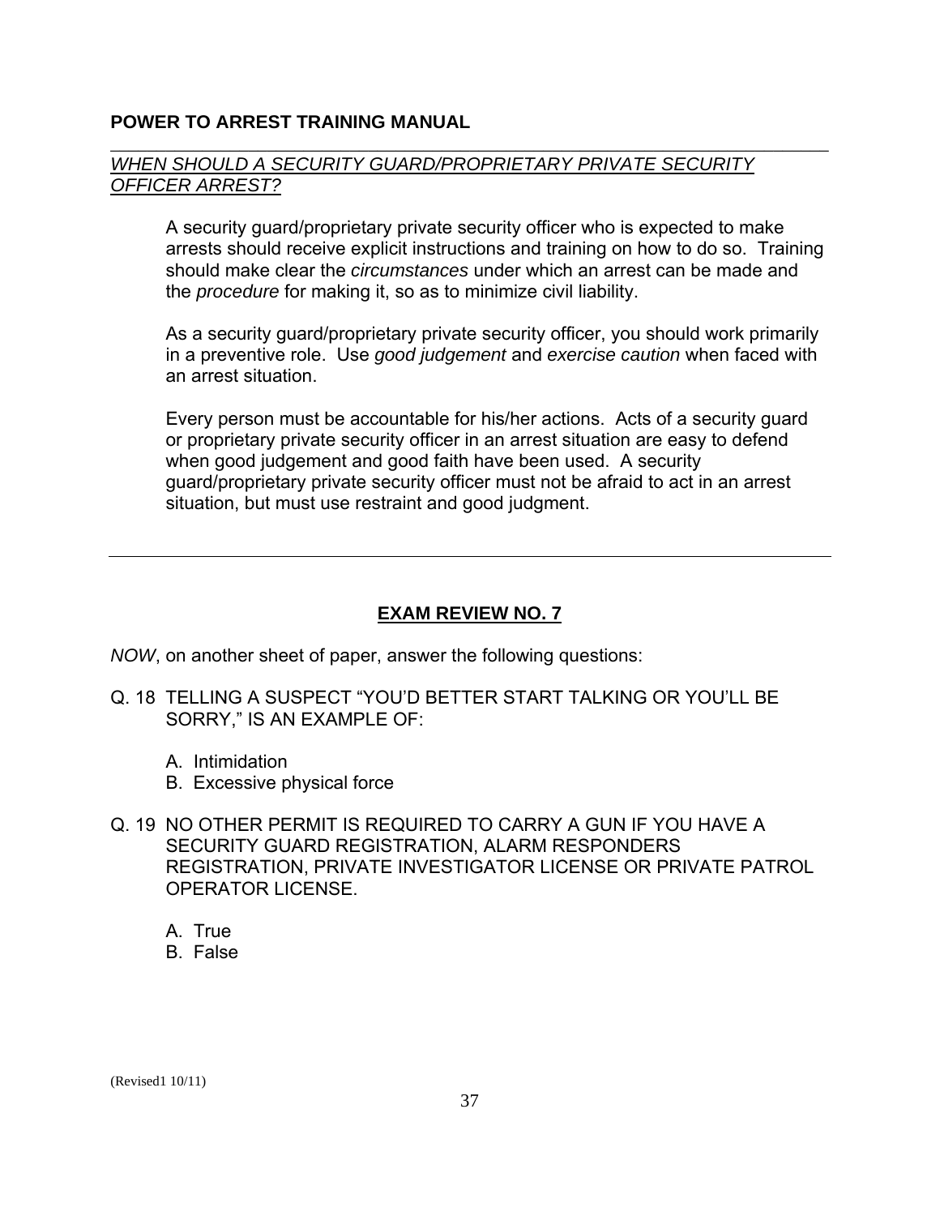**POWER TO ARREST TRAINING MANUAL**

*WHEN SHOULD A SECURITY GUARD/PROPRIETARY PRIVATE SECURITY OFFICER ARREST?*

A security guard/proprietary private security officer who is expected to make arrests should receive explicit instructions and training on how to do so. Training should make clear the *circumstances* under which an arrest can be made and the *procedure* for making it, so as to minimize civil liability.

As a security guard/proprietary private security officer, you should work primarily in a preventive role. Use *good judgement* and *exercise caution* when faced with an arrest situation.

Every person must be accountable for his/her actions. Acts of a security guard or proprietary private security officer in an arrest situation are easy to defend when good judgement and good faith have been used. A security guard/proprietary private security officer must not be afraid to act in an arrest situation, but must use restraint and good judgment.

---

## EXAM REVIEW NO. 7

*NOW*, on another sheet of paper, answer the following questions:

Q. 18 TELLING A SUSPECT "YOU'D BETTER START TALKING OR YOU'LL BE SORRY," IS AN EXAMPLE OF:

A. Intimidation
B. Excessive physical force

Q. 19 NO OTHER PERMIT IS REQUIRED TO CARRY A GUN IF YOU HAVE A SECURITY GUARD REGISTRATION, ALARM RESPONDERS REGISTRATION, PRIVATE INVESTIGATOR LICENSE OR PRIVATE PATROL OPERATOR LICENSE.

A. True
B. False

(Revised1 10/11)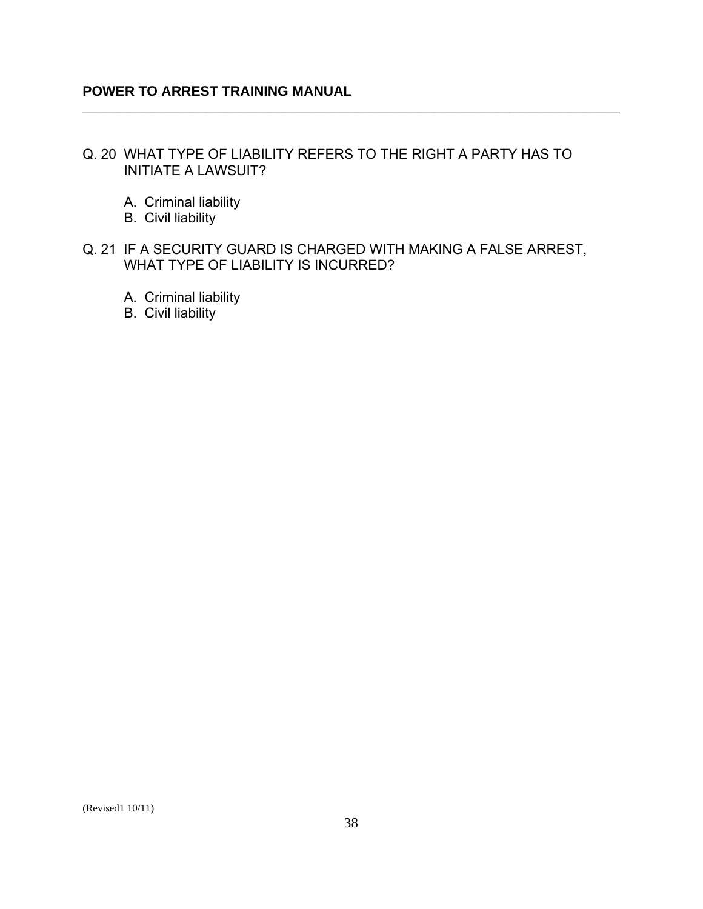Q. 20 WHAT TYPE OF LIABILITY REFERS TO THE RIGHT A PARTY HAS TO INITIATE A LAWSUIT?

A. Criminal liability
B. Civil liability

Q. 21 IF A SECURITY GUARD IS CHARGED WITH MAKING A FALSE ARREST, WHAT TYPE OF LIABILITY IS INCURRED?

A. Criminal liability
B. Civil liability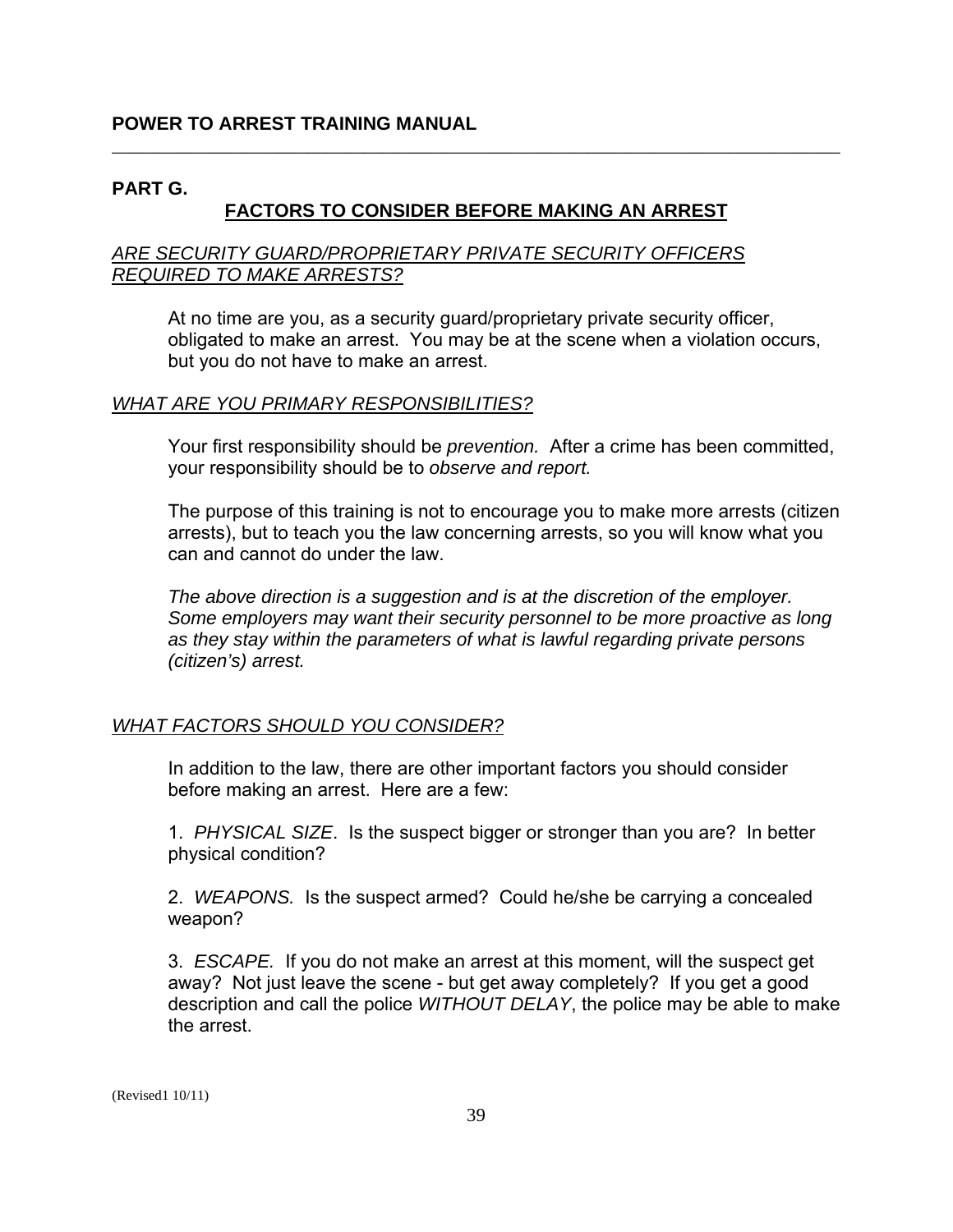## PART G.

### FACTORS TO CONSIDER BEFORE MAKING AN ARREST

*ARE SECURITY GUARD/PROPRIETARY PRIVATE SECURITY OFFICERS REQUIRED TO MAKE ARRESTS?*

At no time are you, as a security guard/proprietary private security officer, obligated to make an arrest. You may be at the scene when a violation occurs, but you do not have to make an arrest.

*WHAT ARE YOU PRIMARY RESPONSIBILITIES?*

Your first responsibility should be *prevention.* After a crime has been committed, your responsibility should be to *observe and report.*

The purpose of this training is not to encourage you to make more arrests (citizen arrests), but to teach you the law concerning arrests, so you will know what you can and cannot do under the law.

*The above direction is a suggestion and is at the discretion of the employer. Some employers may want their security personnel to be more proactive as long as they stay within the parameters of what is lawful regarding private persons (citizen's) arrest.*

*WHAT FACTORS SHOULD YOU CONSIDER?*

In addition to the law, there are other important factors you should consider before making an arrest. Here are a few:

1. *PHYSICAL SIZE*. Is the suspect bigger or stronger than you are? In better physical condition?

2. *WEAPONS.* Is the suspect armed? Could he/she be carrying a concealed weapon?

3. *ESCAPE.* If you do not make an arrest at this moment, will the suspect get away? Not just leave the scene - but get away completely? If you get a good description and call the police *WITHOUT DELAY*, the police may be able to make the arrest.

(Revised1 10/11)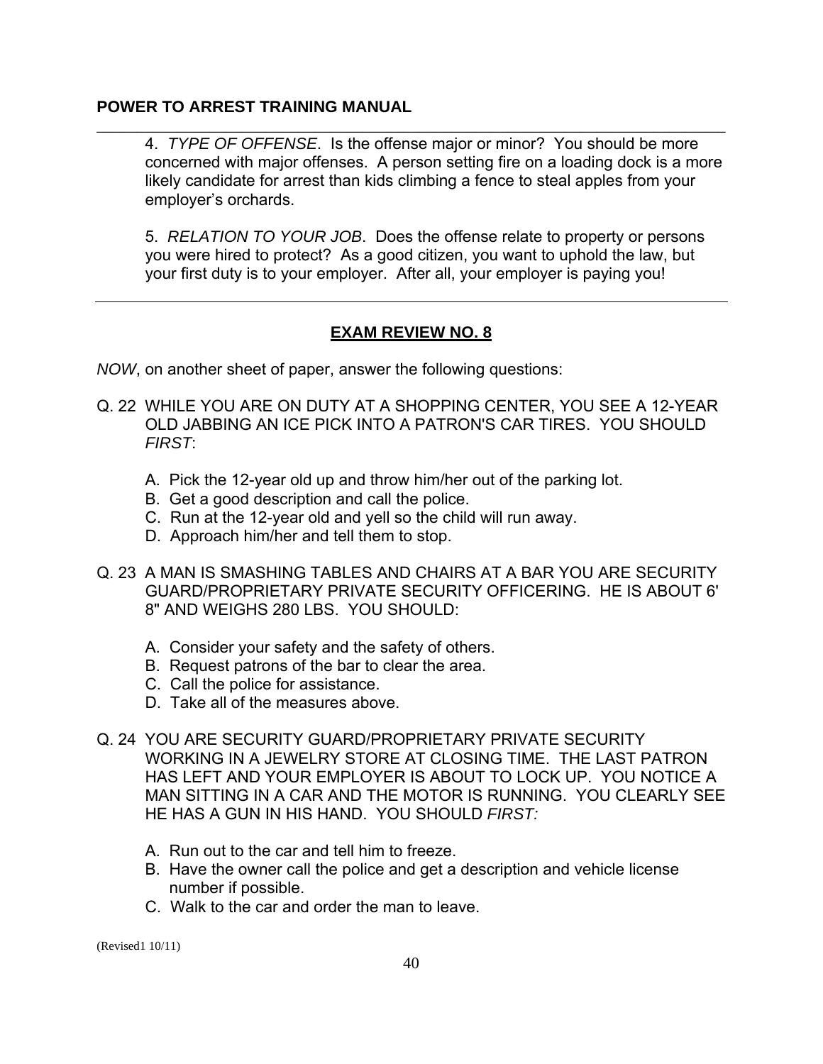4. *TYPE OF OFFENSE*. Is the offense major or minor? You should be more concerned with major offenses. A person setting fire on a loading dock is a more likely candidate for arrest than kids climbing a fence to steal apples from your employer's orchards.

5. *RELATION TO YOUR JOB*. Does the offense relate to property or persons you were hired to protect? As a good citizen, you want to uphold the law, but your first duty is to your employer. After all, your employer is paying you!

---

## EXAM REVIEW NO. 8

*NOW*, on another sheet of paper, answer the following questions:

Q. 22 WHILE YOU ARE ON DUTY AT A SHOPPING CENTER, YOU SEE A 12-YEAR OLD JABBING AN ICE PICK INTO A PATRON'S CAR TIRES. YOU SHOULD *FIRST*:

- A. Pick the 12-year old up and throw him/her out of the parking lot.
- B. Get a good description and call the police.
- C. Run at the 12-year old and yell so the child will run away.
- D. Approach him/her and tell them to stop.

Q. 23 A MAN IS SMASHING TABLES AND CHAIRS AT A BAR YOU ARE SECURITY GUARD/PROPRIETARY PRIVATE SECURITY OFFICERING. HE IS ABOUT 6' 8" AND WEIGHS 280 LBS. YOU SHOULD:

- A. Consider your safety and the safety of others.
- B. Request patrons of the bar to clear the area.
- C. Call the police for assistance.
- D. Take all of the measures above.

Q. 24 YOU ARE SECURITY GUARD/PROPRIETARY PRIVATE SECURITY WORKING IN A JEWELRY STORE AT CLOSING TIME. THE LAST PATRON HAS LEFT AND YOUR EMPLOYER IS ABOUT TO LOCK UP. YOU NOTICE A MAN SITTING IN A CAR AND THE MOTOR IS RUNNING. YOU CLEARLY SEE HE HAS A GUN IN HIS HAND. YOU SHOULD *FIRST:*

- A. Run out to the car and tell him to freeze.
- B. Have the owner call the police and get a description and vehicle license number if possible.
- C. Walk to the car and order the man to leave.

(Revised1 10/11)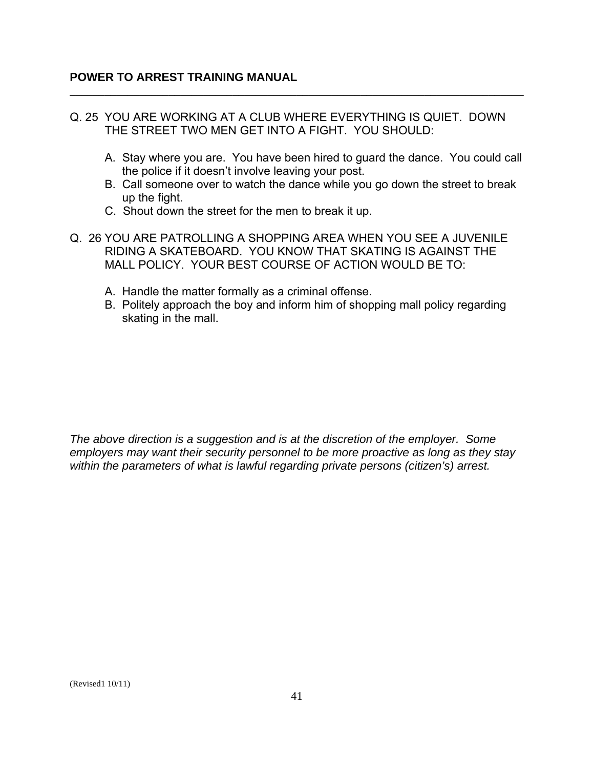Q. 25 YOU ARE WORKING AT A CLUB WHERE EVERYTHING IS QUIET. DOWN THE STREET TWO MEN GET INTO A FIGHT. YOU SHOULD:

A. Stay where you are. You have been hired to guard the dance. You could call the police if it doesn't involve leaving your post.
B. Call someone over to watch the dance while you go down the street to break up the fight.
C. Shout down the street for the men to break it up.

Q. 26 YOU ARE PATROLLING A SHOPPING AREA WHEN YOU SEE A JUVENILE RIDING A SKATEBOARD. YOU KNOW THAT SKATING IS AGAINST THE MALL POLICY. YOUR BEST COURSE OF ACTION WOULD BE TO:

A. Handle the matter formally as a criminal offense.
B. Politely approach the boy and inform him of shopping mall policy regarding skating in the mall.

*The above direction is a suggestion and is at the discretion of the employer. Some employers may want their security personnel to be more proactive as long as they stay within the parameters of what is lawful regarding private persons (citizen's) arrest.*

(Revised1 10/11)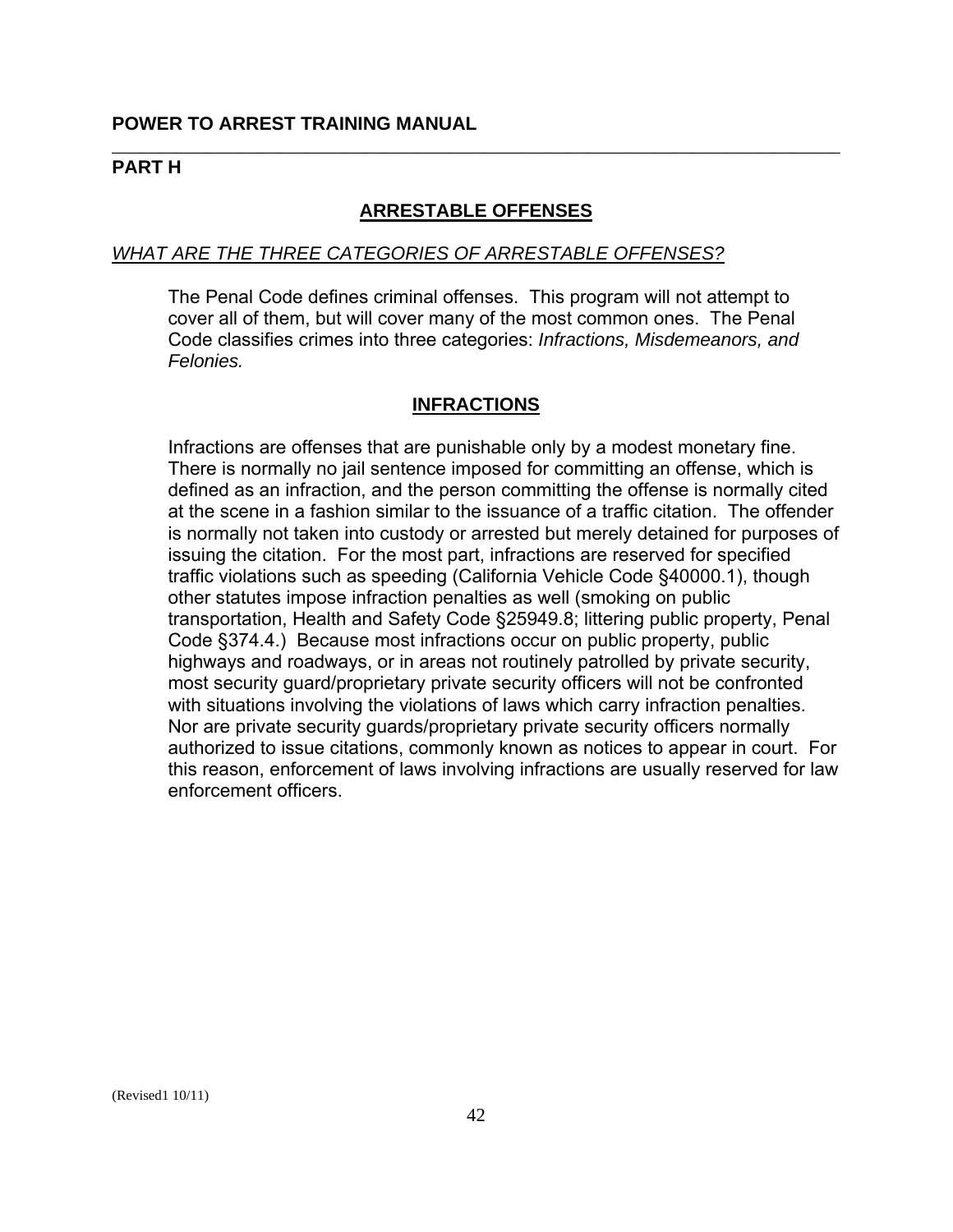**PART H**

## ARRESTABLE OFFENSES

*WHAT ARE THE THREE CATEGORIES OF ARRESTABLE OFFENSES?*

The Penal Code defines criminal offenses. This program will not attempt to cover all of them, but will cover many of the most common ones. The Penal Code classifies crimes into three categories: *Infractions, Misdemeanors, and Felonies.*

### INFRACTIONS

Infractions are offenses that are punishable only by a modest monetary fine. There is normally no jail sentence imposed for committing an offense, which is defined as an infraction, and the person committing the offense is normally cited at the scene in a fashion similar to the issuance of a traffic citation. The offender is normally not taken into custody or arrested but merely detained for purposes of issuing the citation. For the most part, infractions are reserved for specified traffic violations such as speeding (California Vehicle Code §40000.1), though other statutes impose infraction penalties as well (smoking on public transportation, Health and Safety Code §25949.8; littering public property, Penal Code §374.4.) Because most infractions occur on public property, public highways and roadways, or in areas not routinely patrolled by private security, most security guard/proprietary private security officers will not be confronted with situations involving the violations of laws which carry infraction penalties. Nor are private security guards/proprietary private security officers normally authorized to issue citations, commonly known as notices to appear in court. For this reason, enforcement of laws involving infractions are usually reserved for law enforcement officers.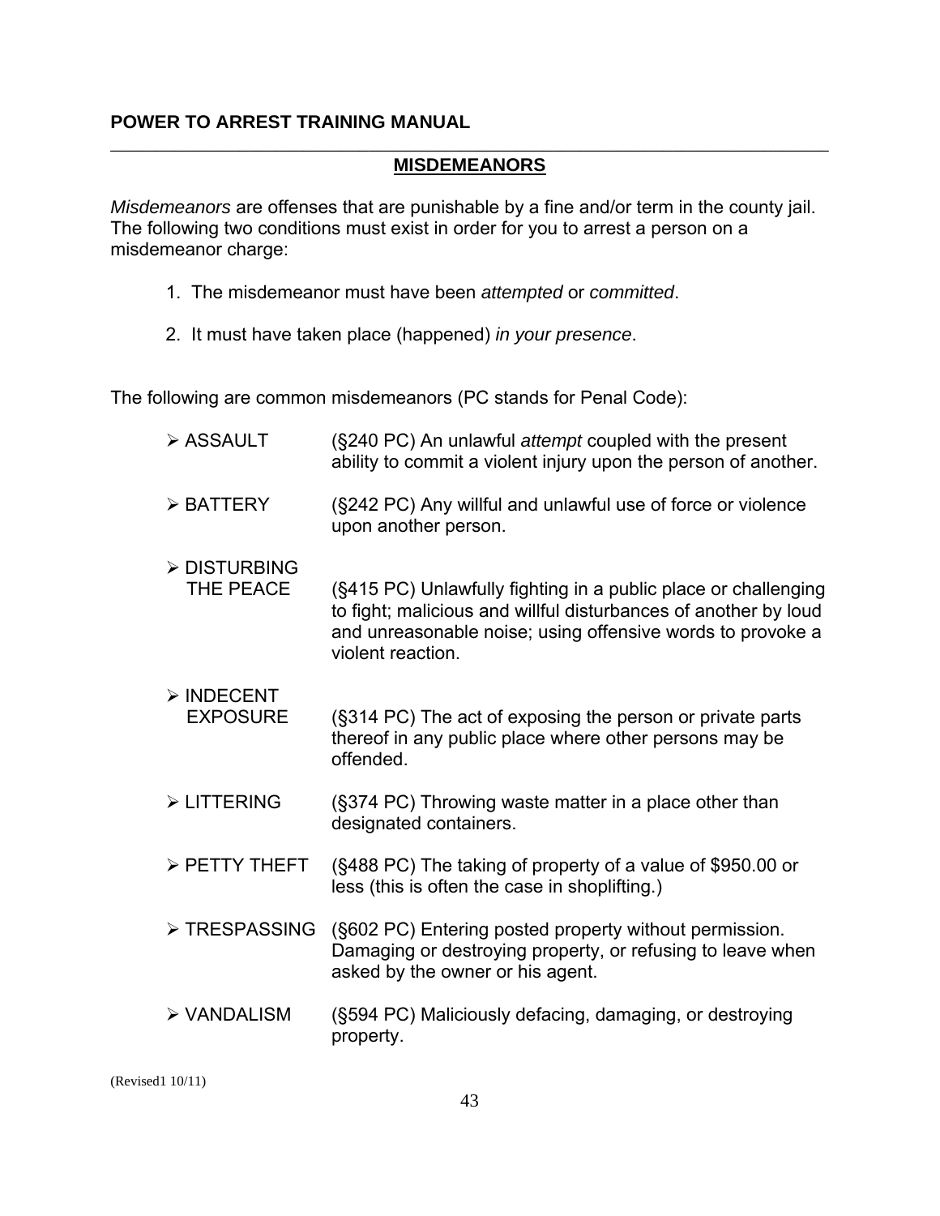## MISDEMEANORS

*Misdemeanors* are offenses that are punishable by a fine and/or term in the county jail. The following two conditions must exist in order for you to arrest a person on a misdemeanor charge:

1. The misdemeanor must have been *attempted* or *committed*.
2. It must have taken place (happened) *in your presence*.

The following are common misdemeanors (PC stands for Penal Code):

- **ASSAULT** (§240 PC) An unlawful *attempt* coupled with the present ability to commit a violent injury upon the person of another.
- **BATTERY** (§242 PC) Any willful and unlawful use of force or violence upon another person.
- **DISTURBING THE PEACE** (§415 PC) Unlawfully fighting in a public place or challenging to fight; malicious and willful disturbances of another by loud and unreasonable noise; using offensive words to provoke a violent reaction.
- **INDECENT EXPOSURE** (§314 PC) The act of exposing the person or private parts thereof in any public place where other persons may be offended.
- **LITTERING** (§374 PC) Throwing waste matter in a place other than designated containers.
- **PETTY THEFT** (§488 PC) The taking of property of a value of $950.00 or less (this is often the case in shoplifting.)
- **TRESPASSING** (§602 PC) Entering posted property without permission. Damaging or destroying property, or refusing to leave when asked by the owner or his agent.
- **VANDALISM** (§594 PC) Maliciously defacing, damaging, or destroying property.

(Revised1 10/11)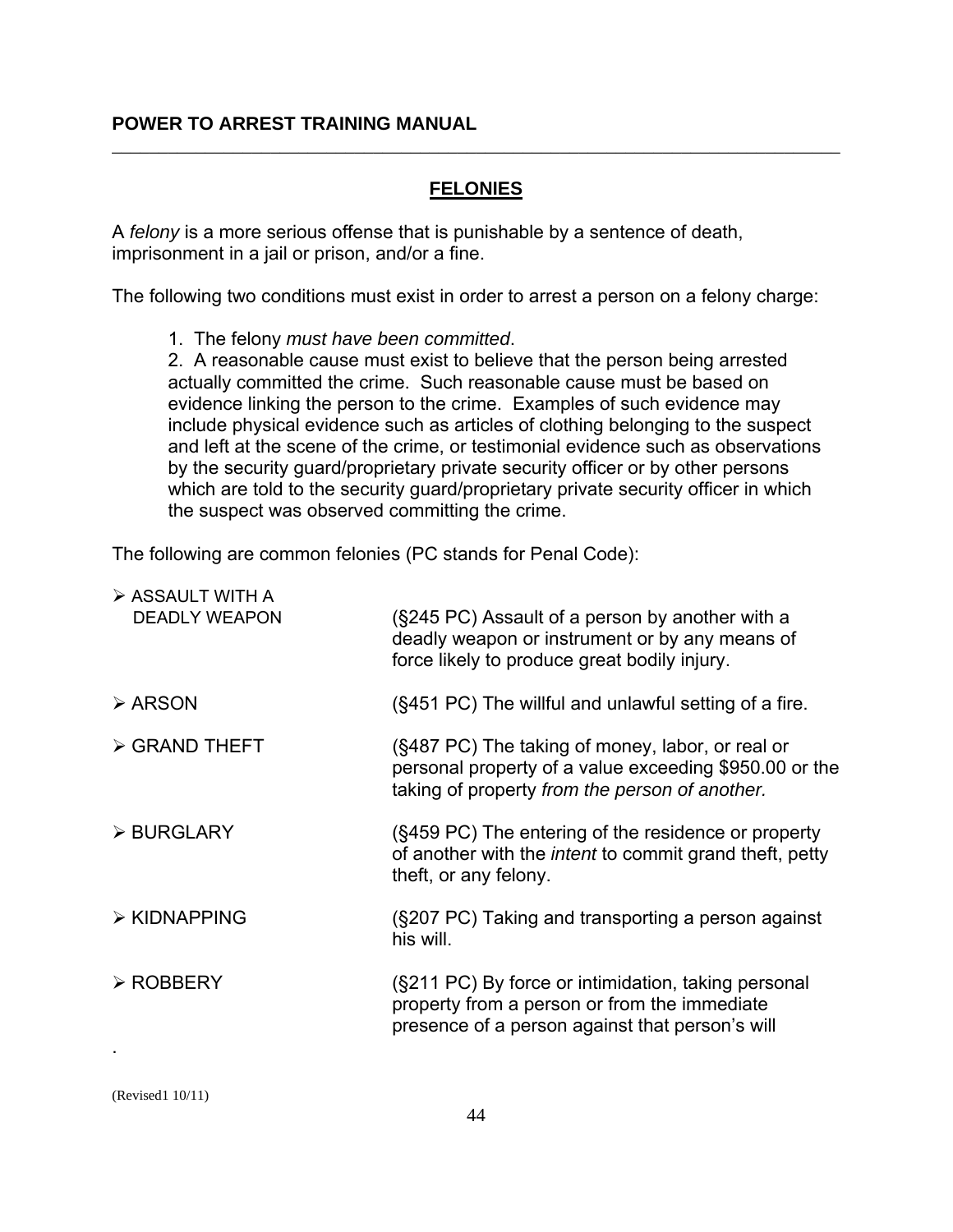## FELONIES

A *felony* is a more serious offense that is punishable by a sentence of death, imprisonment in a jail or prison, and/or a fine.

The following two conditions must exist in order to arrest a person on a felony charge:

1. The felony *must have been committed*.
2. A reasonable cause must exist to believe that the person being arrested actually committed the crime. Such reasonable cause must be based on evidence linking the person to the crime. Examples of such evidence may include physical evidence such as articles of clothing belonging to the suspect and left at the scene of the crime, or testimonial evidence such as observations by the security guard/proprietary private security officer or by other persons which are told to the security guard/proprietary private security officer in which the suspect was observed committing the crime.

The following are common felonies (PC stands for Penal Code):

- ASSAULT WITH A DEADLY WEAPON — (§245 PC) Assault of a person by another with a deadly weapon or instrument or by any means of force likely to produce great bodily injury.
- ARSON — (§451 PC) The willful and unlawful setting of a fire.
- GRAND THEFT — (§487 PC) The taking of money, labor, or real or personal property of a value exceeding $950.00 or the taking of property *from the person of another.*
- BURGLARY — (§459 PC) The entering of the residence or property of another with the *intent* to commit grand theft, petty theft, or any felony.
- KIDNAPPING — (§207 PC) Taking and transporting a person against his will.
- ROBBERY — (§211 PC) By force or intimidation, taking personal property from a person or from the immediate presence of a person against that person's will

.

(Revised1 10/11)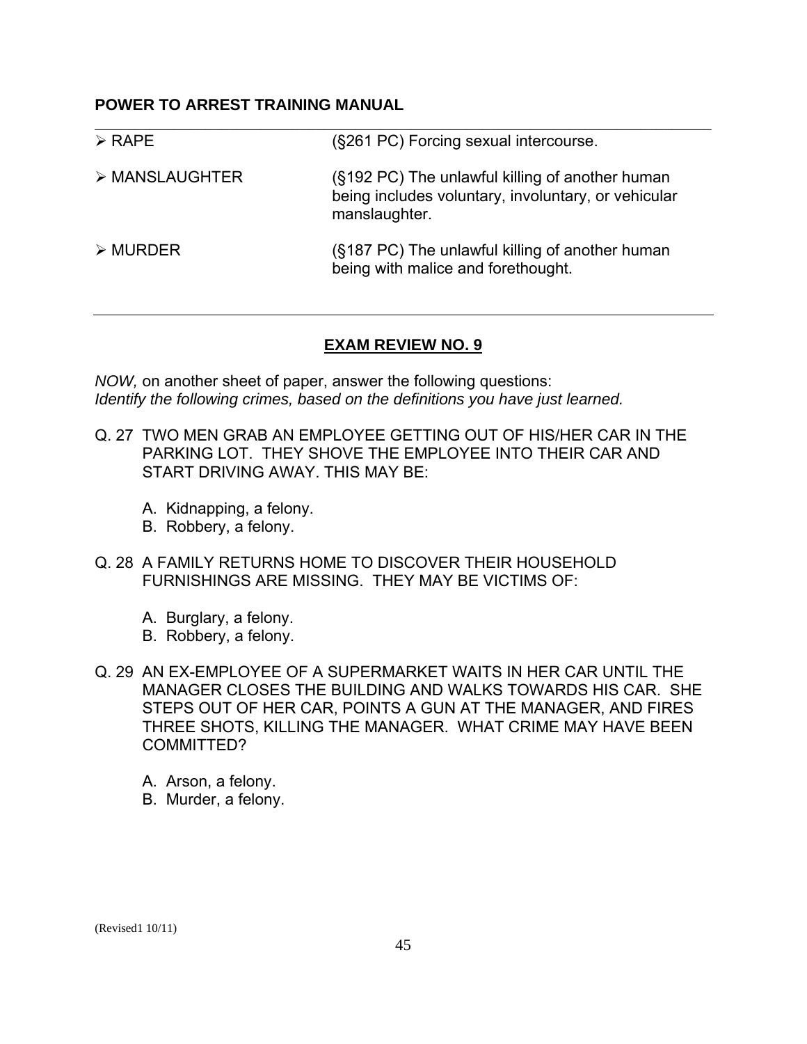| | |
|---|---|
| ➢ RAPE | (§261 PC) Forcing sexual intercourse. |
| ➢ MANSLAUGHTER | (§192 PC) The unlawful killing of another human being includes voluntary, involuntary, or vehicular manslaughter. |
| ➢ MURDER | (§187 PC) The unlawful killing of another human being with malice and forethought. |

## EXAM REVIEW NO. 9

*NOW,* on another sheet of paper, answer the following questions:
*Identify the following crimes, based on the definitions you have just learned.*

Q. 27 TWO MEN GRAB AN EMPLOYEE GETTING OUT OF HIS/HER CAR IN THE PARKING LOT. THEY SHOVE THE EMPLOYEE INTO THEIR CAR AND START DRIVING AWAY. THIS MAY BE:

A. Kidnapping, a felony.
B. Robbery, a felony.

Q. 28 A FAMILY RETURNS HOME TO DISCOVER THEIR HOUSEHOLD FURNISHINGS ARE MISSING. THEY MAY BE VICTIMS OF:

A. Burglary, a felony.
B. Robbery, a felony.

Q. 29 AN EX-EMPLOYEE OF A SUPERMARKET WAITS IN HER CAR UNTIL THE MANAGER CLOSES THE BUILDING AND WALKS TOWARDS HIS CAR. SHE STEPS OUT OF HER CAR, POINTS A GUN AT THE MANAGER, AND FIRES THREE SHOTS, KILLING THE MANAGER. WHAT CRIME MAY HAVE BEEN COMMITTED?

A. Arson, a felony.
B. Murder, a felony.

(Revised1 10/11)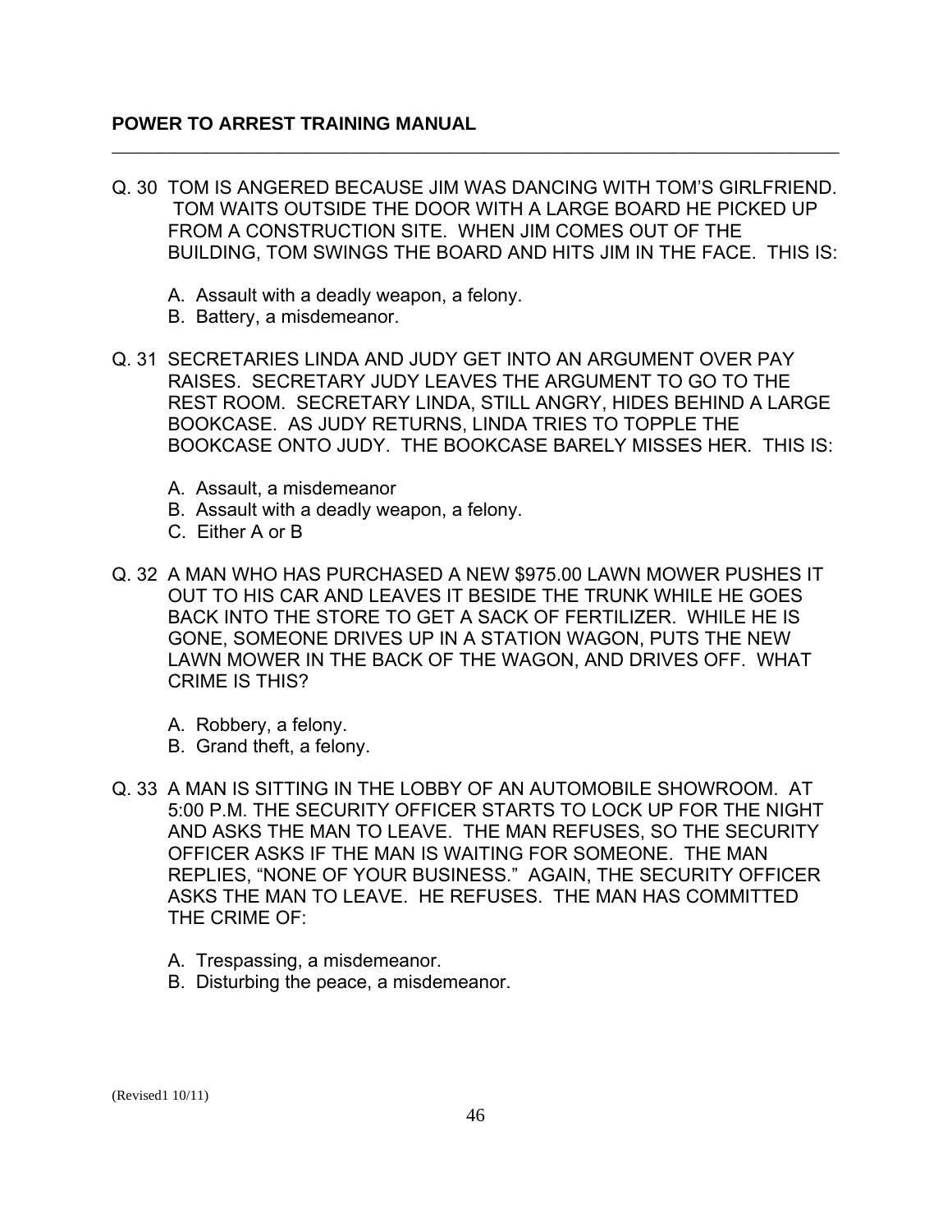Q. 30 TOM IS ANGERED BECAUSE JIM WAS DANCING WITH TOM'S GIRLFRIEND. TOM WAITS OUTSIDE THE DOOR WITH A LARGE BOARD HE PICKED UP FROM A CONSTRUCTION SITE. WHEN JIM COMES OUT OF THE BUILDING, TOM SWINGS THE BOARD AND HITS JIM IN THE FACE. THIS IS:

A. Assault with a deadly weapon, a felony.
B. Battery, a misdemeanor.

Q. 31 SECRETARIES LINDA AND JUDY GET INTO AN ARGUMENT OVER PAY RAISES. SECRETARY JUDY LEAVES THE ARGUMENT TO GO TO THE REST ROOM. SECRETARY LINDA, STILL ANGRY, HIDES BEHIND A LARGE BOOKCASE. AS JUDY RETURNS, LINDA TRIES TO TOPPLE THE BOOKCASE ONTO JUDY. THE BOOKCASE BARELY MISSES HER. THIS IS:

A. Assault, a misdemeanor
B. Assault with a deadly weapon, a felony.
C. Either A or B

Q. 32 A MAN WHO HAS PURCHASED A NEW $975.00 LAWN MOWER PUSHES IT OUT TO HIS CAR AND LEAVES IT BESIDE THE TRUNK WHILE HE GOES BACK INTO THE STORE TO GET A SACK OF FERTILIZER. WHILE HE IS GONE, SOMEONE DRIVES UP IN A STATION WAGON, PUTS THE NEW LAWN MOWER IN THE BACK OF THE WAGON, AND DRIVES OFF. WHAT CRIME IS THIS?

A. Robbery, a felony.
B. Grand theft, a felony.

Q. 33 A MAN IS SITTING IN THE LOBBY OF AN AUTOMOBILE SHOWROOM. AT 5:00 P.M. THE SECURITY OFFICER STARTS TO LOCK UP FOR THE NIGHT AND ASKS THE MAN TO LEAVE. THE MAN REFUSES, SO THE SECURITY OFFICER ASKS IF THE MAN IS WAITING FOR SOMEONE. THE MAN REPLIES, "NONE OF YOUR BUSINESS." AGAIN, THE SECURITY OFFICER ASKS THE MAN TO LEAVE. HE REFUSES. THE MAN HAS COMMITTED THE CRIME OF:

A. Trespassing, a misdemeanor.
B. Disturbing the peace, a misdemeanor.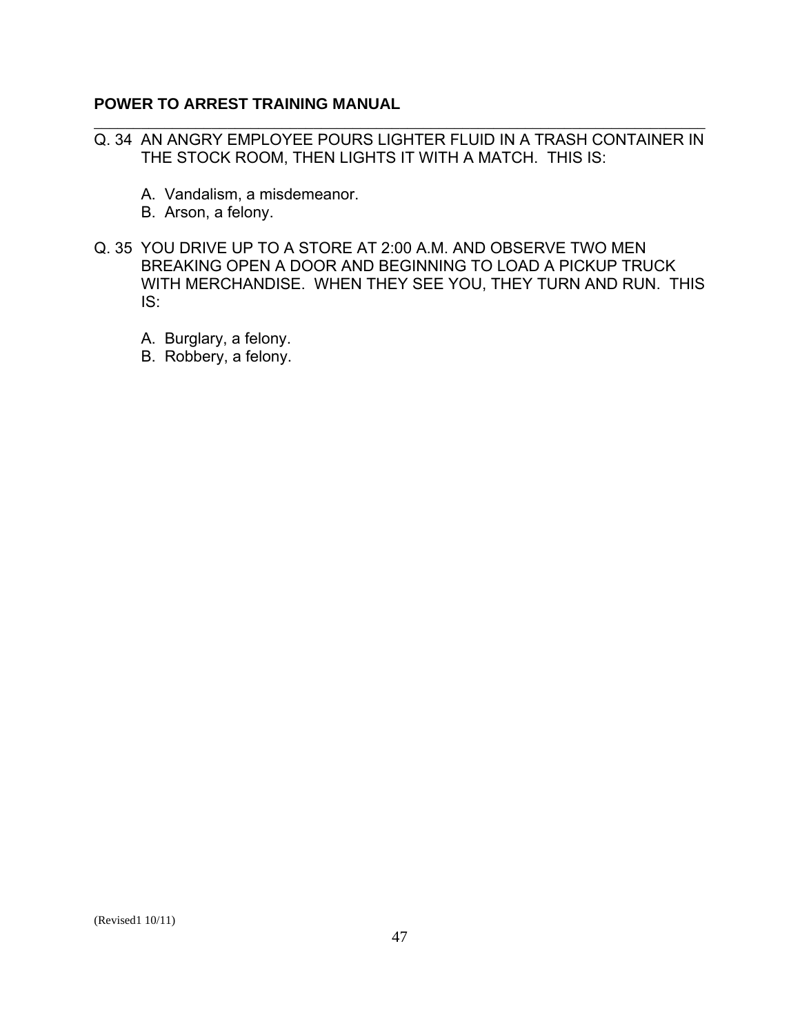Q. 34 AN ANGRY EMPLOYEE POURS LIGHTER FLUID IN A TRASH CONTAINER IN THE STOCK ROOM, THEN LIGHTS IT WITH A MATCH. THIS IS:

A. Vandalism, a misdemeanor.
B. Arson, a felony.

Q. 35 YOU DRIVE UP TO A STORE AT 2:00 A.M. AND OBSERVE TWO MEN BREAKING OPEN A DOOR AND BEGINNING TO LOAD A PICKUP TRUCK WITH MERCHANDISE. WHEN THEY SEE YOU, THEY TURN AND RUN. THIS IS:

A. Burglary, a felony.
B. Robbery, a felony.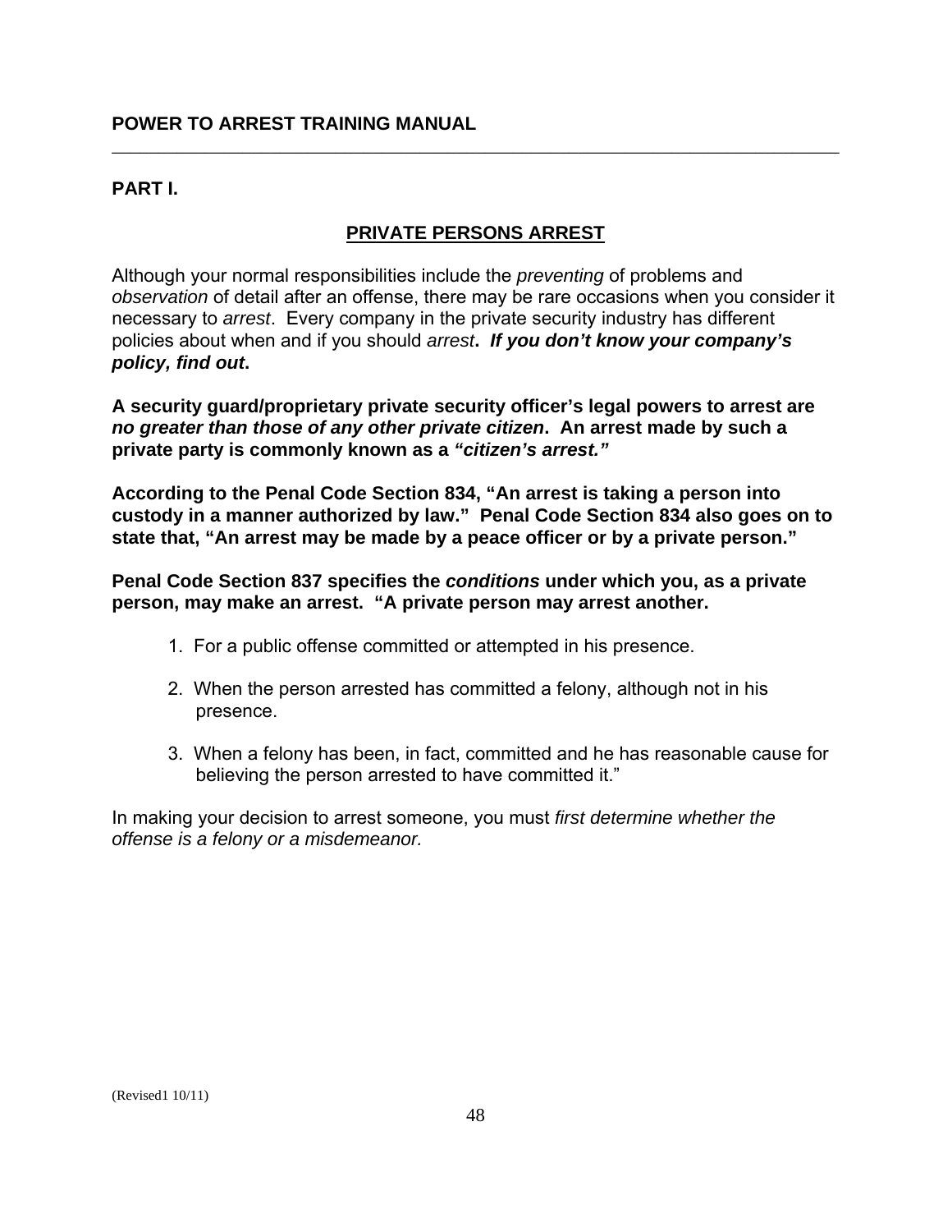**POWER TO ARREST TRAINING MANUAL**

---

**PART I.**

## PRIVATE PERSONS ARREST

Although your normal responsibilities include the *preventing* of problems and *observation* of detail after an offense, there may be rare occasions when you consider it necessary to *arrest*. Every company in the private security industry has different policies about when and if you should *arrest*. ***If you don't know your company's policy, find out*.**

**A security guard/proprietary private security officer's legal powers to arrest are *no greater than those of any other private citizen*. An arrest made by such a private party is commonly known as a *"citizen's arrest."***

**According to the Penal Code Section 834, "An arrest is taking a person into custody in a manner authorized by law." Penal Code Section 834 also goes on to state that, "An arrest may be made by a peace officer or by a private person."**

**Penal Code Section 837 specifies the *conditions* under which you, as a private person, may make an arrest. "A private person may arrest another.**

1. For a public offense committed or attempted in his presence.
2. When the person arrested has committed a felony, although not in his presence.
3. When a felony has been, in fact, committed and he has reasonable cause for believing the person arrested to have committed it."

In making your decision to arrest someone, you must *first determine whether the offense is a felony or a misdemeanor.*

(Revised1 10/11)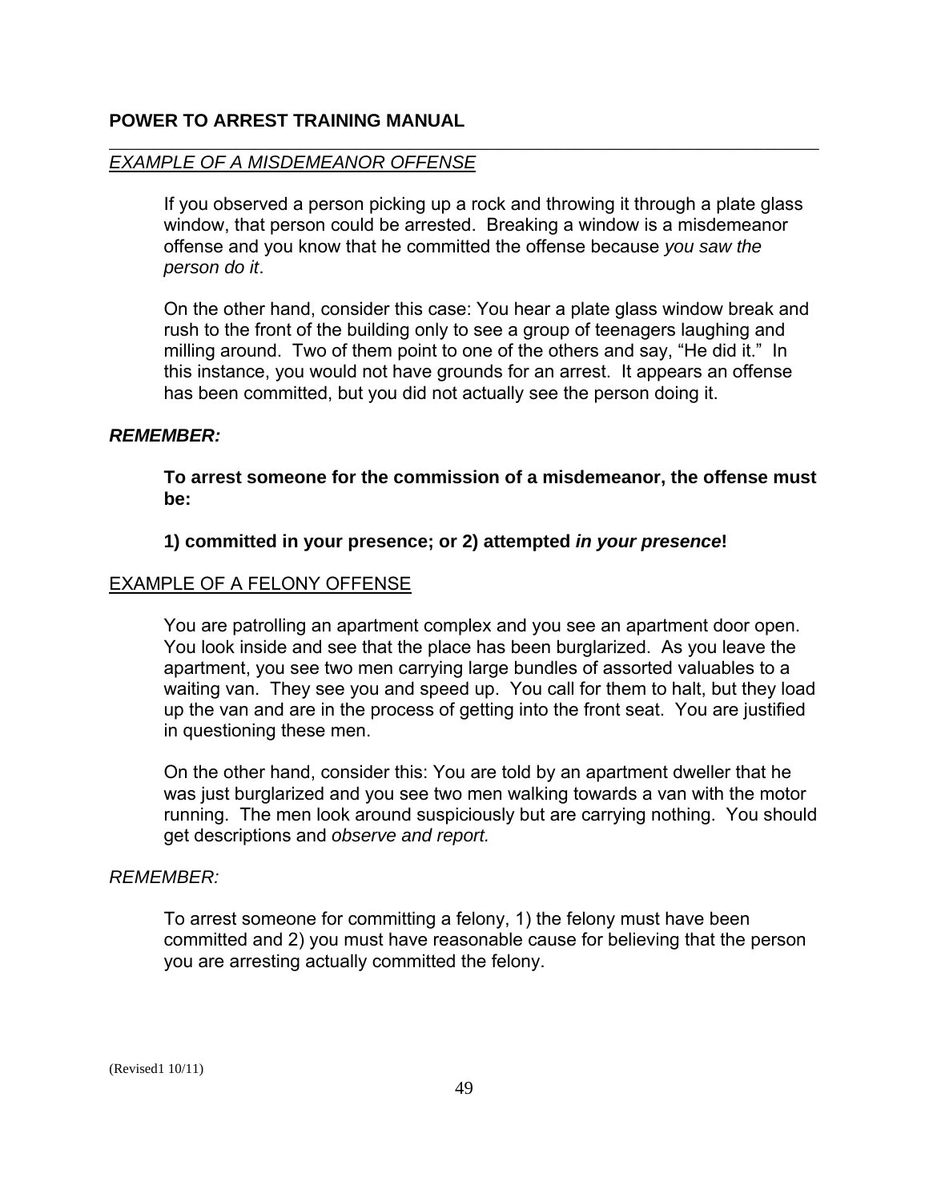*EXAMPLE OF A MISDEMEANOR OFFENSE*

If you observed a person picking up a rock and throwing it through a plate glass window, that person could be arrested. Breaking a window is a misdemeanor offense and you know that he committed the offense because *you saw the person do it*.

On the other hand, consider this case: You hear a plate glass window break and rush to the front of the building only to see a group of teenagers laughing and milling around. Two of them point to one of the others and say, "He did it." In this instance, you would not have grounds for an arrest. It appears an offense has been committed, but you did not actually see the person doing it.

***REMEMBER:***

**To arrest someone for the commission of a misdemeanor, the offense must be:**

**1) committed in your presence; or 2) attempted *in your presence*!**

EXAMPLE OF A FELONY OFFENSE

You are patrolling an apartment complex and you see an apartment door open. You look inside and see that the place has been burglarized. As you leave the apartment, you see two men carrying large bundles of assorted valuables to a waiting van. They see you and speed up. You call for them to halt, but they load up the van and are in the process of getting into the front seat. You are justified in questioning these men.

On the other hand, consider this: You are told by an apartment dweller that he was just burglarized and you see two men walking towards a van with the motor running. The men look around suspiciously but are carrying nothing. You should get descriptions and *observe and report.*

*REMEMBER:*

To arrest someone for committing a felony, 1) the felony must have been committed and 2) you must have reasonable cause for believing that the person you are arresting actually committed the felony.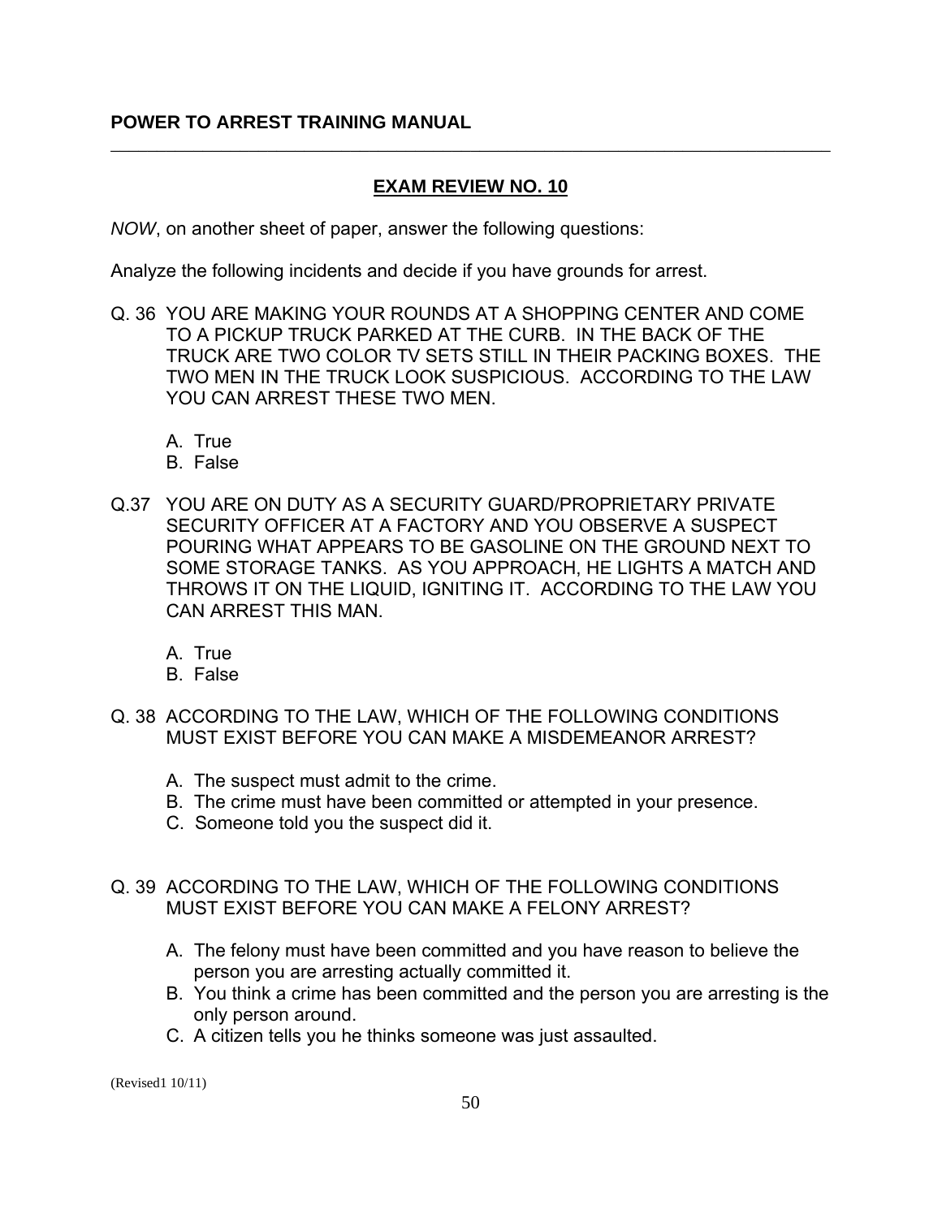## EXAM REVIEW NO. 10

*NOW*, on another sheet of paper, answer the following questions:

Analyze the following incidents and decide if you have grounds for arrest.

Q. 36 YOU ARE MAKING YOUR ROUNDS AT A SHOPPING CENTER AND COME TO A PICKUP TRUCK PARKED AT THE CURB. IN THE BACK OF THE TRUCK ARE TWO COLOR TV SETS STILL IN THEIR PACKING BOXES. THE TWO MEN IN THE TRUCK LOOK SUSPICIOUS. ACCORDING TO THE LAW YOU CAN ARREST THESE TWO MEN.

A. True
B. False

Q.37 YOU ARE ON DUTY AS A SECURITY GUARD/PROPRIETARY PRIVATE SECURITY OFFICER AT A FACTORY AND YOU OBSERVE A SUSPECT POURING WHAT APPEARS TO BE GASOLINE ON THE GROUND NEXT TO SOME STORAGE TANKS. AS YOU APPROACH, HE LIGHTS A MATCH AND THROWS IT ON THE LIQUID, IGNITING IT. ACCORDING TO THE LAW YOU CAN ARREST THIS MAN.

A. True
B. False

Q. 38 ACCORDING TO THE LAW, WHICH OF THE FOLLOWING CONDITIONS MUST EXIST BEFORE YOU CAN MAKE A MISDEMEANOR ARREST?

A. The suspect must admit to the crime.
B. The crime must have been committed or attempted in your presence.
C. Someone told you the suspect did it.

Q. 39 ACCORDING TO THE LAW, WHICH OF THE FOLLOWING CONDITIONS MUST EXIST BEFORE YOU CAN MAKE A FELONY ARREST?

A. The felony must have been committed and you have reason to believe the person you are arresting actually committed it.
B. You think a crime has been committed and the person you are arresting is the only person around.
C. A citizen tells you he thinks someone was just assaulted.

(Revised1 10/11)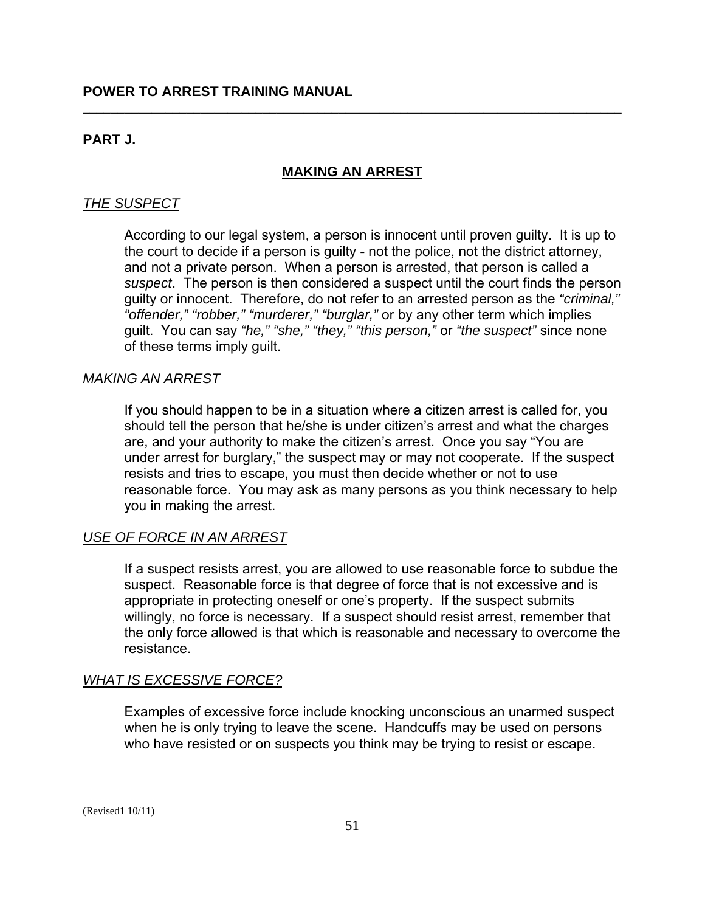## PART J.

### MAKING AN ARREST

*THE SUSPECT*

According to our legal system, a person is innocent until proven guilty. It is up to the court to decide if a person is guilty - not the police, not the district attorney, and not a private person. When a person is arrested, that person is called a *suspect*. The person is then considered a suspect until the court finds the person guilty or innocent. Therefore, do not refer to an arrested person as the *"criminal," "offender," "robber," "murderer," "burglar,"* or by any other term which implies guilt. You can say *"he," "she," "they," "this person,"* or *"the suspect"* since none of these terms imply guilt.

*MAKING AN ARREST*

If you should happen to be in a situation where a citizen arrest is called for, you should tell the person that he/she is under citizen's arrest and what the charges are, and your authority to make the citizen's arrest. Once you say "You are under arrest for burglary," the suspect may or may not cooperate. If the suspect resists and tries to escape, you must then decide whether or not to use reasonable force. You may ask as many persons as you think necessary to help you in making the arrest.

*USE OF FORCE IN AN ARREST*

If a suspect resists arrest, you are allowed to use reasonable force to subdue the suspect. Reasonable force is that degree of force that is not excessive and is appropriate in protecting oneself or one's property. If the suspect submits willingly, no force is necessary. If a suspect should resist arrest, remember that the only force allowed is that which is reasonable and necessary to overcome the resistance.

*WHAT IS EXCESSIVE FORCE?*

Examples of excessive force include knocking unconscious an unarmed suspect when he is only trying to leave the scene. Handcuffs may be used on persons who have resisted or on suspects you think may be trying to resist or escape.

(Revised1 10/11)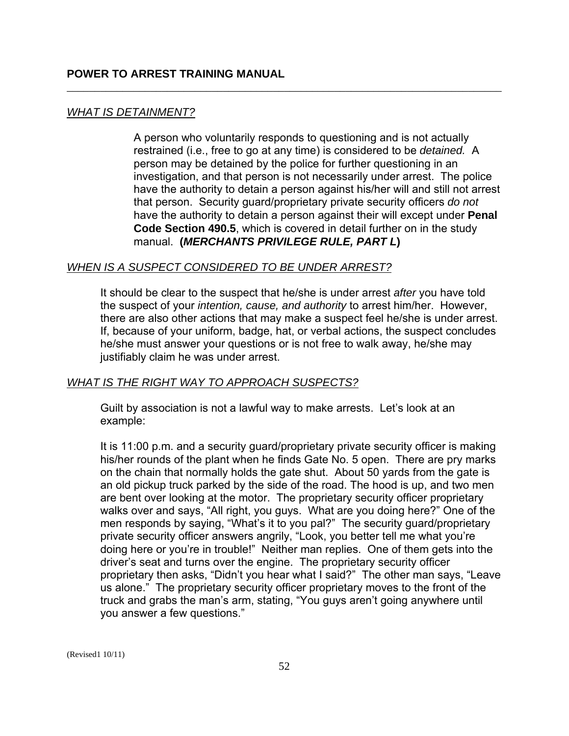## *WHAT IS DETAINMENT?*

A person who voluntarily responds to questioning and is not actually restrained (i.e., free to go at any time) is considered to be *detained.* A person may be detained by the police for further questioning in an investigation, and that person is not necessarily under arrest. The police have the authority to detain a person against his/her will and still not arrest that person. Security guard/proprietary private security officers *do not* have the authority to detain a person against their will except under **Penal Code Section 490.5**, which is covered in detail further on in the study manual. **(*MERCHANTS PRIVILEGE RULE, PART L*)**

## *WHEN IS A SUSPECT CONSIDERED TO BE UNDER ARREST?*

It should be clear to the suspect that he/she is under arrest *after* you have told the suspect of your *intention, cause, and authority* to arrest him/her. However, there are also other actions that may make a suspect feel he/she is under arrest. If, because of your uniform, badge, hat, or verbal actions, the suspect concludes he/she must answer your questions or is not free to walk away, he/she may justifiably claim he was under arrest.

## *WHAT IS THE RIGHT WAY TO APPROACH SUSPECTS?*

Guilt by association is not a lawful way to make arrests. Let's look at an example:

It is 11:00 p.m. and a security guard/proprietary private security officer is making his/her rounds of the plant when he finds Gate No. 5 open. There are pry marks on the chain that normally holds the gate shut. About 50 yards from the gate is an old pickup truck parked by the side of the road. The hood is up, and two men are bent over looking at the motor. The proprietary security officer proprietary walks over and says, "All right, you guys. What are you doing here?" One of the men responds by saying, "What's it to you pal?" The security guard/proprietary private security officer answers angrily, "Look, you better tell me what you're doing here or you're in trouble!" Neither man replies. One of them gets into the driver's seat and turns over the engine. The proprietary security officer proprietary then asks, "Didn't you hear what I said?" The other man says, "Leave us alone." The proprietary security officer proprietary moves to the front of the truck and grabs the man's arm, stating, "You guys aren't going anywhere until you answer a few questions."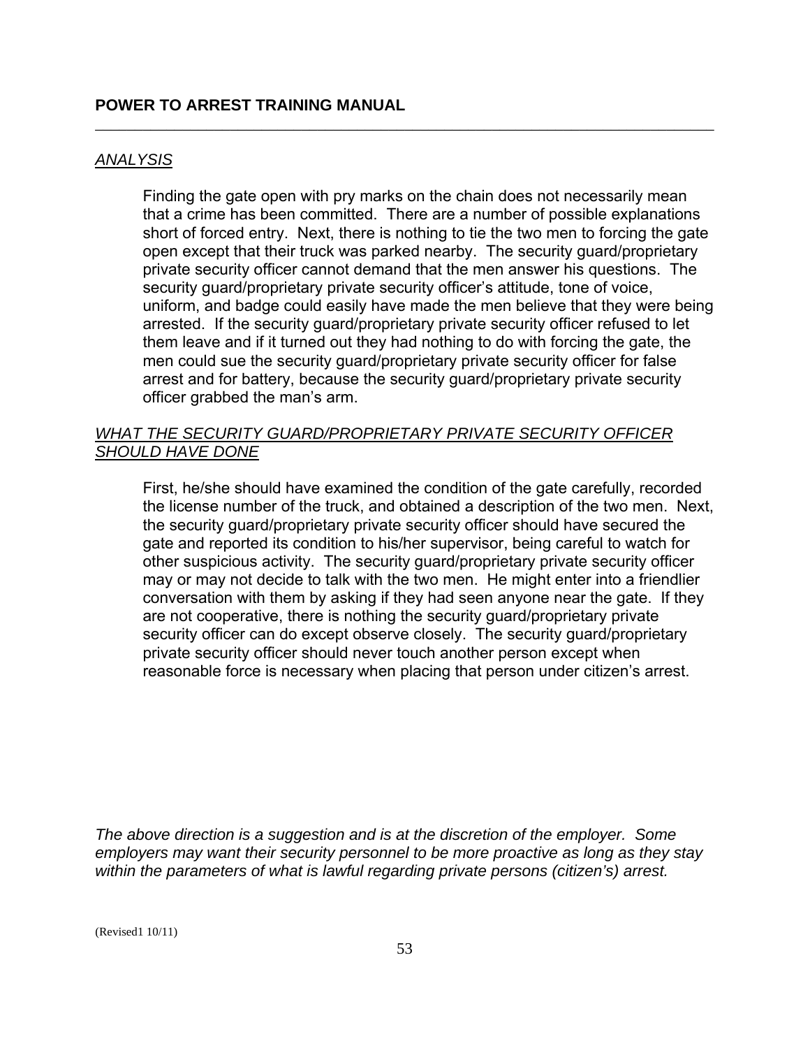## *ANALYSIS*

Finding the gate open with pry marks on the chain does not necessarily mean that a crime has been committed. There are a number of possible explanations short of forced entry. Next, there is nothing to tie the two men to forcing the gate open except that their truck was parked nearby. The security guard/proprietary private security officer cannot demand that the men answer his questions. The security guard/proprietary private security officer's attitude, tone of voice, uniform, and badge could easily have made the men believe that they were being arrested. If the security guard/proprietary private security officer refused to let them leave and if it turned out they had nothing to do with forcing the gate, the men could sue the security guard/proprietary private security officer for false arrest and for battery, because the security guard/proprietary private security officer grabbed the man's arm.

## *WHAT THE SECURITY GUARD/PROPRIETARY PRIVATE SECURITY OFFICER SHOULD HAVE DONE*

First, he/she should have examined the condition of the gate carefully, recorded the license number of the truck, and obtained a description of the two men. Next, the security guard/proprietary private security officer should have secured the gate and reported its condition to his/her supervisor, being careful to watch for other suspicious activity. The security guard/proprietary private security officer may or may not decide to talk with the two men. He might enter into a friendlier conversation with them by asking if they had seen anyone near the gate. If they are not cooperative, there is nothing the security guard/proprietary private security officer can do except observe closely. The security guard/proprietary private security officer should never touch another person except when reasonable force is necessary when placing that person under citizen's arrest.

*The above direction is a suggestion and is at the discretion of the employer. Some employers may want their security personnel to be more proactive as long as they stay within the parameters of what is lawful regarding private persons (citizen's) arrest.*

(Revised1 10/11)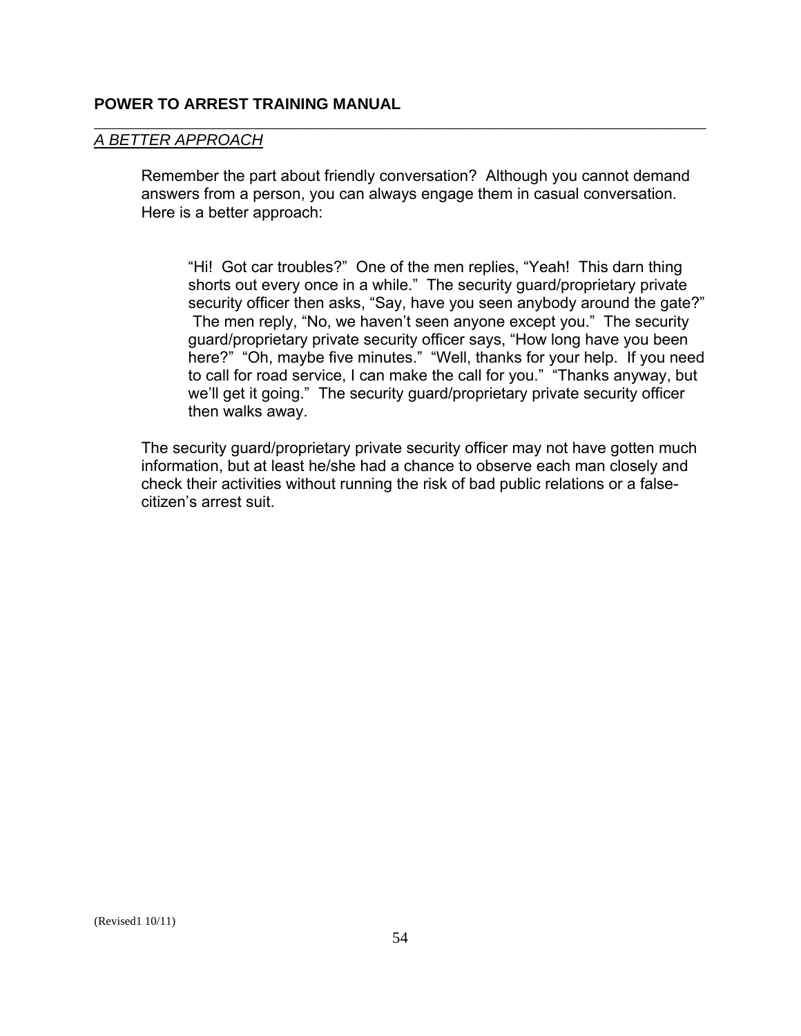## *A BETTER APPROACH*

Remember the part about friendly conversation? Although you cannot demand answers from a person, you can always engage them in casual conversation. Here is a better approach:

> "Hi! Got car troubles?" One of the men replies, "Yeah! This darn thing shorts out every once in a while." The security guard/proprietary private security officer then asks, "Say, have you seen anybody around the gate?" The men reply, "No, we haven't seen anyone except you." The security guard/proprietary private security officer says, "How long have you been here?" "Oh, maybe five minutes." "Well, thanks for your help. If you need to call for road service, I can make the call for you." "Thanks anyway, but we'll get it going." The security guard/proprietary private security officer then walks away.

The security guard/proprietary private security officer may not have gotten much information, but at least he/she had a chance to observe each man closely and check their activities without running the risk of bad public relations or a false-citizen's arrest suit.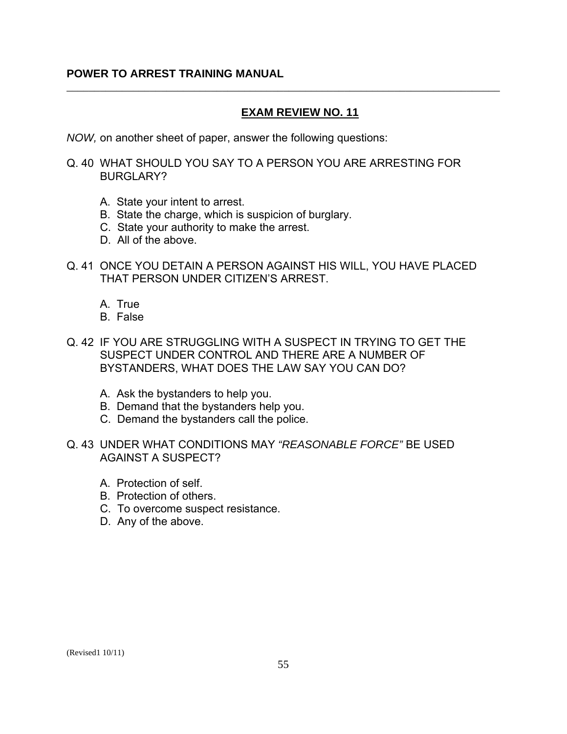## EXAM REVIEW NO. 11

*NOW,* on another sheet of paper, answer the following questions:

Q. 40 WHAT SHOULD YOU SAY TO A PERSON YOU ARE ARRESTING FOR BURGLARY?

A. State your intent to arrest.
B. State the charge, which is suspicion of burglary.
C. State your authority to make the arrest.
D. All of the above.

Q. 41 ONCE YOU DETAIN A PERSON AGAINST HIS WILL, YOU HAVE PLACED THAT PERSON UNDER CITIZEN'S ARREST.

A. True
B. False

Q. 42 IF YOU ARE STRUGGLING WITH A SUSPECT IN TRYING TO GET THE SUSPECT UNDER CONTROL AND THERE ARE A NUMBER OF BYSTANDERS, WHAT DOES THE LAW SAY YOU CAN DO?

A. Ask the bystanders to help you.
B. Demand that the bystanders help you.
C. Demand the bystanders call the police.

Q. 43 UNDER WHAT CONDITIONS MAY *"REASONABLE FORCE"* BE USED AGAINST A SUSPECT?

A. Protection of self.
B. Protection of others.
C. To overcome suspect resistance.
D. Any of the above.

(Revised1 10/11)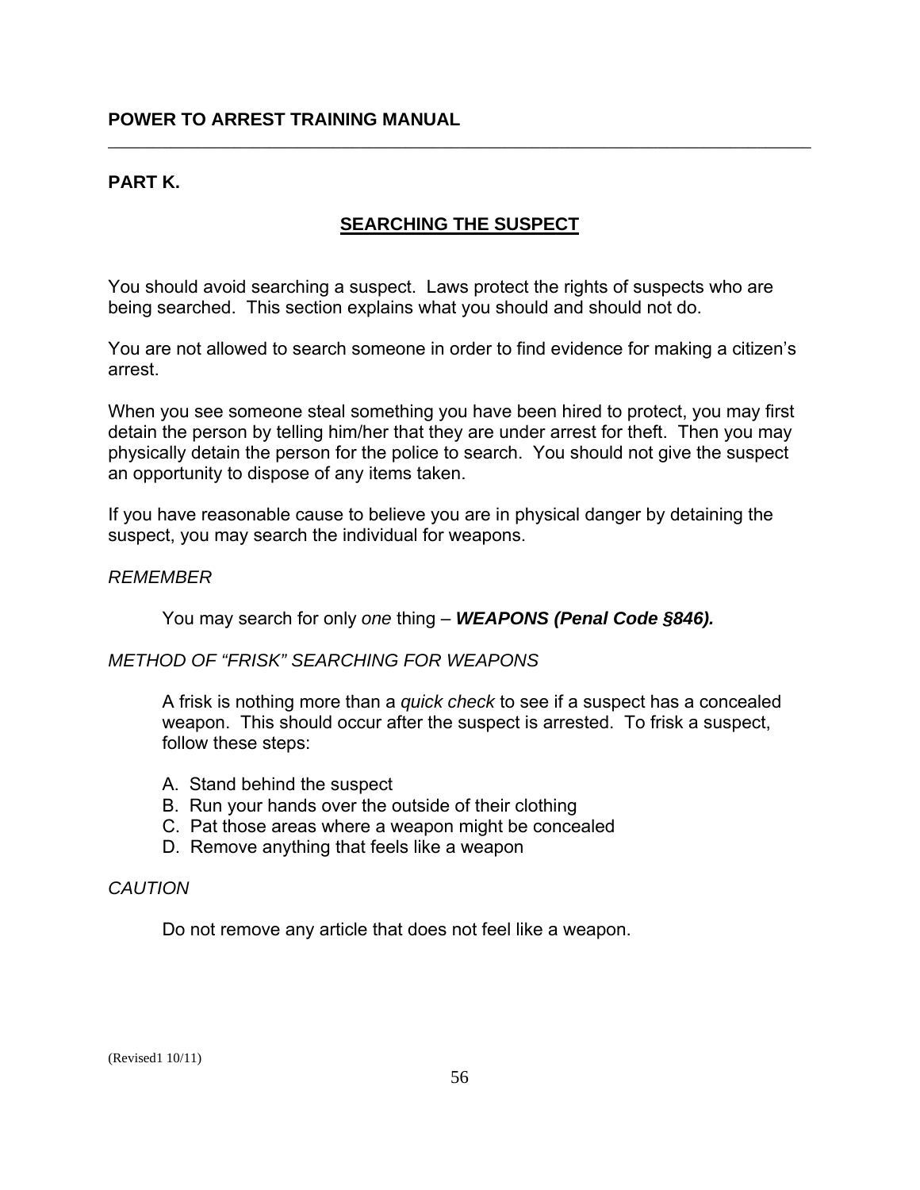## PART K.

### SEARCHING THE SUSPECT

You should avoid searching a suspect. Laws protect the rights of suspects who are being searched. This section explains what you should and should not do.

You are not allowed to search someone in order to find evidence for making a citizen's arrest.

When you see someone steal something you have been hired to protect, you may first detain the person by telling him/her that they are under arrest for theft. Then you may physically detain the person for the police to search. You should not give the suspect an opportunity to dispose of any items taken.

If you have reasonable cause to believe you are in physical danger by detaining the suspect, you may search the individual for weapons.

*REMEMBER*

You may search for only *one* thing – ***WEAPONS (Penal Code §846).***

*METHOD OF "FRISK" SEARCHING FOR WEAPONS*

A frisk is nothing more than a *quick check* to see if a suspect has a concealed weapon. This should occur after the suspect is arrested. To frisk a suspect, follow these steps:

A. Stand behind the suspect
B. Run your hands over the outside of their clothing
C. Pat those areas where a weapon might be concealed
D. Remove anything that feels like a weapon

*CAUTION*

Do not remove any article that does not feel like a weapon.

(Revised1 10/11)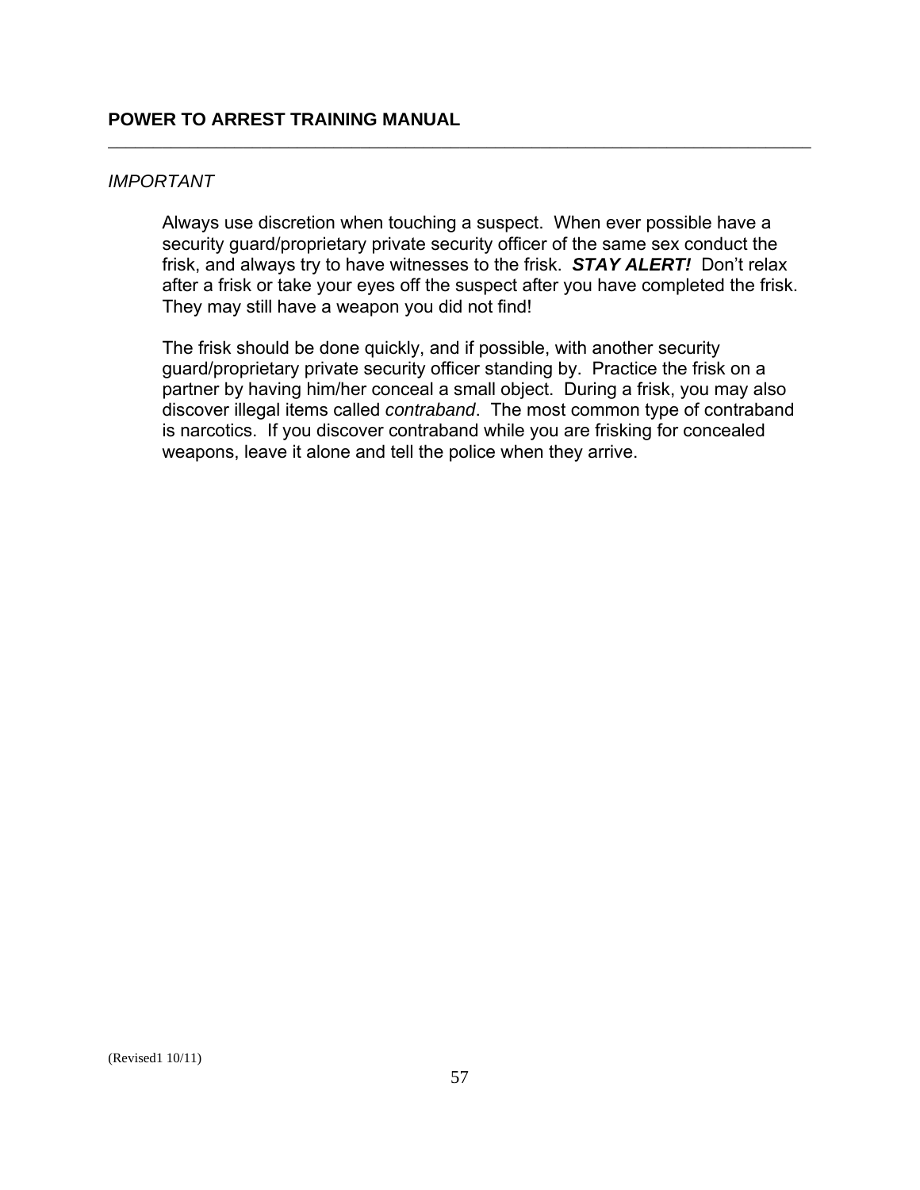*IMPORTANT*

Always use discretion when touching a suspect. When ever possible have a security guard/proprietary private security officer of the same sex conduct the frisk, and always try to have witnesses to the frisk. ***STAY ALERT!*** Don't relax after a frisk or take your eyes off the suspect after you have completed the frisk. They may still have a weapon you did not find!

The frisk should be done quickly, and if possible, with another security guard/proprietary private security officer standing by. Practice the frisk on a partner by having him/her conceal a small object. During a frisk, you may also discover illegal items called *contraband*. The most common type of contraband is narcotics. If you discover contraband while you are frisking for concealed weapons, leave it alone and tell the police when they arrive.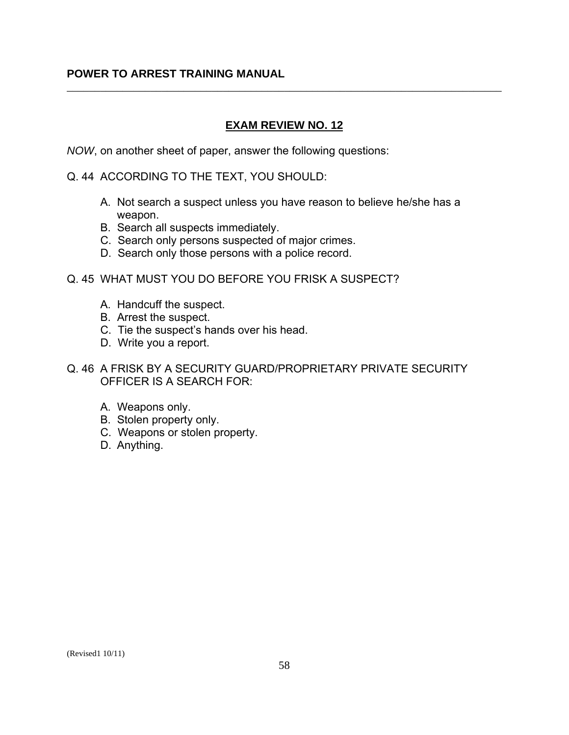## EXAM REVIEW NO. 12

*NOW*, on another sheet of paper, answer the following questions:

Q. 44 ACCORDING TO THE TEXT, YOU SHOULD:

A. Not search a suspect unless you have reason to believe he/she has a weapon.
B. Search all suspects immediately.
C. Search only persons suspected of major crimes.
D. Search only those persons with a police record.

Q. 45 WHAT MUST YOU DO BEFORE YOU FRISK A SUSPECT?

A. Handcuff the suspect.
B. Arrest the suspect.
C. Tie the suspect's hands over his head.
D. Write you a report.

Q. 46 A FRISK BY A SECURITY GUARD/PROPRIETARY PRIVATE SECURITY OFFICER IS A SEARCH FOR:

A. Weapons only.
B. Stolen property only.
C. Weapons or stolen property.
D. Anything.

(Revised1 10/11)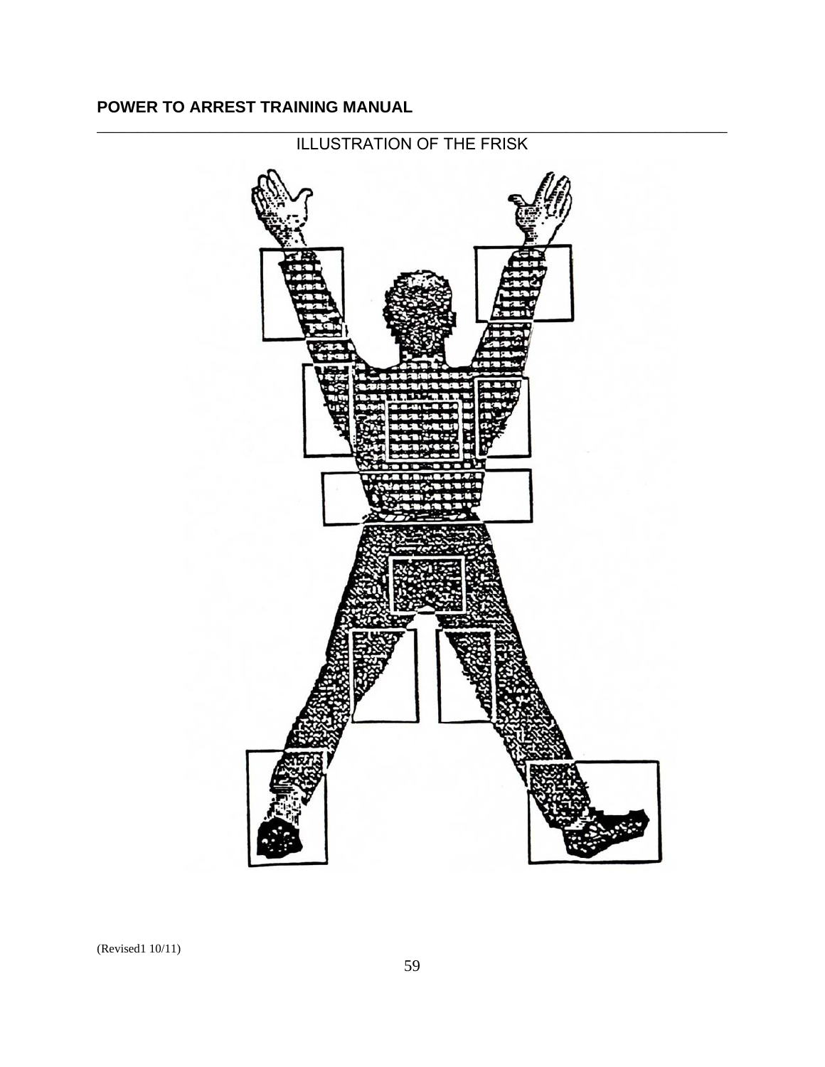ILLUSTRATION OF THE FRISK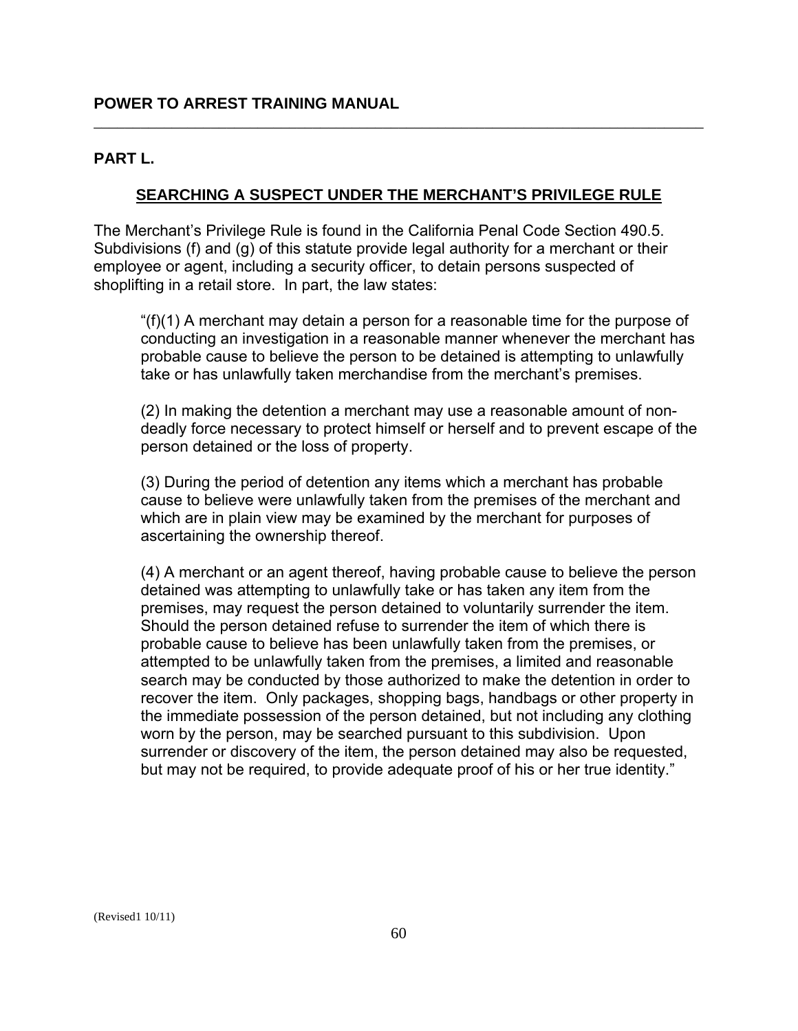## PART L.

### SEARCHING A SUSPECT UNDER THE MERCHANT'S PRIVILEGE RULE

The Merchant's Privilege Rule is found in the California Penal Code Section 490.5. Subdivisions (f) and (g) of this statute provide legal authority for a merchant or their employee or agent, including a security officer, to detain persons suspected of shoplifting in a retail store. In part, the law states:

> "(f)(1) A merchant may detain a person for a reasonable time for the purpose of conducting an investigation in a reasonable manner whenever the merchant has probable cause to believe the person to be detained is attempting to unlawfully take or has unlawfully taken merchandise from the merchant's premises.
>
> (2) In making the detention a merchant may use a reasonable amount of non-deadly force necessary to protect himself or herself and to prevent escape of the person detained or the loss of property.
>
> (3) During the period of detention any items which a merchant has probable cause to believe were unlawfully taken from the premises of the merchant and which are in plain view may be examined by the merchant for purposes of ascertaining the ownership thereof.
>
> (4) A merchant or an agent thereof, having probable cause to believe the person detained was attempting to unlawfully take or has taken any item from the premises, may request the person detained to voluntarily surrender the item. Should the person detained refuse to surrender the item of which there is probable cause to believe has been unlawfully taken from the premises, or attempted to be unlawfully taken from the premises, a limited and reasonable search may be conducted by those authorized to make the detention in order to recover the item. Only packages, shopping bags, handbags or other property in the immediate possession of the person detained, but not including any clothing worn by the person, may be searched pursuant to this subdivision. Upon surrender or discovery of the item, the person detained may also be requested, but may not be required, to provide adequate proof of his or her true identity."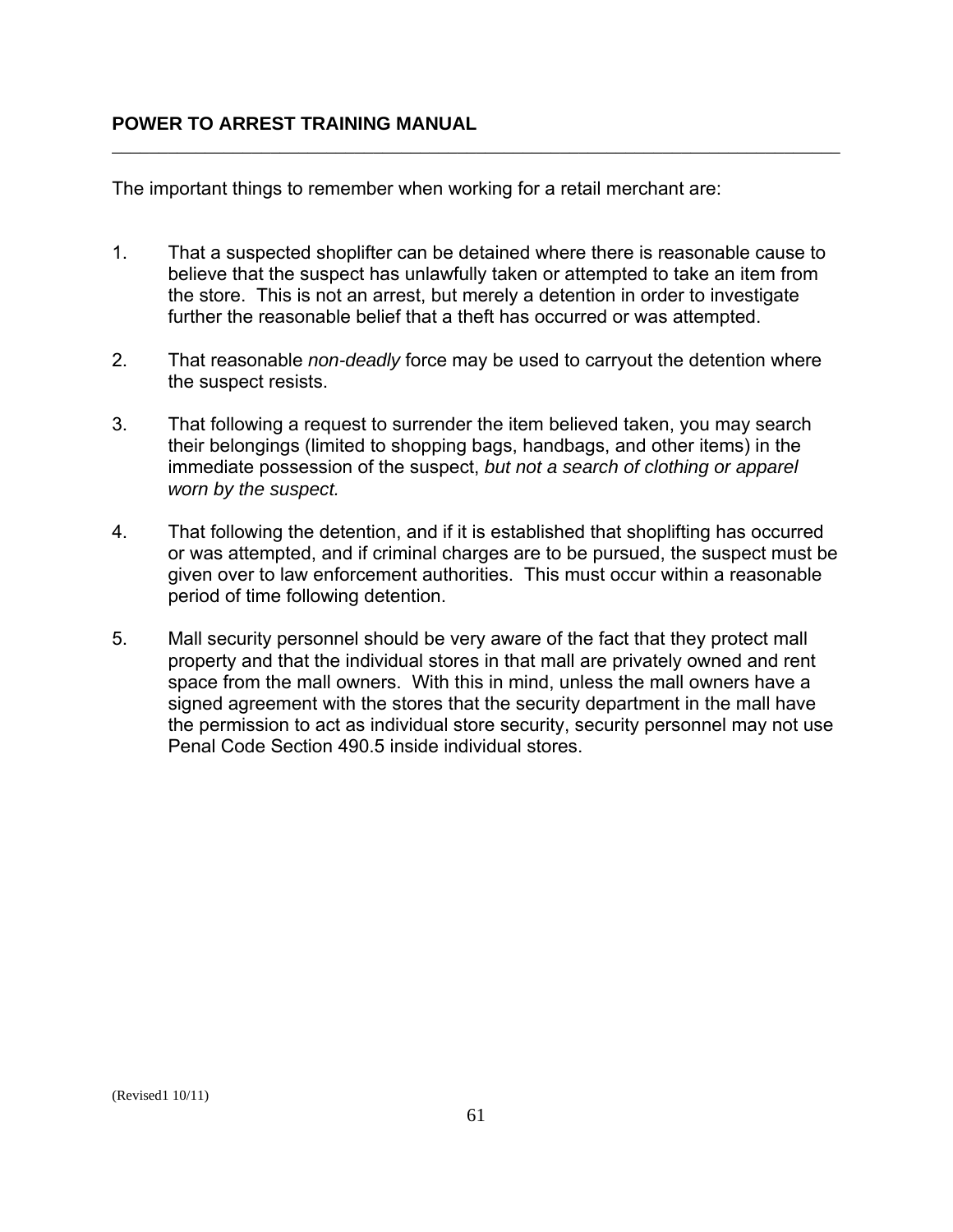The important things to remember when working for a retail merchant are:

1. That a suspected shoplifter can be detained where there is reasonable cause to believe that the suspect has unlawfully taken or attempted to take an item from the store. This is not an arrest, but merely a detention in order to investigate further the reasonable belief that a theft has occurred or was attempted.

2. That reasonable *non-deadly* force may be used to carryout the detention where the suspect resists.

3. That following a request to surrender the item believed taken, you may search their belongings (limited to shopping bags, handbags, and other items) in the immediate possession of the suspect, *but not a search of clothing or apparel worn by the suspect.*

4. That following the detention, and if it is established that shoplifting has occurred or was attempted, and if criminal charges are to be pursued, the suspect must be given over to law enforcement authorities. This must occur within a reasonable period of time following detention.

5. Mall security personnel should be very aware of the fact that they protect mall property and that the individual stores in that mall are privately owned and rent space from the mall owners. With this in mind, unless the mall owners have a signed agreement with the stores that the security department in the mall have the permission to act as individual store security, security personnel may not use Penal Code Section 490.5 inside individual stores.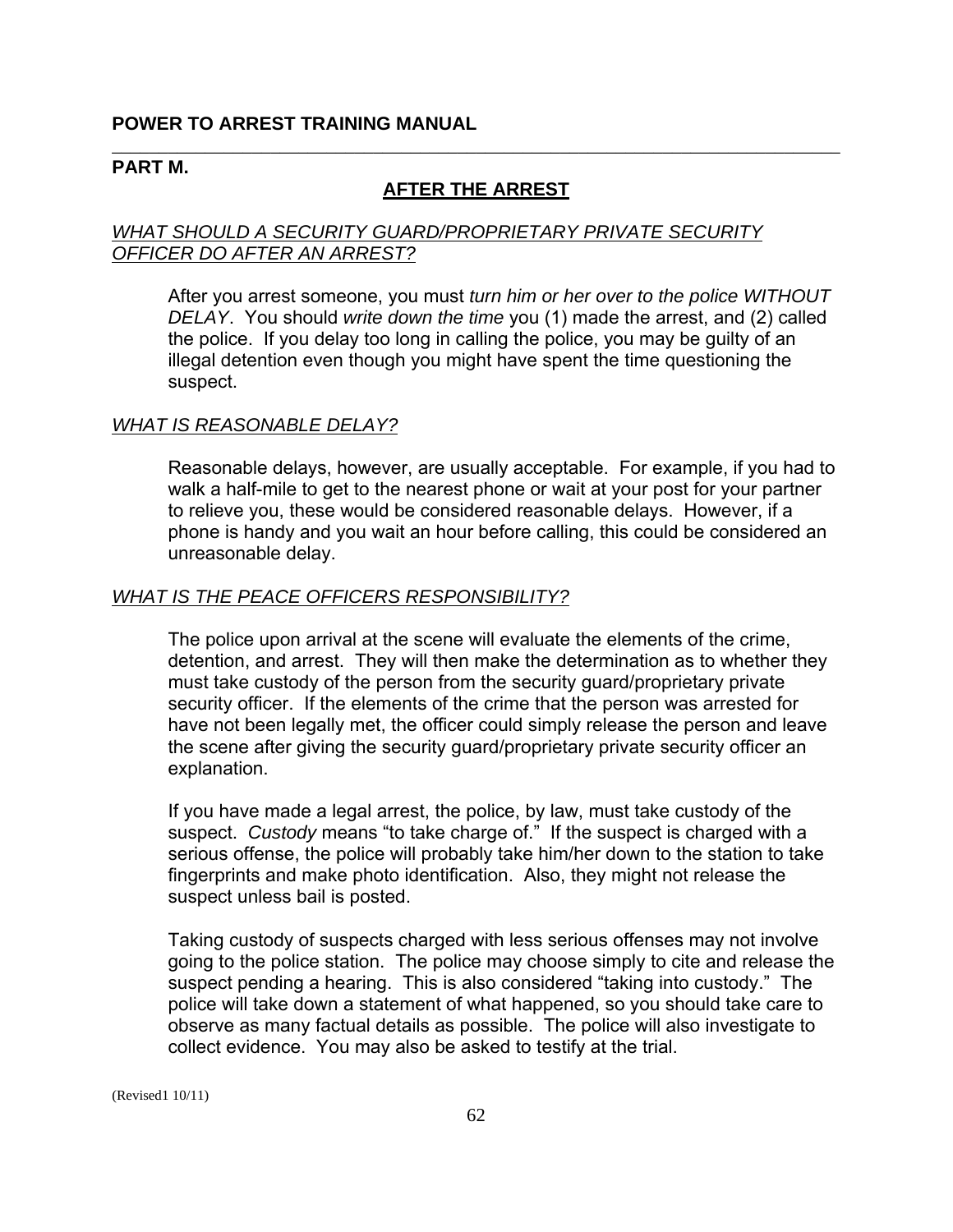**POWER TO ARREST TRAINING MANUAL**

---

**PART M.**

## AFTER THE ARREST

### *WHAT SHOULD A SECURITY GUARD/PROPRIETARY PRIVATE SECURITY OFFICER DO AFTER AN ARREST?*

After you arrest someone, you must *turn him or her over to the police WITHOUT DELAY*. You should *write down the time* you (1) made the arrest, and (2) called the police. If you delay too long in calling the police, you may be guilty of an illegal detention even though you might have spent the time questioning the suspect.

### *WHAT IS REASONABLE DELAY?*

Reasonable delays, however, are usually acceptable. For example, if you had to walk a half-mile to get to the nearest phone or wait at your post for your partner to relieve you, these would be considered reasonable delays. However, if a phone is handy and you wait an hour before calling, this could be considered an unreasonable delay.

### *WHAT IS THE PEACE OFFICERS RESPONSIBILITY?*

The police upon arrival at the scene will evaluate the elements of the crime, detention, and arrest. They will then make the determination as to whether they must take custody of the person from the security guard/proprietary private security officer. If the elements of the crime that the person was arrested for have not been legally met, the officer could simply release the person and leave the scene after giving the security guard/proprietary private security officer an explanation.

If you have made a legal arrest, the police, by law, must take custody of the suspect. *Custody* means "to take charge of." If the suspect is charged with a serious offense, the police will probably take him/her down to the station to take fingerprints and make photo identification. Also, they might not release the suspect unless bail is posted.

Taking custody of suspects charged with less serious offenses may not involve going to the police station. The police may choose simply to cite and release the suspect pending a hearing. This is also considered "taking into custody." The police will take down a statement of what happened, so you should take care to observe as many factual details as possible. The police will also investigate to collect evidence. You may also be asked to testify at the trial.

(Revised1 10/11)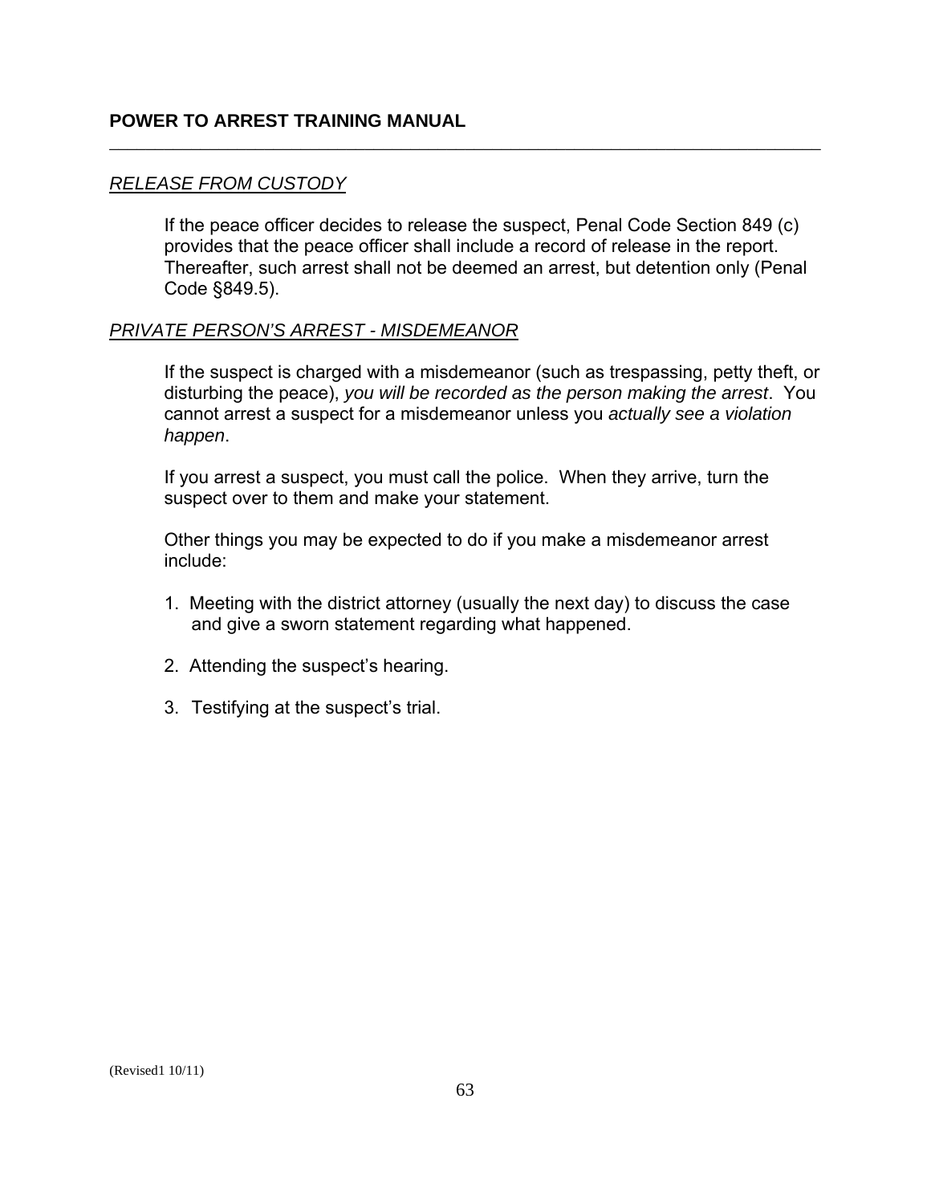## *RELEASE FROM CUSTODY*

If the peace officer decides to release the suspect, Penal Code Section 849 (c) provides that the peace officer shall include a record of release in the report. Thereafter, such arrest shall not be deemed an arrest, but detention only (Penal Code §849.5).

## *PRIVATE PERSON'S ARREST - MISDEMEANOR*

If the suspect is charged with a misdemeanor (such as trespassing, petty theft, or disturbing the peace), *you will be recorded as the person making the arrest*. You cannot arrest a suspect for a misdemeanor unless you *actually see a violation happen*.

If you arrest a suspect, you must call the police. When they arrive, turn the suspect over to them and make your statement.

Other things you may be expected to do if you make a misdemeanor arrest include:

1. Meeting with the district attorney (usually the next day) to discuss the case and give a sworn statement regarding what happened.

2. Attending the suspect's hearing.

3. Testifying at the suspect's trial.

(Revised1 10/11)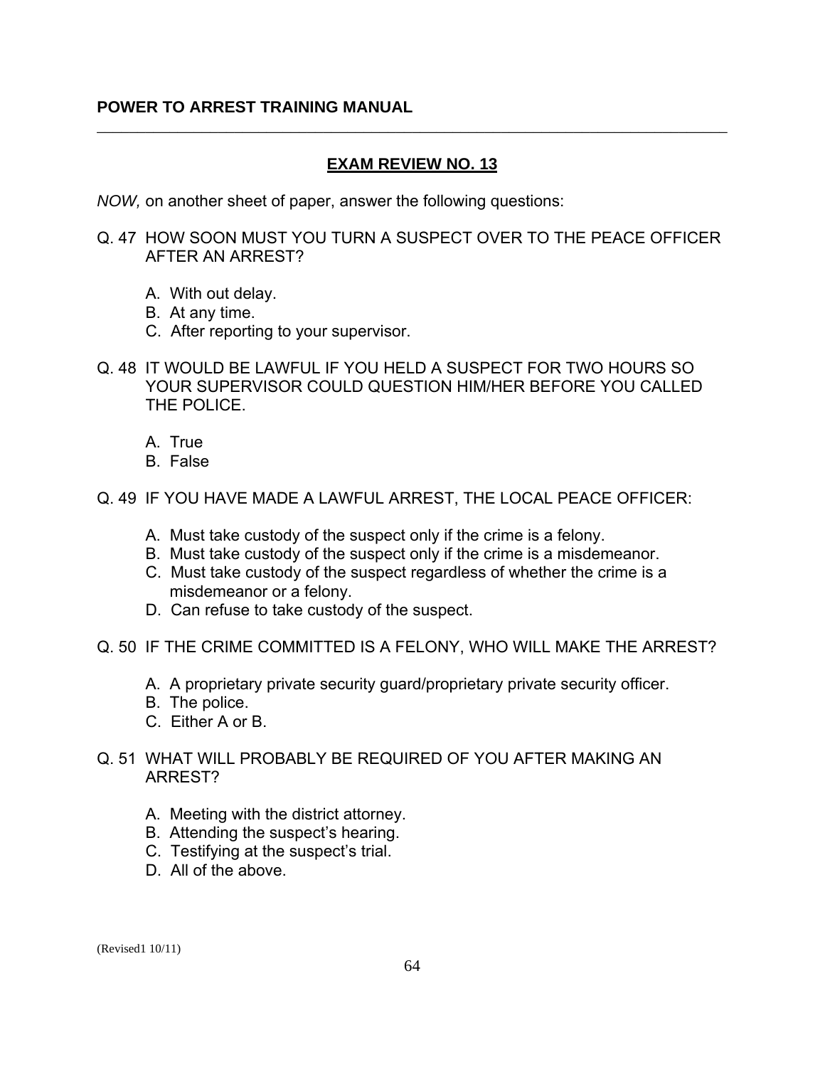**POWER TO ARREST TRAINING MANUAL**

## EXAM REVIEW NO. 13

*NOW,* on another sheet of paper, answer the following questions:

Q. 47 HOW SOON MUST YOU TURN A SUSPECT OVER TO THE PEACE OFFICER AFTER AN ARREST?

- A. With out delay.
- B. At any time.
- C. After reporting to your supervisor.

Q. 48 IT WOULD BE LAWFUL IF YOU HELD A SUSPECT FOR TWO HOURS SO YOUR SUPERVISOR COULD QUESTION HIM/HER BEFORE YOU CALLED THE POLICE.

- A. True
- B. False

Q. 49 IF YOU HAVE MADE A LAWFUL ARREST, THE LOCAL PEACE OFFICER:

- A. Must take custody of the suspect only if the crime is a felony.
- B. Must take custody of the suspect only if the crime is a misdemeanor.
- C. Must take custody of the suspect regardless of whether the crime is a misdemeanor or a felony.
- D. Can refuse to take custody of the suspect.

Q. 50 IF THE CRIME COMMITTED IS A FELONY, WHO WILL MAKE THE ARREST?

- A. A proprietary private security guard/proprietary private security officer.
- B. The police.
- C. Either A or B.

Q. 51 WHAT WILL PROBABLY BE REQUIRED OF YOU AFTER MAKING AN ARREST?

- A. Meeting with the district attorney.
- B. Attending the suspect's hearing.
- C. Testifying at the suspect's trial.
- D. All of the above.

(Revised1 10/11)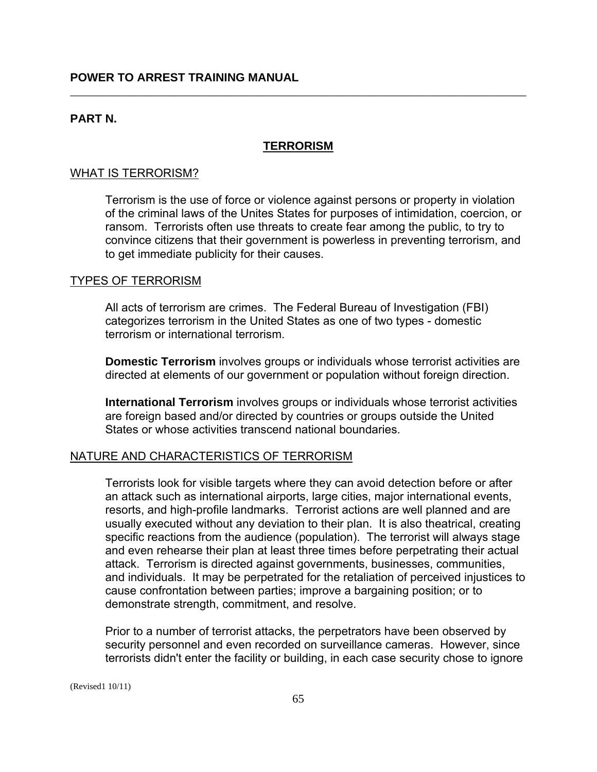## PART N.

### TERRORISM

WHAT IS TERRORISM?

Terrorism is the use of force or violence against persons or property in violation of the criminal laws of the Unites States for purposes of intimidation, coercion, or ransom. Terrorists often use threats to create fear among the public, to try to convince citizens that their government is powerless in preventing terrorism, and to get immediate publicity for their causes.

TYPES OF TERRORISM

All acts of terrorism are crimes. The Federal Bureau of Investigation (FBI) categorizes terrorism in the United States as one of two types - domestic terrorism or international terrorism.

**Domestic Terrorism** involves groups or individuals whose terrorist activities are directed at elements of our government or population without foreign direction.

**International Terrorism** involves groups or individuals whose terrorist activities are foreign based and/or directed by countries or groups outside the United States or whose activities transcend national boundaries.

NATURE AND CHARACTERISTICS OF TERRORISM

Terrorists look for visible targets where they can avoid detection before or after an attack such as international airports, large cities, major international events, resorts, and high-profile landmarks. Terrorist actions are well planned and are usually executed without any deviation to their plan. It is also theatrical, creating specific reactions from the audience (population). The terrorist will always stage and even rehearse their plan at least three times before perpetrating their actual attack. Terrorism is directed against governments, businesses, communities, and individuals. It may be perpetrated for the retaliation of perceived injustices to cause confrontation between parties; improve a bargaining position; or to demonstrate strength, commitment, and resolve.

Prior to a number of terrorist attacks, the perpetrators have been observed by security personnel and even recorded on surveillance cameras. However, since terrorists didn't enter the facility or building, in each case security chose to ignore

(Revised1 10/11)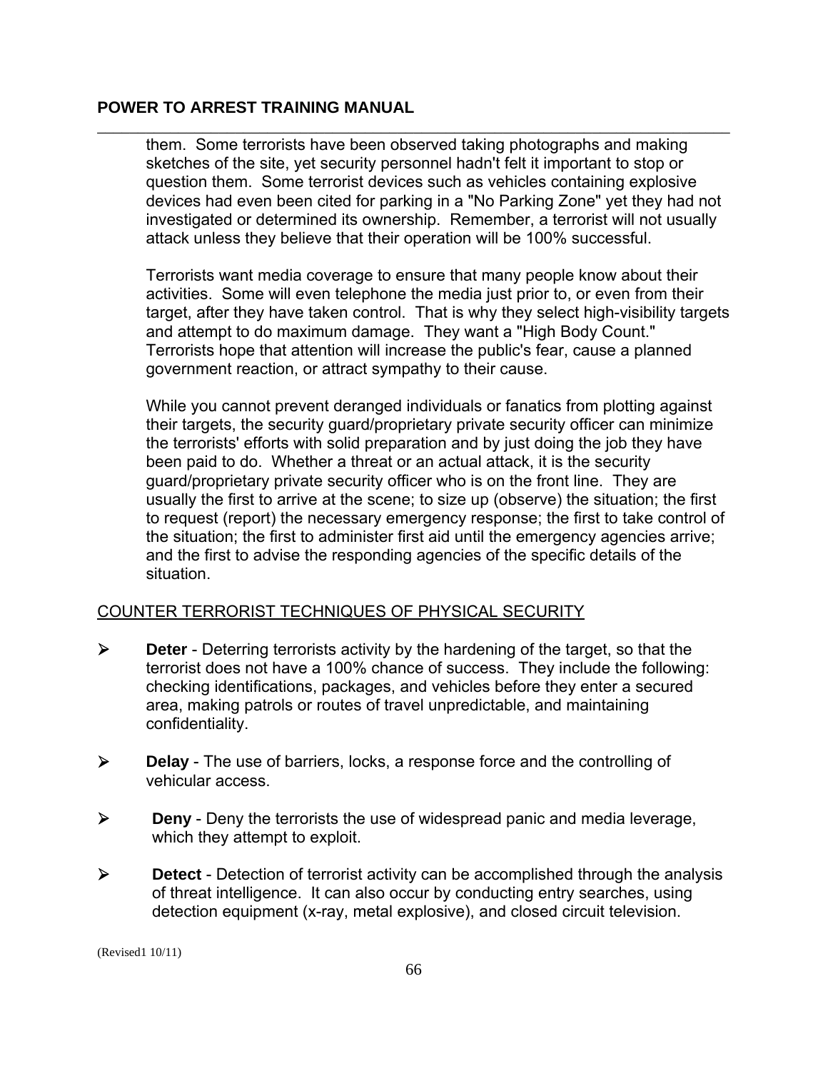them. Some terrorists have been observed taking photographs and making sketches of the site, yet security personnel hadn't felt it important to stop or question them. Some terrorist devices such as vehicles containing explosive devices had even been cited for parking in a "No Parking Zone" yet they had not investigated or determined its ownership. Remember, a terrorist will not usually attack unless they believe that their operation will be 100% successful.

Terrorists want media coverage to ensure that many people know about their activities. Some will even telephone the media just prior to, or even from their target, after they have taken control. That is why they select high-visibility targets and attempt to do maximum damage. They want a "High Body Count." Terrorists hope that attention will increase the public's fear, cause a planned government reaction, or attract sympathy to their cause.

While you cannot prevent deranged individuals or fanatics from plotting against their targets, the security guard/proprietary private security officer can minimize the terrorists' efforts with solid preparation and by just doing the job they have been paid to do. Whether a threat or an actual attack, it is the security guard/proprietary private security officer who is on the front line. They are usually the first to arrive at the scene; to size up (observe) the situation; the first to request (report) the necessary emergency response; the first to take control of the situation; the first to administer first aid until the emergency agencies arrive; and the first to advise the responding agencies of the specific details of the situation.

<u>COUNTER TERRORIST TECHNIQUES OF PHYSICAL SECURITY</u>

- **Deter** - Deterring terrorists activity by the hardening of the target, so that the terrorist does not have a 100% chance of success. They include the following: checking identifications, packages, and vehicles before they enter a secured area, making patrols or routes of travel unpredictable, and maintaining confidentiality.
- **Delay** - The use of barriers, locks, a response force and the controlling of vehicular access.
- **Deny** - Deny the terrorists the use of widespread panic and media leverage, which they attempt to exploit.
- **Detect** - Detection of terrorist activity can be accomplished through the analysis of threat intelligence. It can also occur by conducting entry searches, using detection equipment (x-ray, metal explosive), and closed circuit television.

(Revised1 10/11)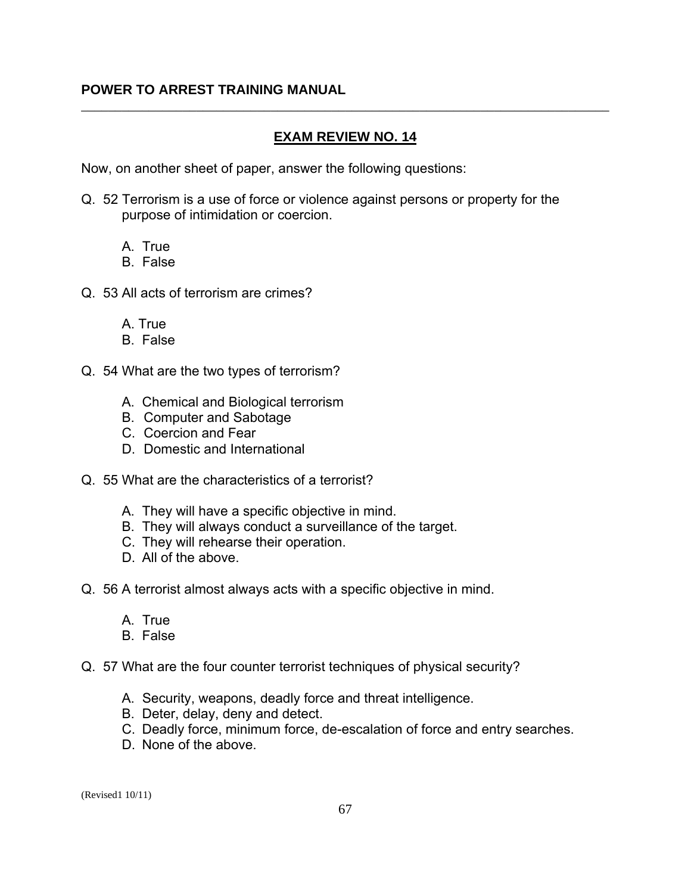## EXAM REVIEW NO. 14

Now, on another sheet of paper, answer the following questions:

Q. 52 Terrorism is a use of force or violence against persons or property for the purpose of intimidation or coercion.

A. True
B. False

Q. 53 All acts of terrorism are crimes?

A. True
B. False

Q. 54 What are the two types of terrorism?

A. Chemical and Biological terrorism
B. Computer and Sabotage
C. Coercion and Fear
D. Domestic and International

Q. 55 What are the characteristics of a terrorist?

A. They will have a specific objective in mind.
B. They will always conduct a surveillance of the target.
C. They will rehearse their operation.
D. All of the above.

Q. 56 A terrorist almost always acts with a specific objective in mind.

A. True
B. False

Q. 57 What are the four counter terrorist techniques of physical security?

A. Security, weapons, deadly force and threat intelligence.
B. Deter, delay, deny and detect.
C. Deadly force, minimum force, de-escalation of force and entry searches.
D. None of the above.

(Revised1 10/11)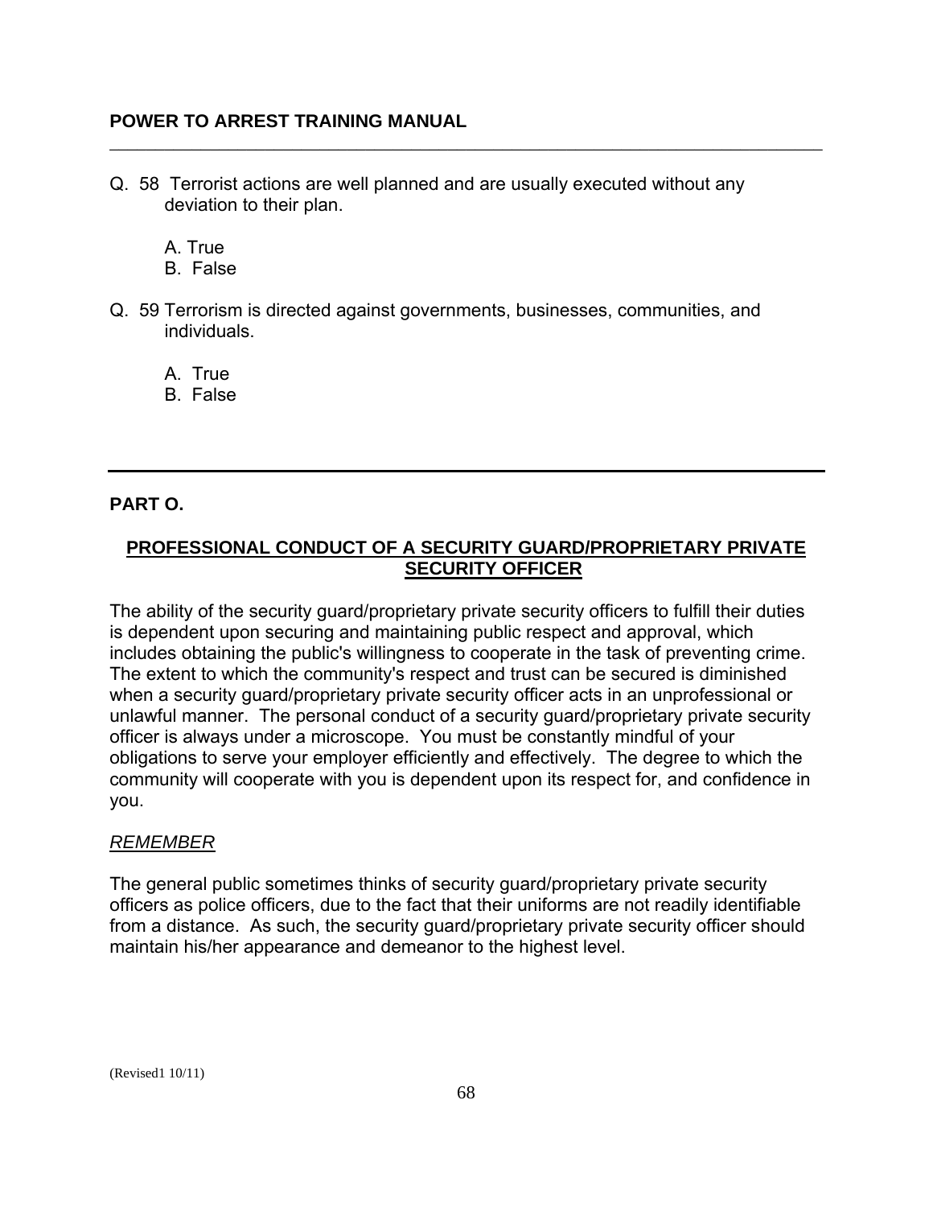Q. 58 Terrorist actions are well planned and are usually executed without any deviation to their plan.

A. True
B. False

Q. 59 Terrorism is directed against governments, businesses, communities, and individuals.

A. True
B. False

---

**PART O.**

## PROFESSIONAL CONDUCT OF A SECURITY GUARD/PROPRIETARY PRIVATE SECURITY OFFICER

The ability of the security guard/proprietary private security officers to fulfill their duties is dependent upon securing and maintaining public respect and approval, which includes obtaining the public's willingness to cooperate in the task of preventing crime. The extent to which the community's respect and trust can be secured is diminished when a security guard/proprietary private security officer acts in an unprofessional or unlawful manner. The personal conduct of a security guard/proprietary private security officer is always under a microscope. You must be constantly mindful of your obligations to serve your employer efficiently and effectively. The degree to which the community will cooperate with you is dependent upon its respect for, and confidence in you.

*REMEMBER*

The general public sometimes thinks of security guard/proprietary private security officers as police officers, due to the fact that their uniforms are not readily identifiable from a distance. As such, the security guard/proprietary private security officer should maintain his/her appearance and demeanor to the highest level.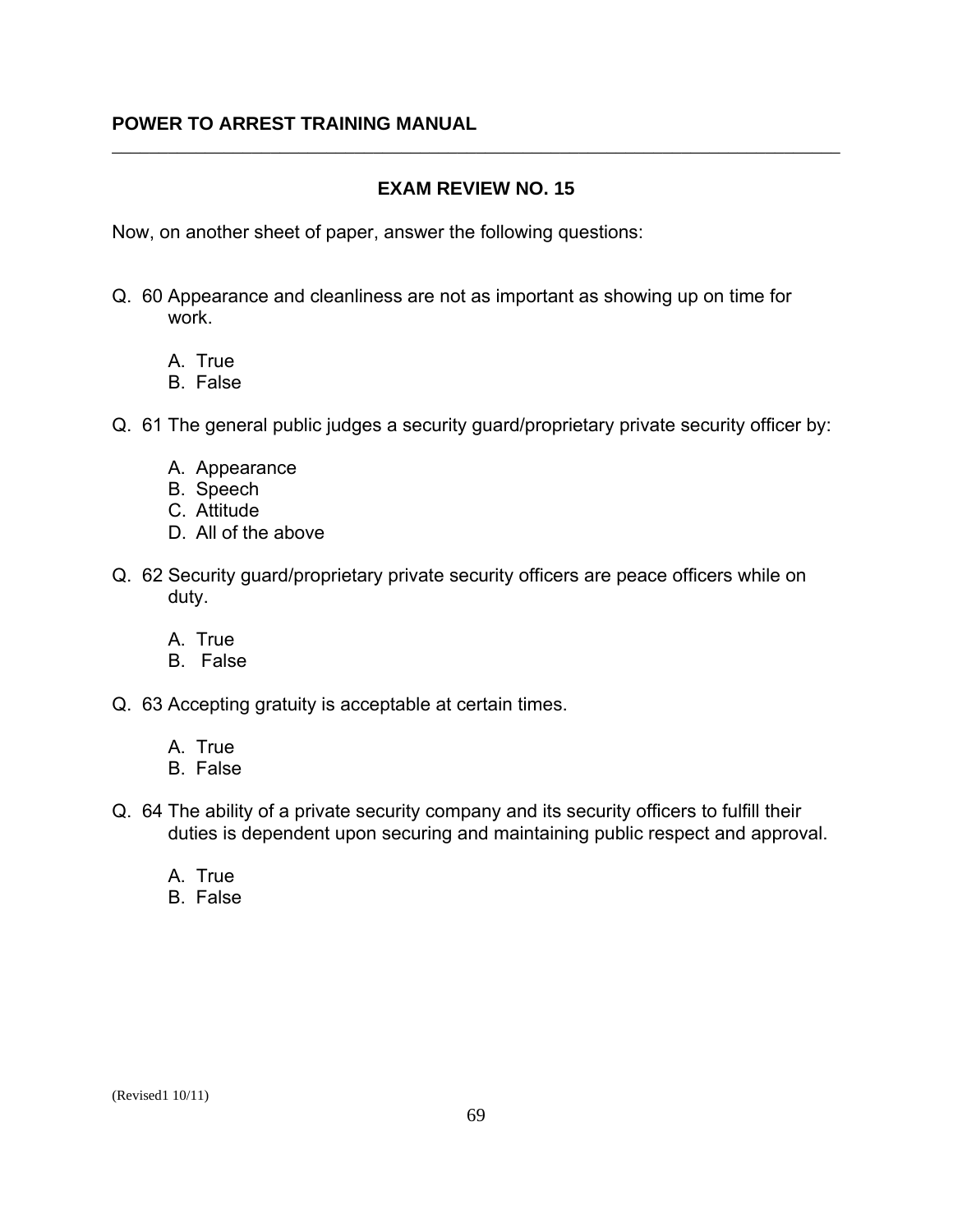## EXAM REVIEW NO. 15

Now, on another sheet of paper, answer the following questions:

Q. 60 Appearance and cleanliness are not as important as showing up on time for work.

A. True
B. False

Q. 61 The general public judges a security guard/proprietary private security officer by:

A. Appearance
B. Speech
C. Attitude
D. All of the above

Q. 62 Security guard/proprietary private security officers are peace officers while on duty.

A. True
B. False

Q. 63 Accepting gratuity is acceptable at certain times.

A. True
B. False

Q. 64 The ability of a private security company and its security officers to fulfill their duties is dependent upon securing and maintaining public respect and approval.

A. True
B. False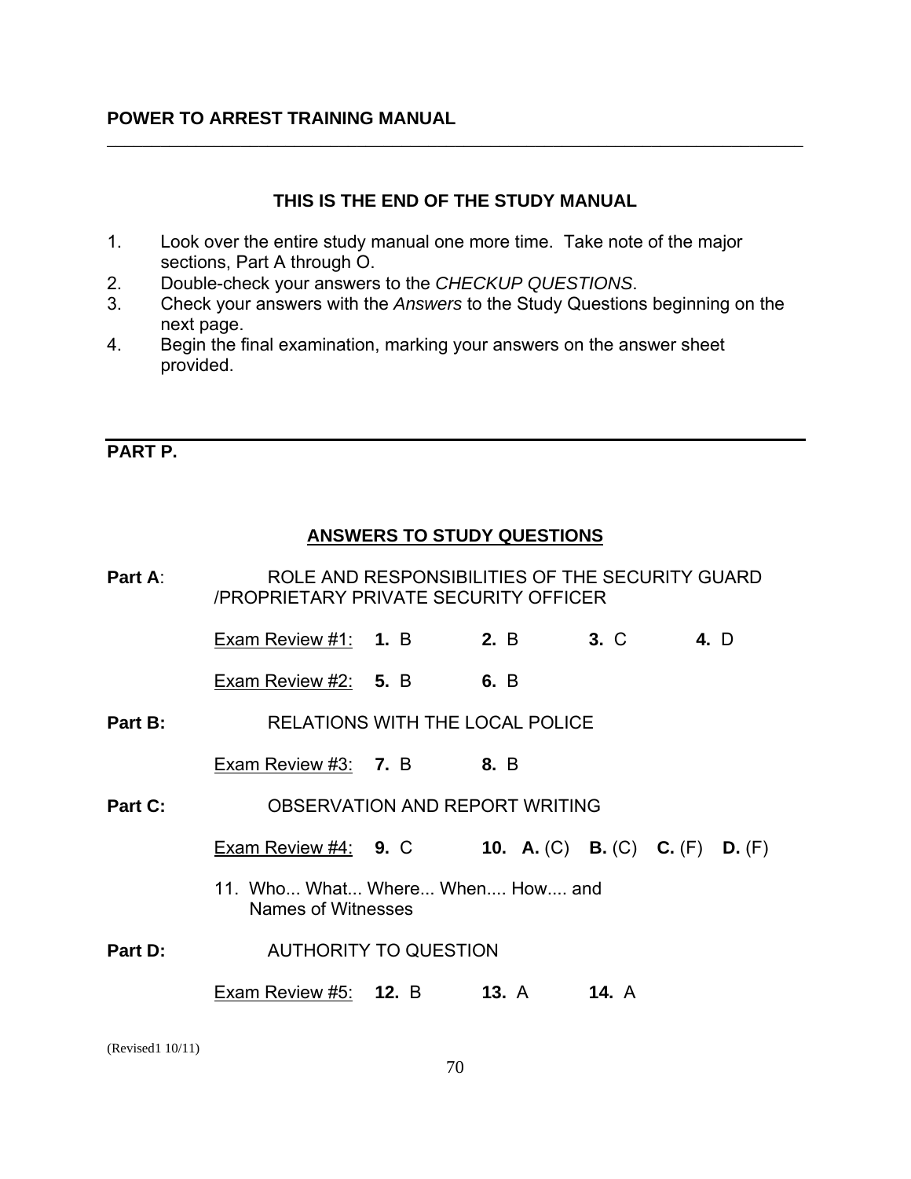### THIS IS THE END OF THE STUDY MANUAL

1. Look over the entire study manual one more time. Take note of the major sections, Part A through O.
2. Double-check your answers to the *CHECKUP QUESTIONS*.
3. Check your answers with the *Answers* to the Study Questions beginning on the next page.
4. Begin the final examination, marking your answers on the answer sheet provided.

---

## PART P.

### ANSWERS TO STUDY QUESTIONS

**Part A**: ROLE AND RESPONSIBILITIES OF THE SECURITY GUARD /PROPRIETARY PRIVATE SECURITY OFFICER

Exam Review #1: **1.** B **2.** B **3.** C **4.** D

Exam Review #2: **5.** B **6.** B

**Part B:** RELATIONS WITH THE LOCAL POLICE

Exam Review #3: **7.** B **8.** B

**Part C:** OBSERVATION AND REPORT WRITING

Exam Review #4: **9.** C **10. A.** (C) **B.** (C) **C.** (F) **D.** (F)

11. Who... What... Where... When.... How.... and Names of Witnesses

**Part D:** AUTHORITY TO QUESTION

Exam Review #5: **12.** B **13.** A **14.** A

(Revised1 10/11)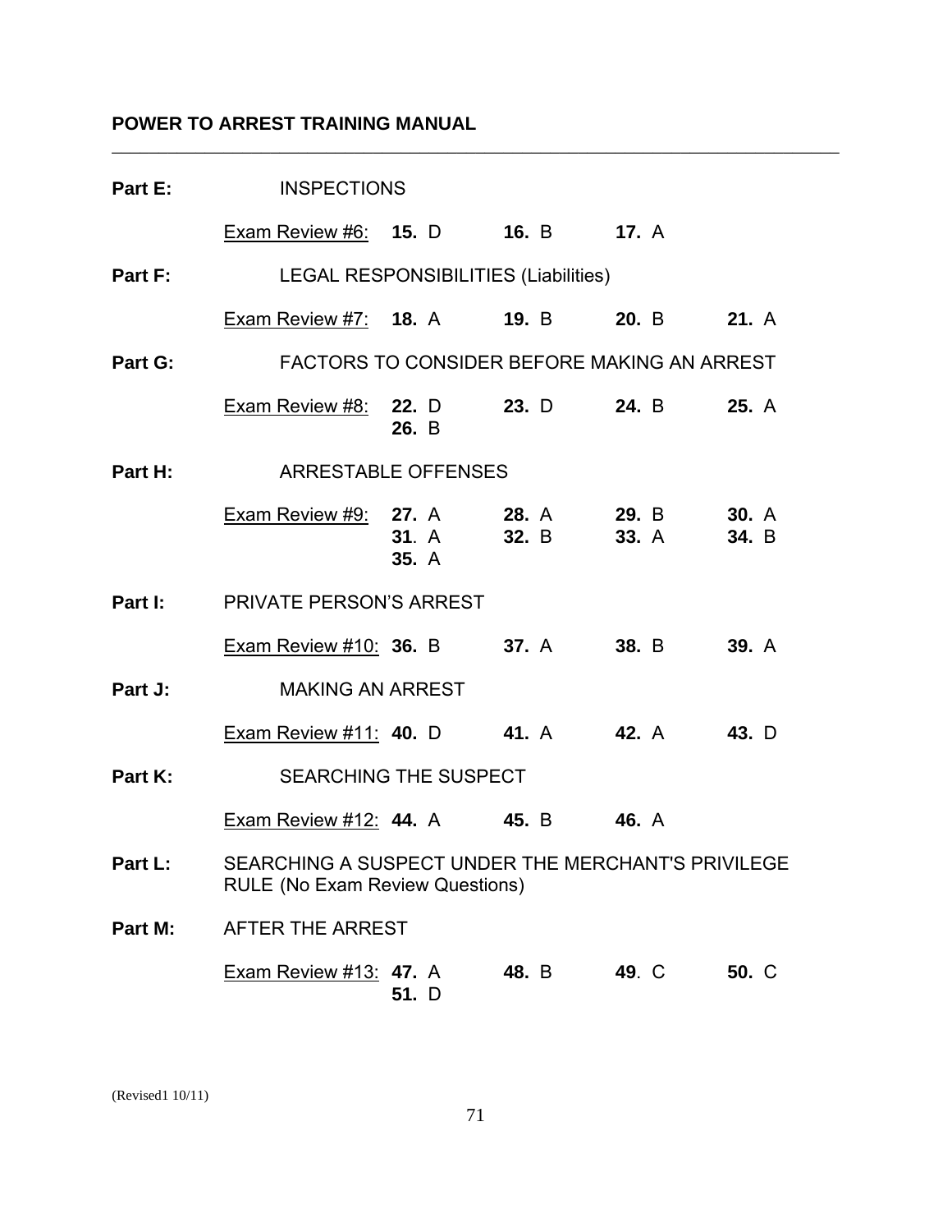**Part E:** INSPECTIONS

Exam Review #6: **15.** D **16.** B **17.** A

**Part F:** LEGAL RESPONSIBILITIES (Liabilities)

Exam Review #7: **18.** A **19.** B **20.** B **21.** A

**Part G:** FACTORS TO CONSIDER BEFORE MAKING AN ARREST

Exam Review #8: **22.** D **23.** D **24.** B **25.** A **26.** B

**Part H:** ARRESTABLE OFFENSES

Exam Review #9: **27.** A **28.** A **29.** B **30.** A **31**. A **32.** B **33.** A **34.** B **35.** A

**Part I:** PRIVATE PERSON'S ARREST

Exam Review #10: **36.** B **37.** A **38.** B **39.** A

**Part J:** MAKING AN ARREST

Exam Review #11: **40.** D **41.** A **42.** A **43.** D

**Part K:** SEARCHING THE SUSPECT

Exam Review #12: **44.** A **45.** B **46.** A

**Part L:** SEARCHING A SUSPECT UNDER THE MERCHANT'S PRIVILEGE RULE (No Exam Review Questions)

**Part M:** AFTER THE ARREST

Exam Review #13: **47.** A **48.** B **49**. C **50.** C **51.** D

(Revised1 10/11)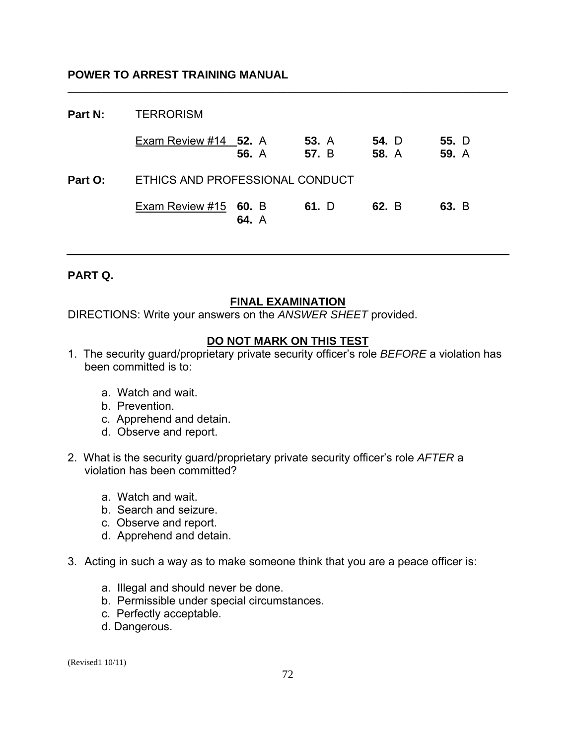**Part N:** TERRORISM

<u>Exam Review #14</u> **52.** A **53.** A **54.** D **55.** D **56.** A **57.** B **58.** A **59.** A

**Part O:** ETHICS AND PROFESSIONAL CONDUCT

<u>Exam Review #15</u> **60.** B **61.** D **62.** B **63.** B **64.** A

---

## PART Q.

### FINAL EXAMINATION

DIRECTIONS: Write your answers on the *ANSWER SHEET* provided.

### DO NOT MARK ON THIS TEST

1. The security guard/proprietary private security officer's role *BEFORE* a violation has been committed is to:

   a. Watch and wait.
   b. Prevention.
   c. Apprehend and detain.
   d. Observe and report.

2. What is the security guard/proprietary private security officer's role *AFTER* a violation has been committed?

   a. Watch and wait.
   b. Search and seizure.
   c. Observe and report.
   d. Apprehend and detain.

3. Acting in such a way as to make someone think that you are a peace officer is:

   a. Illegal and should never be done.
   b. Permissible under special circumstances.
   c. Perfectly acceptable.
   d. Dangerous.

(Revised1 10/11)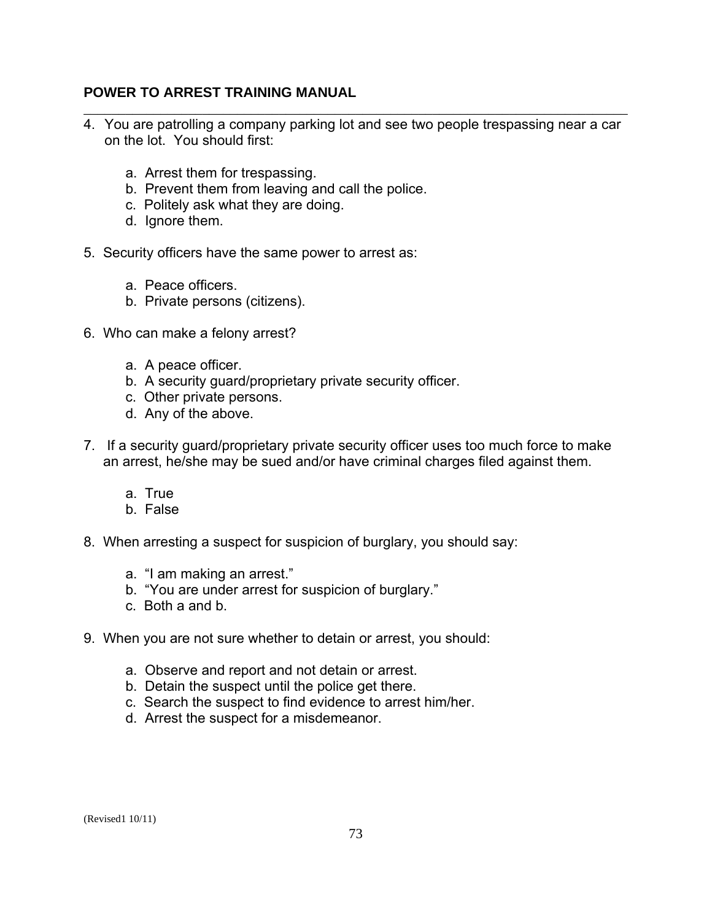4. You are patrolling a company parking lot and see two people trespassing near a car on the lot. You should first:

   a. Arrest them for trespassing.
   b. Prevent them from leaving and call the police.
   c. Politely ask what they are doing.
   d. Ignore them.

5. Security officers have the same power to arrest as:

   a. Peace officers.
   b. Private persons (citizens).

6. Who can make a felony arrest?

   a. A peace officer.
   b. A security guard/proprietary private security officer.
   c. Other private persons.
   d. Any of the above.

7. If a security guard/proprietary private security officer uses too much force to make an arrest, he/she may be sued and/or have criminal charges filed against them.

   a. True
   b. False

8. When arresting a suspect for suspicion of burglary, you should say:

   a. "I am making an arrest."
   b. "You are under arrest for suspicion of burglary."
   c. Both a and b.

9. When you are not sure whether to detain or arrest, you should:

   a. Observe and report and not detain or arrest.
   b. Detain the suspect until the police get there.
   c. Search the suspect to find evidence to arrest him/her.
   d. Arrest the suspect for a misdemeanor.

(Revised1 10/11)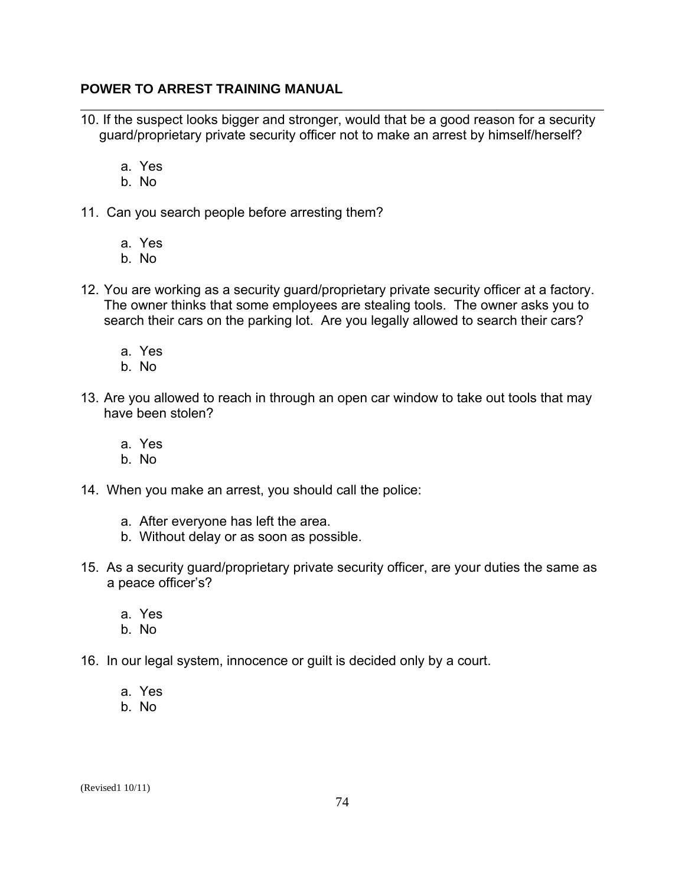10. If the suspect looks bigger and stronger, would that be a good reason for a security guard/proprietary private security officer not to make an arrest by himself/herself?

    a. Yes
    b. No

11. Can you search people before arresting them?

    a. Yes
    b. No

12. You are working as a security guard/proprietary private security officer at a factory. The owner thinks that some employees are stealing tools. The owner asks you to search their cars on the parking lot. Are you legally allowed to search their cars?

    a. Yes
    b. No

13. Are you allowed to reach in through an open car window to take out tools that may have been stolen?

    a. Yes
    b. No

14. When you make an arrest, you should call the police:

    a. After everyone has left the area.
    b. Without delay or as soon as possible.

15. As a security guard/proprietary private security officer, are your duties the same as a peace officer's?

    a. Yes
    b. No

16. In our legal system, innocence or guilt is decided only by a court.

    a. Yes
    b. No

(Revised1 10/11)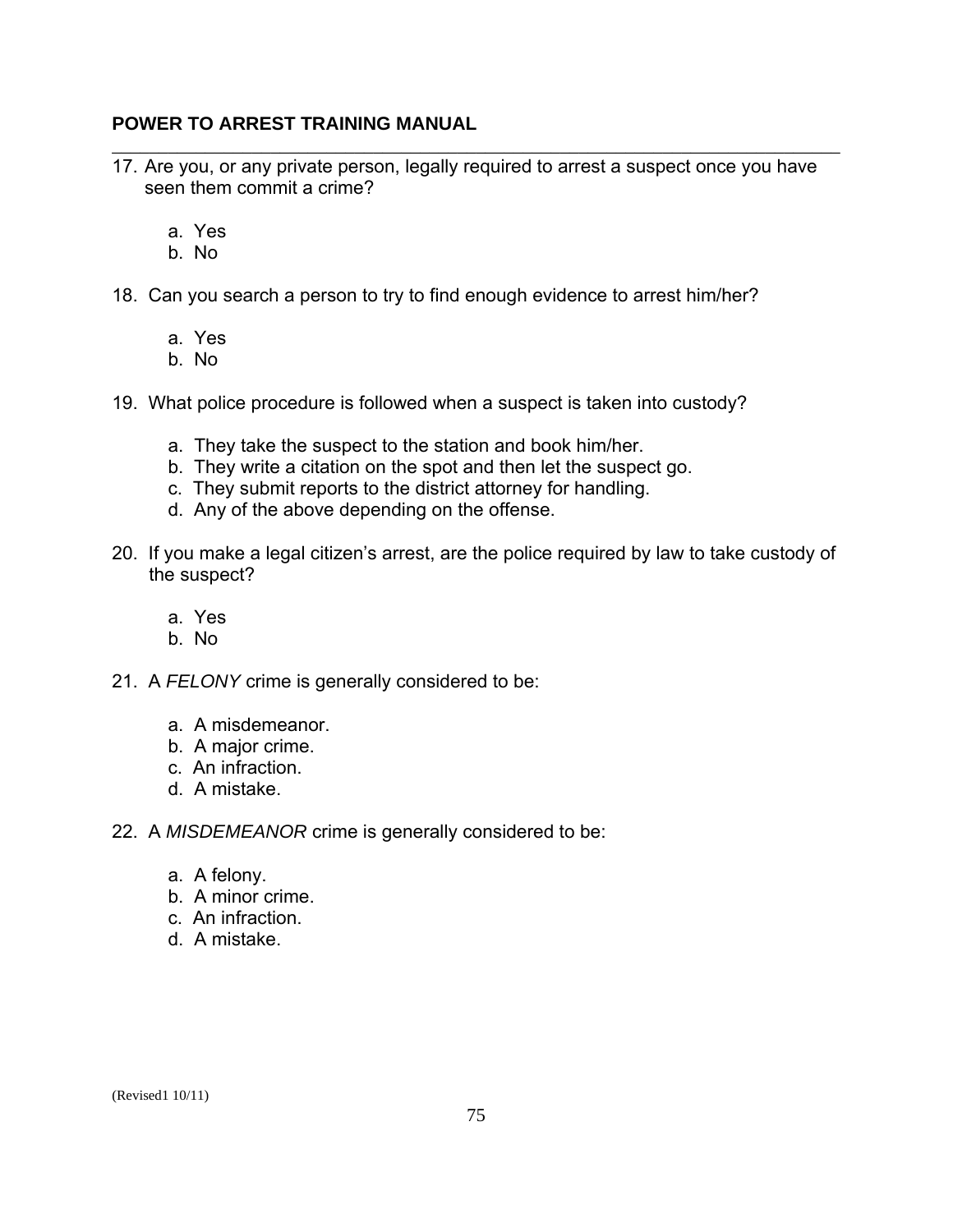17. Are you, or any private person, legally required to arrest a suspect once you have seen them commit a crime?

    a. Yes
    b. No

18. Can you search a person to try to find enough evidence to arrest him/her?

    a. Yes
    b. No

19. What police procedure is followed when a suspect is taken into custody?

    a. They take the suspect to the station and book him/her.
    b. They write a citation on the spot and then let the suspect go.
    c. They submit reports to the district attorney for handling.
    d. Any of the above depending on the offense.

20. If you make a legal citizen's arrest, are the police required by law to take custody of the suspect?

    a. Yes
    b. No

21. A *FELONY* crime is generally considered to be:

    a. A misdemeanor.
    b. A major crime.
    c. An infraction.
    d. A mistake.

22. A *MISDEMEANOR* crime is generally considered to be:

    a. A felony.
    b. A minor crime.
    c. An infraction.
    d. A mistake.

(Revised1 10/11)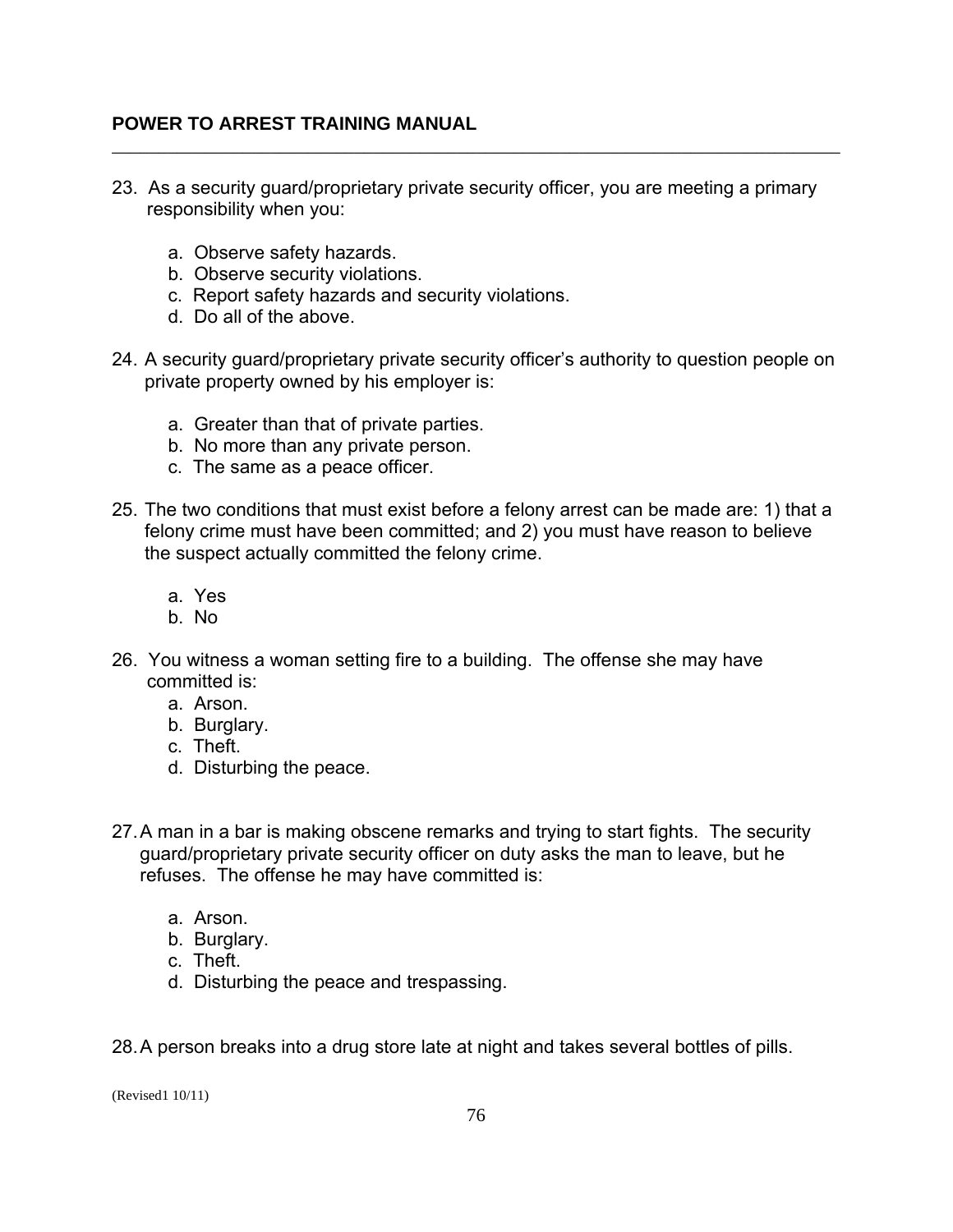23. As a security guard/proprietary private security officer, you are meeting a primary responsibility when you:

    a. Observe safety hazards.
    b. Observe security violations.
    c. Report safety hazards and security violations.
    d. Do all of the above.

24. A security guard/proprietary private security officer's authority to question people on private property owned by his employer is:

    a. Greater than that of private parties.
    b. No more than any private person.
    c. The same as a peace officer.

25. The two conditions that must exist before a felony arrest can be made are: 1) that a felony crime must have been committed; and 2) you must have reason to believe the suspect actually committed the felony crime.

    a. Yes
    b. No

26. You witness a woman setting fire to a building. The offense she may have committed is:
    a. Arson.
    b. Burglary.
    c. Theft.
    d. Disturbing the peace.

27. A man in a bar is making obscene remarks and trying to start fights. The security guard/proprietary private security officer on duty asks the man to leave, but he refuses. The offense he may have committed is:

    a. Arson.
    b. Burglary.
    c. Theft.
    d. Disturbing the peace and trespassing.

28. A person breaks into a drug store late at night and takes several bottles of pills.

(Revised1 10/11)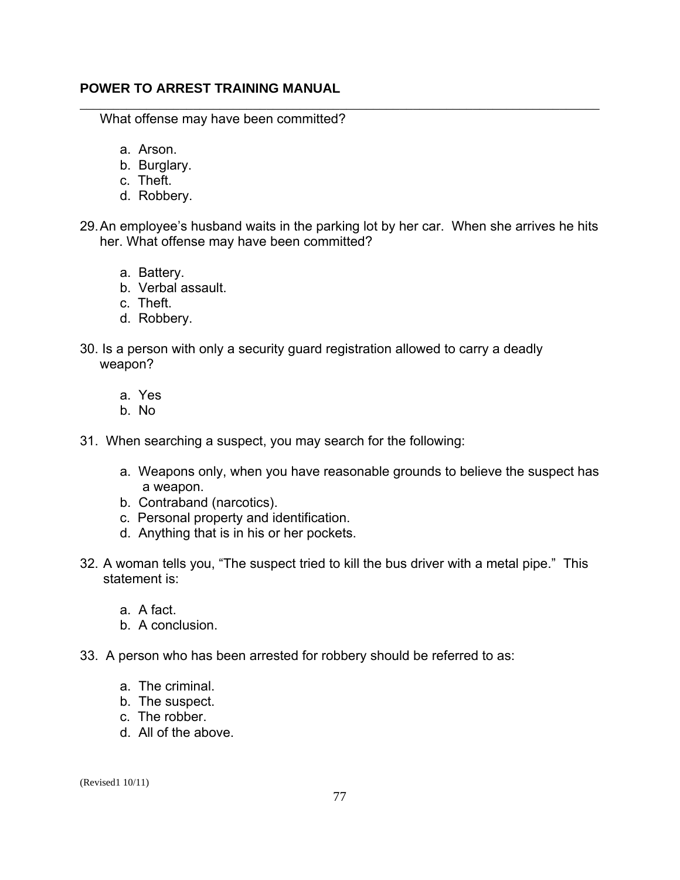What offense may have been committed?

a. Arson.
b. Burglary.
c. Theft.
d. Robbery.

29. An employee's husband waits in the parking lot by her car. When she arrives he hits her. What offense may have been committed?

a. Battery.
b. Verbal assault.
c. Theft.
d. Robbery.

30. Is a person with only a security guard registration allowed to carry a deadly weapon?

a. Yes
b. No

31. When searching a suspect, you may search for the following:

a. Weapons only, when you have reasonable grounds to believe the suspect has a weapon.
b. Contraband (narcotics).
c. Personal property and identification.
d. Anything that is in his or her pockets.

32. A woman tells you, "The suspect tried to kill the bus driver with a metal pipe." This statement is:

a. A fact.
b. A conclusion.

33. A person who has been arrested for robbery should be referred to as:

a. The criminal.
b. The suspect.
c. The robber.
d. All of the above.

(Revised1 10/11)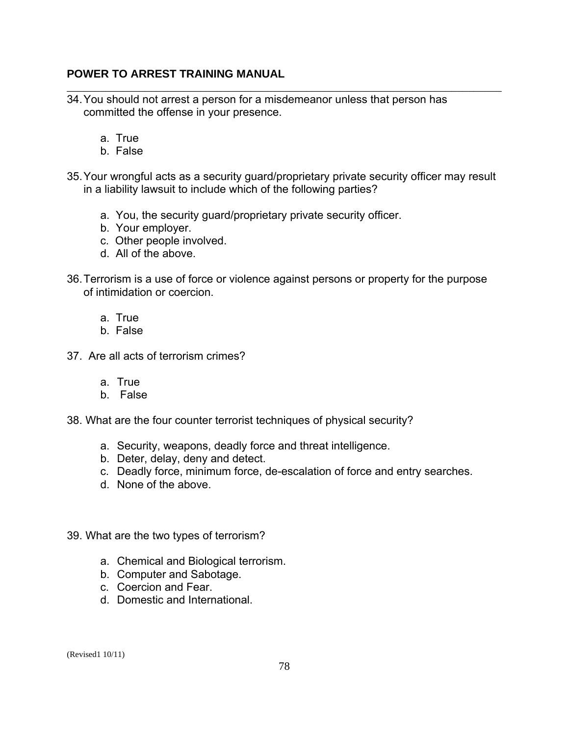34. You should not arrest a person for a misdemeanor unless that person has committed the offense in your presence.

    a. True
    b. False

35. Your wrongful acts as a security guard/proprietary private security officer may result in a liability lawsuit to include which of the following parties?

    a. You, the security guard/proprietary private security officer.
    b. Your employer.
    c. Other people involved.
    d. All of the above.

36. Terrorism is a use of force or violence against persons or property for the purpose of intimidation or coercion.

    a. True
    b. False

37. Are all acts of terrorism crimes?

    a. True
    b. False

38. What are the four counter terrorist techniques of physical security?

    a. Security, weapons, deadly force and threat intelligence.
    b. Deter, delay, deny and detect.
    c. Deadly force, minimum force, de-escalation of force and entry searches.
    d. None of the above.

39. What are the two types of terrorism?

    a. Chemical and Biological terrorism.
    b. Computer and Sabotage.
    c. Coercion and Fear.
    d. Domestic and International.

(Revised1 10/11)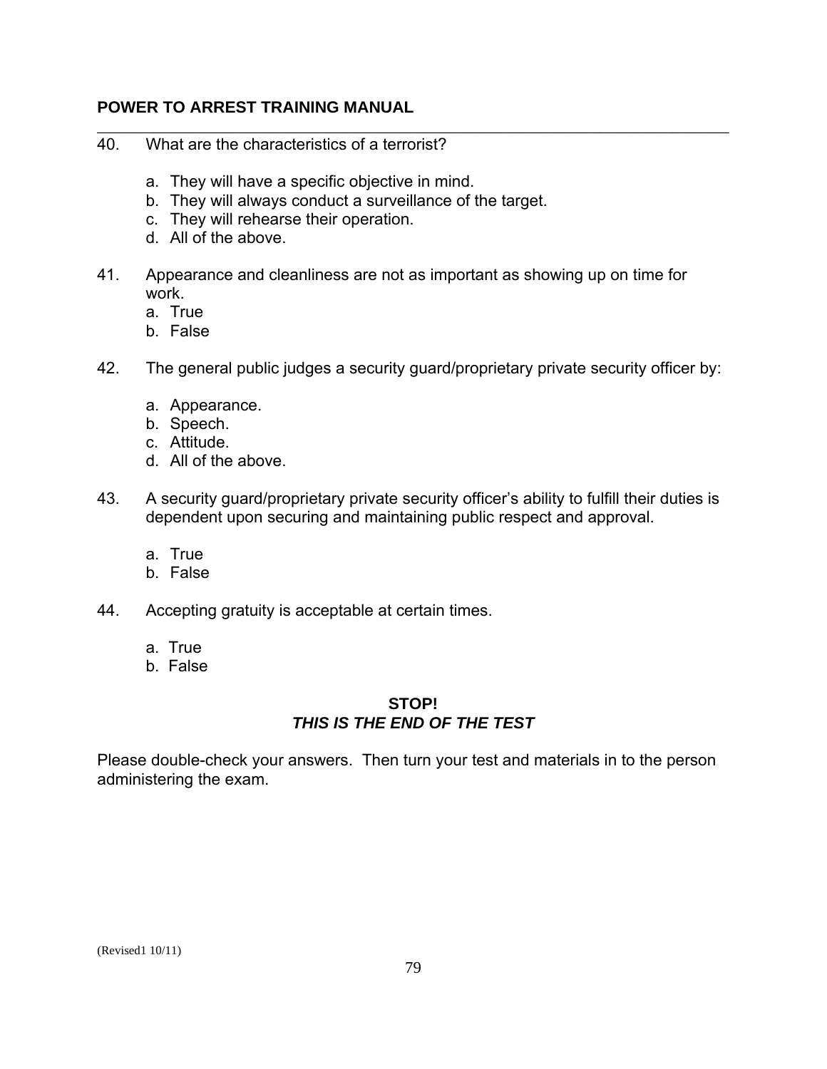40. What are the characteristics of a terrorist?

    a. They will have a specific objective in mind.
    b. They will always conduct a surveillance of the target.
    c. They will rehearse their operation.
    d. All of the above.

41. Appearance and cleanliness are not as important as showing up on time for work.
    a. True
    b. False

42. The general public judges a security guard/proprietary private security officer by:

    a. Appearance.
    b. Speech.
    c. Attitude.
    d. All of the above.

43. A security guard/proprietary private security officer's ability to fulfill their duties is dependent upon securing and maintaining public respect and approval.

    a. True
    b. False

44. Accepting gratuity is acceptable at certain times.

    a. True
    b. False

**STOP!**
***THIS IS THE END OF THE TEST***

Please double-check your answers. Then turn your test and materials in to the person administering the exam.

(Revised1 10/11)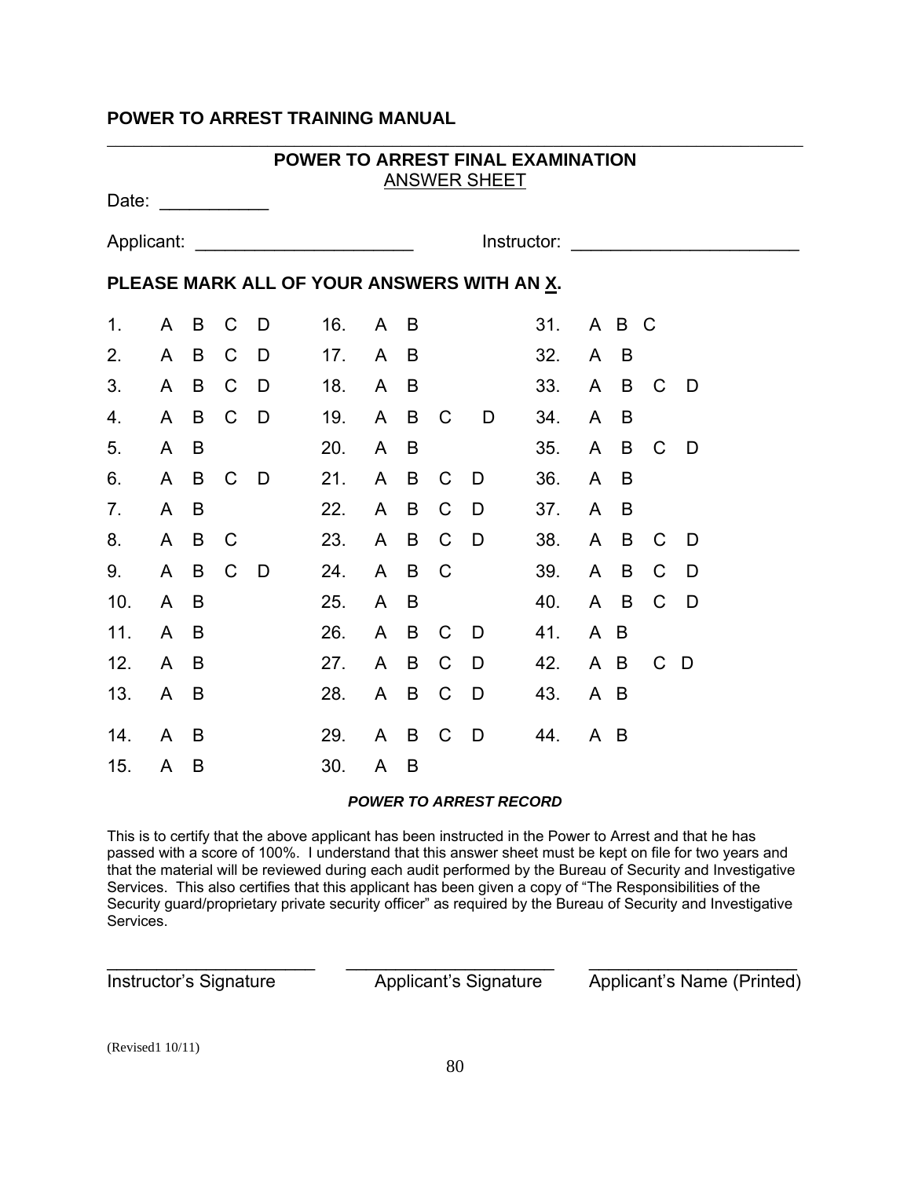## POWER TO ARREST TRAINING MANUAL

---

### POWER TO ARREST FINAL EXAMINATION

ANSWER SHEET

Date: ___________

Applicant: ______________________ Instructor: _______________________

**PLEASE MARK ALL OF YOUR ANSWERS WITH AN X.**

| | | | |
|---|---|---|---|
| 1. A B C D | 16. A B | 31. A B C |
| 2. A B C D | 17. A B | 32. A B |
| 3. A B C D | 18. A B | 33. A B C D |
| 4. A B C D | 19. A B C D | 34. A B |
| 5. A B | 20. A B | 35. A B C D |
| 6. A B C D | 21. A B C D | 36. A B |
| 7. A B | 22. A B C D | 37. A B |
| 8. A B C | 23. A B C D | 38. A B C D |
| 9. A B C D | 24. A B C | 39. A B C D |
| 10. A B | 25. A B | 40. A B C D |
| 11. A B | 26. A B C D | 41. A B |
| 12. A B | 27. A B C D | 42. A B C D |
| 13. A B | 28. A B C D | 43. A B |
| 14. A B | 29. A B C D | 44. A B |
| 15. A B | 30. A B | |

***POWER TO ARREST RECORD***

This is to certify that the above applicant has been instructed in the Power to Arrest and that he has passed with a score of 100%. I understand that this answer sheet must be kept on file for two years and that the material will be reviewed during each audit performed by the Bureau of Security and Investigative Services. This also certifies that this applicant has been given a copy of "The Responsibilities of the Security guard/proprietary private security officer" as required by the Bureau of Security and Investigative Services.

______________________ ______________________ ______________________

Instructor's Signature Applicant's Signature Applicant's Name (Printed)

(Revised1 10/11)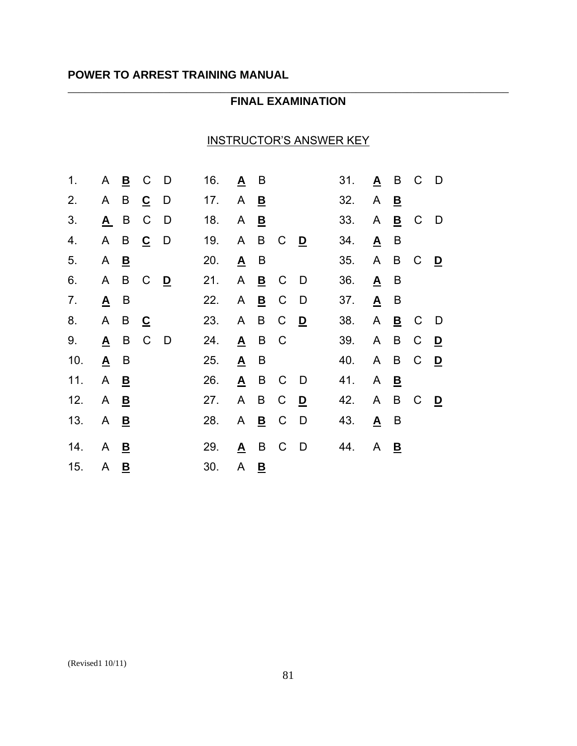**POWER TO ARREST TRAINING MANUAL**

---

## FINAL EXAMINATION

### INSTRUCTOR'S ANSWER KEY

| | | | | | | | | | | | | | | | |
|---|---|---|---|---|---|---|---|---|---|---|---|---|---|---|---|
| 1. | A | **B** | C | D | 16. | **A** | B | | | 31. | **A** | B | C | D |
| 2. | A | B | **C** | D | 17. | A | **B** | | | 32. | A | **B** | | |
| 3. | **A** | B | C | D | 18. | A | **B** | | | 33. | A | **B** | C | D |
| 4. | A | B | **C** | D | 19. | A | B | C | **D** | 34. | **A** | B | | |
| 5. | A | **B** | | | 20. | **A** | B | | | 35. | A | B | C | **D** |
| 6. | A | B | C | **D** | 21. | A | **B** | C | D | 36. | **A** | B | | |
| 7. | **A** | B | | | 22. | A | **B** | C | D | 37. | **A** | B | | |
| 8. | A | B | **C** | | 23. | A | B | C | **D** | 38. | A | **B** | C | D |
| 9. | **A** | B | C | D | 24. | **A** | B | C | | 39. | A | B | C | **D** |
| 10. | **A** | B | | | 25. | **A** | B | | | 40. | A | B | C | **D** |
| 11. | A | **B** | | | 26. | **A** | B | C | D | 41. | A | **B** | | |
| 12. | A | **B** | | | 27. | A | B | C | **D** | 42. | A | B | C | **D** |
| 13. | A | **B** | | | 28. | A | **B** | C | D | 43. | **A** | B | | |
| 14. | A | **B** | | | 29. | **A** | B | C | D | 44. | A | **B** | | |
| 15. | A | **B** | | | 30. | A | **B** | | | | | | | |

(Revised1 10/11)